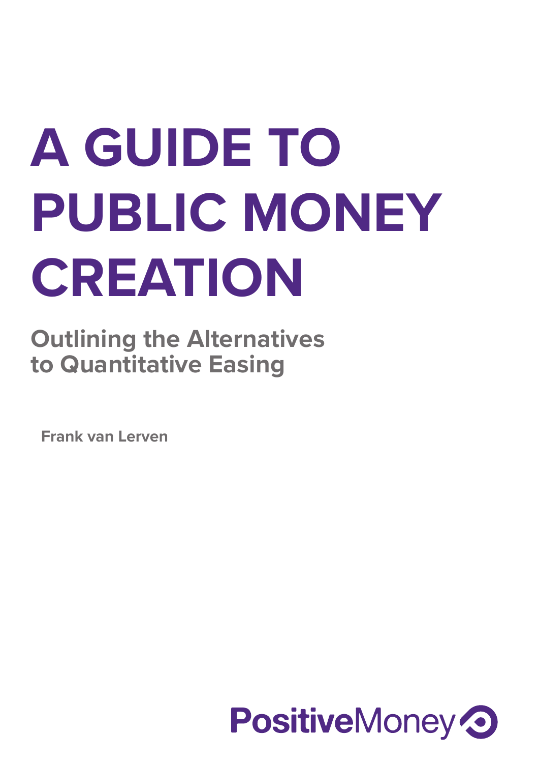# A GUIDE TO PUBLIC MONEY CREATION

## Outlining the Alternatives to Quantitative Easing

**Frank van Lerven**

**Positive**Money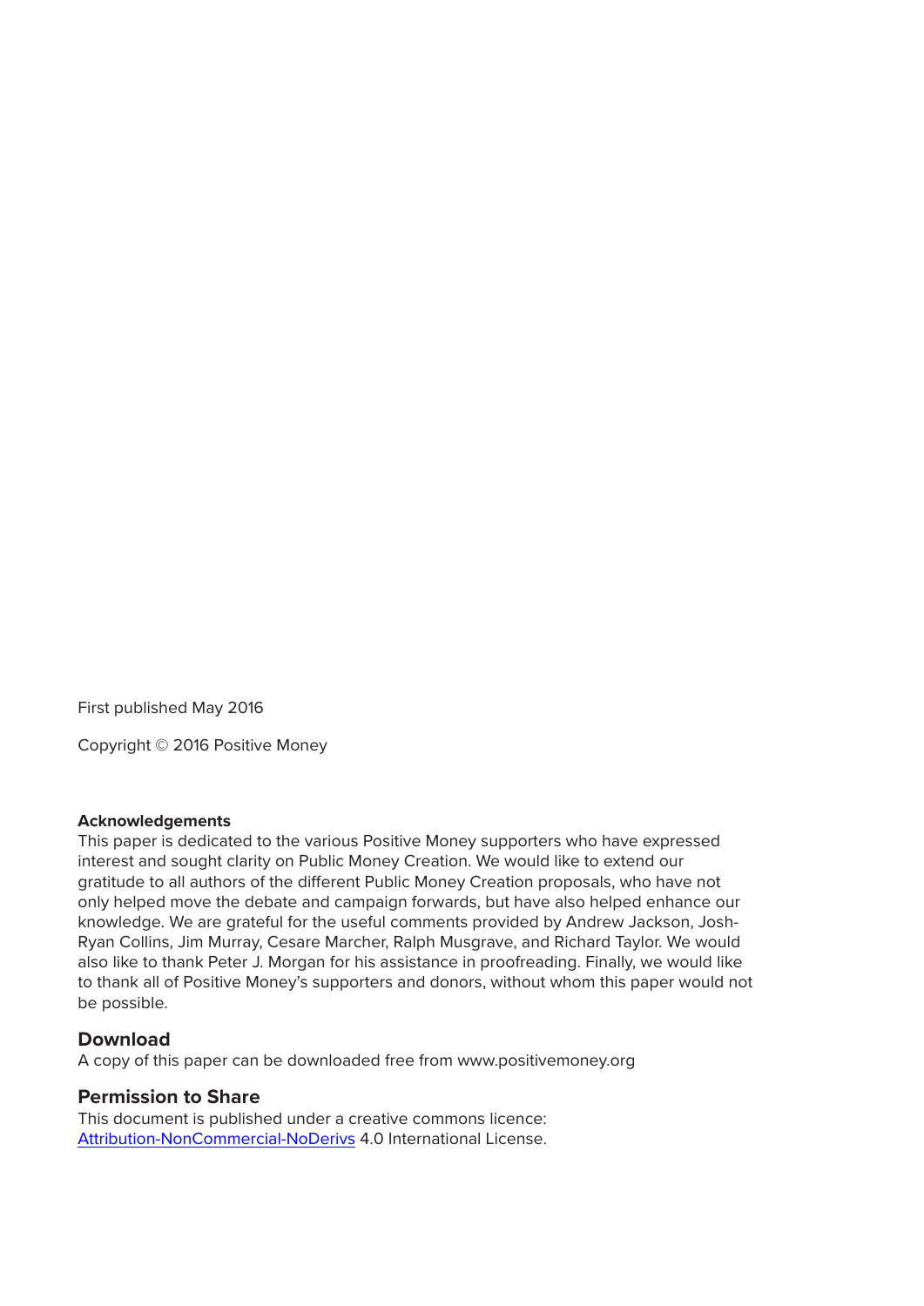First published May 2016

Copyright © 2016 Positive Money

**Acknowledgements**

This paper is dedicated to the various Positive Money supporters who have expressed interest and sought clarity on Public Money Creation. We would like to extend our gratitude to all authors of the different Public Money Creation proposals, who have not only helped move the debate and campaign forwards, but have also helped enhance our knowledge. We are grateful for the useful comments provided by Andrew Jackson, Josh-Ryan Collins, Jim Murray, Cesare Marcher, Ralph Musgrave, and Richard Taylor. We would also like to thank Peter J. Morgan for his assistance in proofreading. Finally, we would like to thank all of Positive Money's supporters and donors, without whom this paper would not be possible.

## Download

A copy of this paper can be downloaded free from www.positivemoney.org

## Permission to Share

This document is published under a creative commons licence:
Attribution-NonCommercial-NoDerivs 4.0 International License.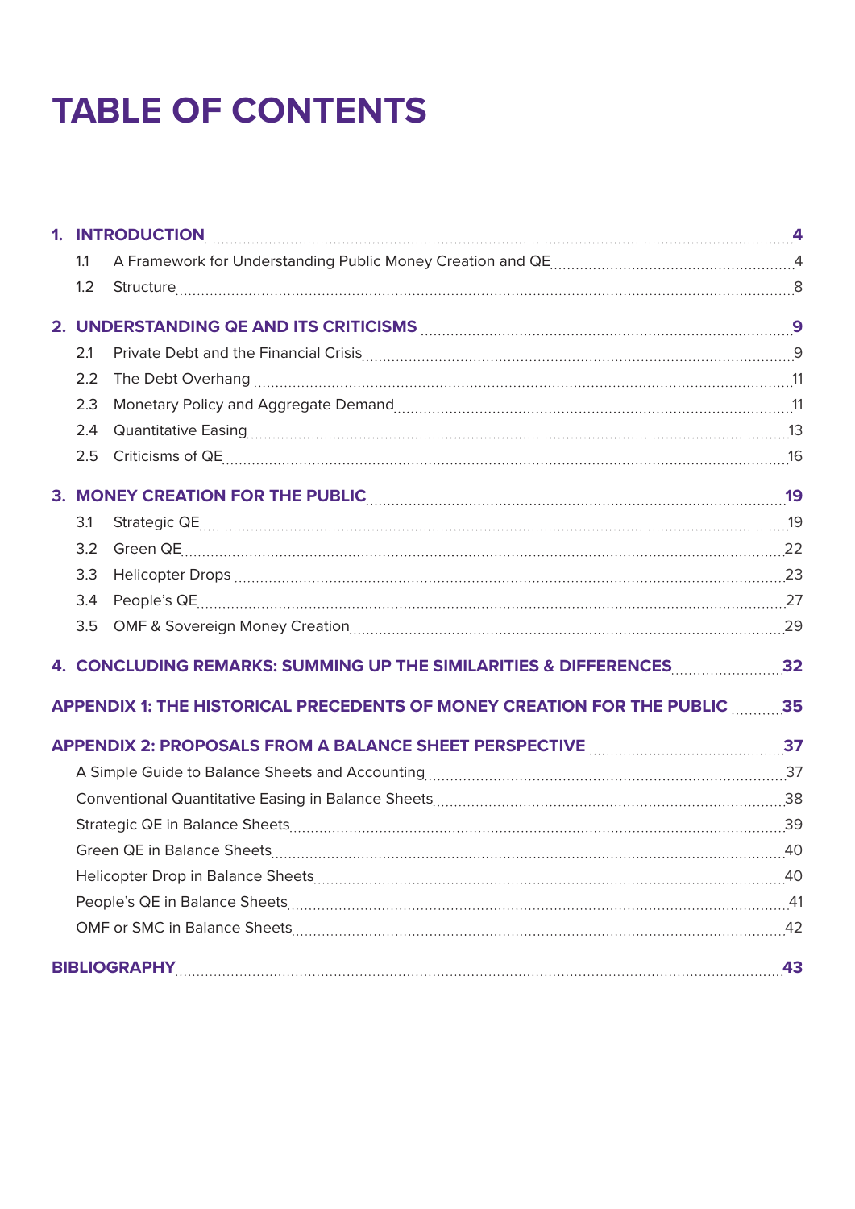# TABLE OF CONTENTS

**1. INTRODUCTION** .......... **4**

- 1.1 A Framework for Understanding Public Money Creation and QE .......... 4
- 1.2 Structure .......... 8

**2. UNDERSTANDING QE AND ITS CRITICISMS** .......... **9**

- 2.1 Private Debt and the Financial Crisis .......... 9
- 2.2 The Debt Overhang .......... 11
- 2.3 Monetary Policy and Aggregate Demand .......... 11
- 2.4 Quantitative Easing .......... 13
- 2.5 Criticisms of QE .......... 16

**3. MONEY CREATION FOR THE PUBLIC** .......... **19**

- 3.1 Strategic QE .......... 19
- 3.2 Green QE .......... 22
- 3.3 Helicopter Drops .......... 23
- 3.4 People's QE .......... 27
- 3.5 OMF & Sovereign Money Creation .......... 29

**4. CONCLUDING REMARKS: SUMMING UP THE SIMILARITIES & DIFFERENCES** .......... **32**

**APPENDIX 1: THE HISTORICAL PRECEDENTS OF MONEY CREATION FOR THE PUBLIC** .......... **35**

**APPENDIX 2: PROPOSALS FROM A BALANCE SHEET PERSPECTIVE** .......... **37**

- A Simple Guide to Balance Sheets and Accounting .......... 37
- Conventional Quantitative Easing in Balance Sheets .......... 38
- Strategic QE in Balance Sheets .......... 39
- Green QE in Balance Sheets .......... 40
- Helicopter Drop in Balance Sheets .......... 40
- People's QE in Balance Sheets .......... 41
- OMF or SMC in Balance Sheets .......... 42

**BIBLIOGRAPHY** .......... **43**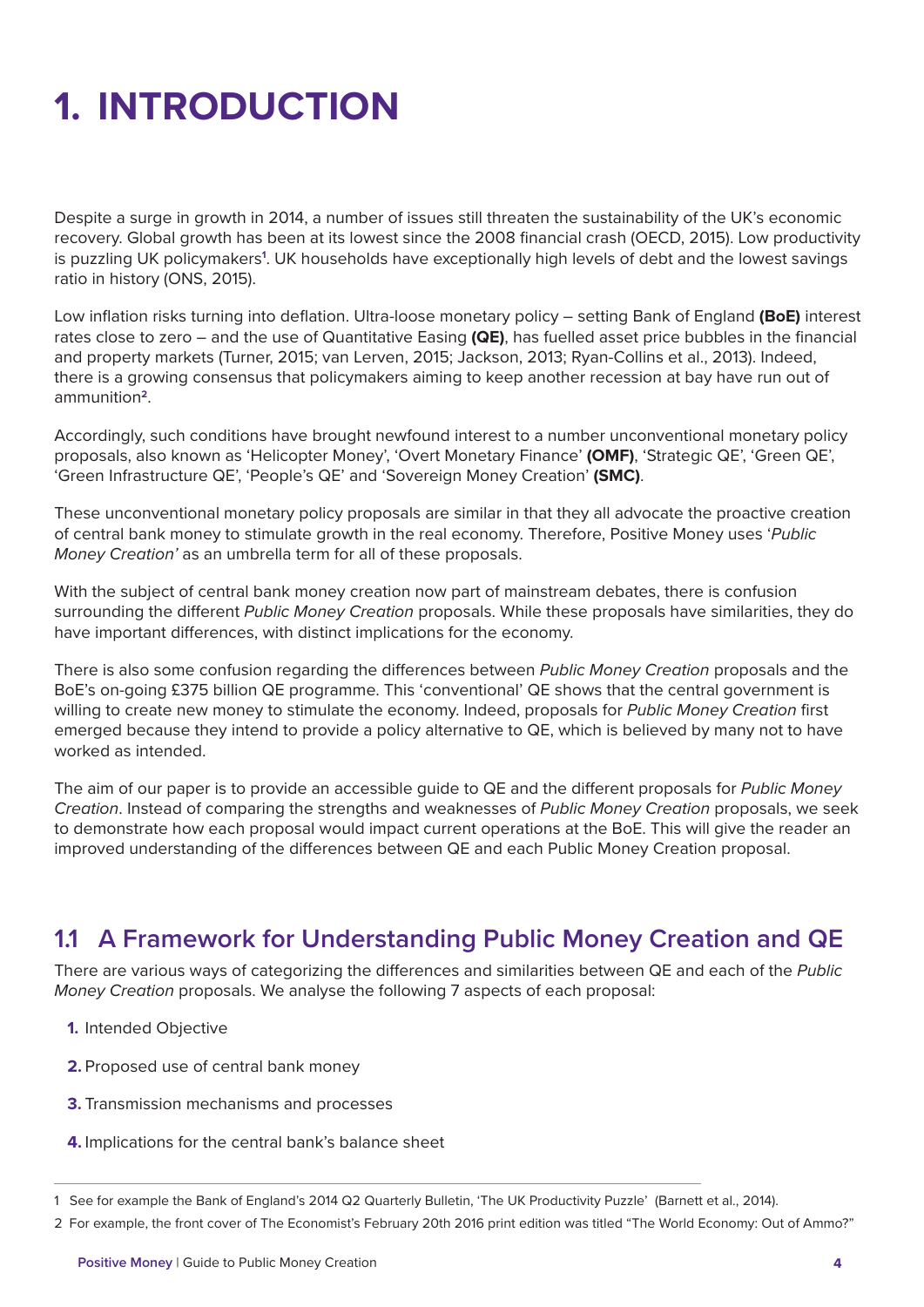# 1. INTRODUCTION

Despite a surge in growth in 2014, a number of issues still threaten the sustainability of the UK's economic recovery. Global growth has been at its lowest since the 2008 financial crash (OECD, 2015). Low productivity is puzzling UK policymakers[1]. UK households have exceptionally high levels of debt and the lowest savings ratio in history (ONS, 2015).

Low inflation risks turning into deflation. Ultra-loose monetary policy – setting Bank of England **(BoE)** interest rates close to zero – and the use of Quantitative Easing **(QE)**, has fuelled asset price bubbles in the financial and property markets (Turner, 2015; van Lerven, 2015; Jackson, 2013; Ryan-Collins et al., 2013). Indeed, there is a growing consensus that policymakers aiming to keep another recession at bay have run out of ammunition[2].

Accordingly, such conditions have brought newfound interest to a number unconventional monetary policy proposals, also known as 'Helicopter Money', 'Overt Monetary Finance' **(OMF)**, 'Strategic QE', 'Green QE', 'Green Infrastructure QE', 'People's QE' and 'Sovereign Money Creation' **(SMC)**.

These unconventional monetary policy proposals are similar in that they all advocate the proactive creation of central bank money to stimulate growth in the real economy. Therefore, Positive Money uses '*Public Money Creation'* as an umbrella term for all of these proposals.

With the subject of central bank money creation now part of mainstream debates, there is confusion surrounding the different *Public Money Creation* proposals. While these proposals have similarities, they do have important differences, with distinct implications for the economy.

There is also some confusion regarding the differences between *Public Money Creation* proposals and the BoE's on-going £375 billion QE programme. This 'conventional' QE shows that the central government is willing to create new money to stimulate the economy. Indeed, proposals for *Public Money Creation* first emerged because they intend to provide a policy alternative to QE, which is believed by many not to have worked as intended.

The aim of our paper is to provide an accessible guide to QE and the different proposals for *Public Money Creation*. Instead of comparing the strengths and weaknesses of *Public Money Creation* proposals, we seek to demonstrate how each proposal would impact current operations at the BoE. This will give the reader an improved understanding of the differences between QE and each Public Money Creation proposal.

## 1.1 A Framework for Understanding Public Money Creation and QE

There are various ways of categorizing the differences and similarities between QE and each of the *Public Money Creation* proposals. We analyse the following 7 aspects of each proposal:

1. Intended Objective
2. Proposed use of central bank money
3. Transmission mechanisms and processes
4. Implications for the central bank's balance sheet

---

1 See for example the Bank of England's 2014 Q2 Quarterly Bulletin, 'The UK Productivity Puzzle' (Barnett et al., 2014).

2 For example, the front cover of The Economist's February 20th 2016 print edition was titled "The World Economy: Out of Ammo?"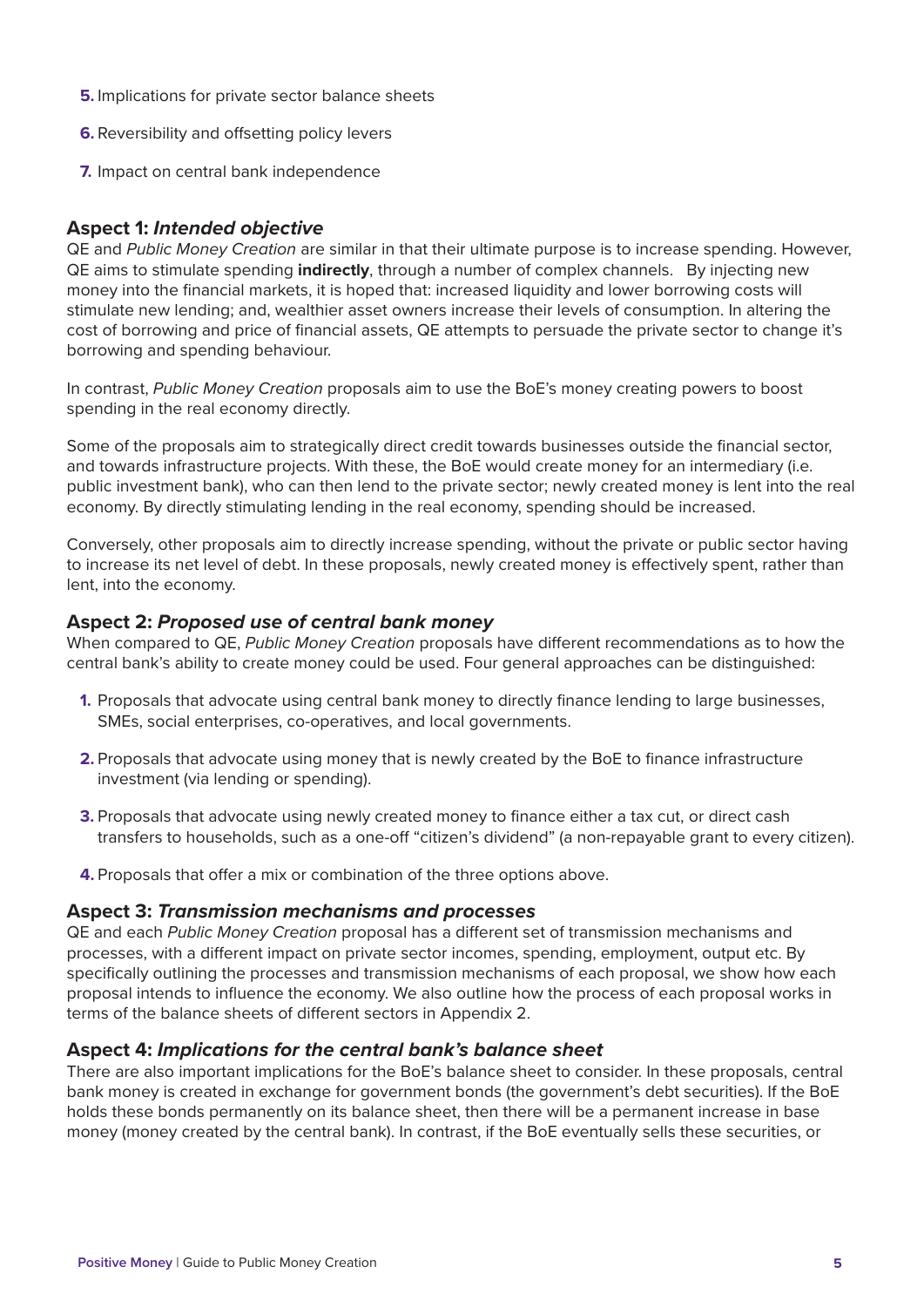5. Implications for private sector balance sheets
6. Reversibility and offsetting policy levers
7. Impact on central bank independence

### Aspect 1: *Intended objective*

QE and *Public Money Creation* are similar in that their ultimate purpose is to increase spending. However, QE aims to stimulate spending **indirectly**, through a number of complex channels. By injecting new money into the financial markets, it is hoped that: increased liquidity and lower borrowing costs will stimulate new lending; and, wealthier asset owners increase their levels of consumption. In altering the cost of borrowing and price of financial assets, QE attempts to persuade the private sector to change it's borrowing and spending behaviour.

In contrast, *Public Money Creation* proposals aim to use the BoE's money creating powers to boost spending in the real economy directly.

Some of the proposals aim to strategically direct credit towards businesses outside the financial sector, and towards infrastructure projects. With these, the BoE would create money for an intermediary (i.e. public investment bank), who can then lend to the private sector; newly created money is lent into the real economy. By directly stimulating lending in the real economy, spending should be increased.

Conversely, other proposals aim to directly increase spending, without the private or public sector having to increase its net level of debt. In these proposals, newly created money is effectively spent, rather than lent, into the economy.

### Aspect 2: *Proposed use of central bank money*

When compared to QE, *Public Money Creation* proposals have different recommendations as to how the central bank's ability to create money could be used. Four general approaches can be distinguished:

1. Proposals that advocate using central bank money to directly finance lending to large businesses, SMEs, social enterprises, co-operatives, and local governments.
2. Proposals that advocate using money that is newly created by the BoE to finance infrastructure investment (via lending or spending).
3. Proposals that advocate using newly created money to finance either a tax cut, or direct cash transfers to households, such as a one-off "citizen's dividend" (a non-repayable grant to every citizen).
4. Proposals that offer a mix or combination of the three options above.

### Aspect 3: *Transmission mechanisms and processes*

QE and each *Public Money Creation* proposal has a different set of transmission mechanisms and processes, with a different impact on private sector incomes, spending, employment, output etc. By specifically outlining the processes and transmission mechanisms of each proposal, we show how each proposal intends to influence the economy. We also outline how the process of each proposal works in terms of the balance sheets of different sectors in Appendix 2.

### Aspect 4: *Implications for the central bank's balance sheet*

There are also important implications for the BoE's balance sheet to consider. In these proposals, central bank money is created in exchange for government bonds (the government's debt securities). If the BoE holds these bonds permanently on its balance sheet, then there will be a permanent increase in base money (money created by the central bank). In contrast, if the BoE eventually sells these securities, or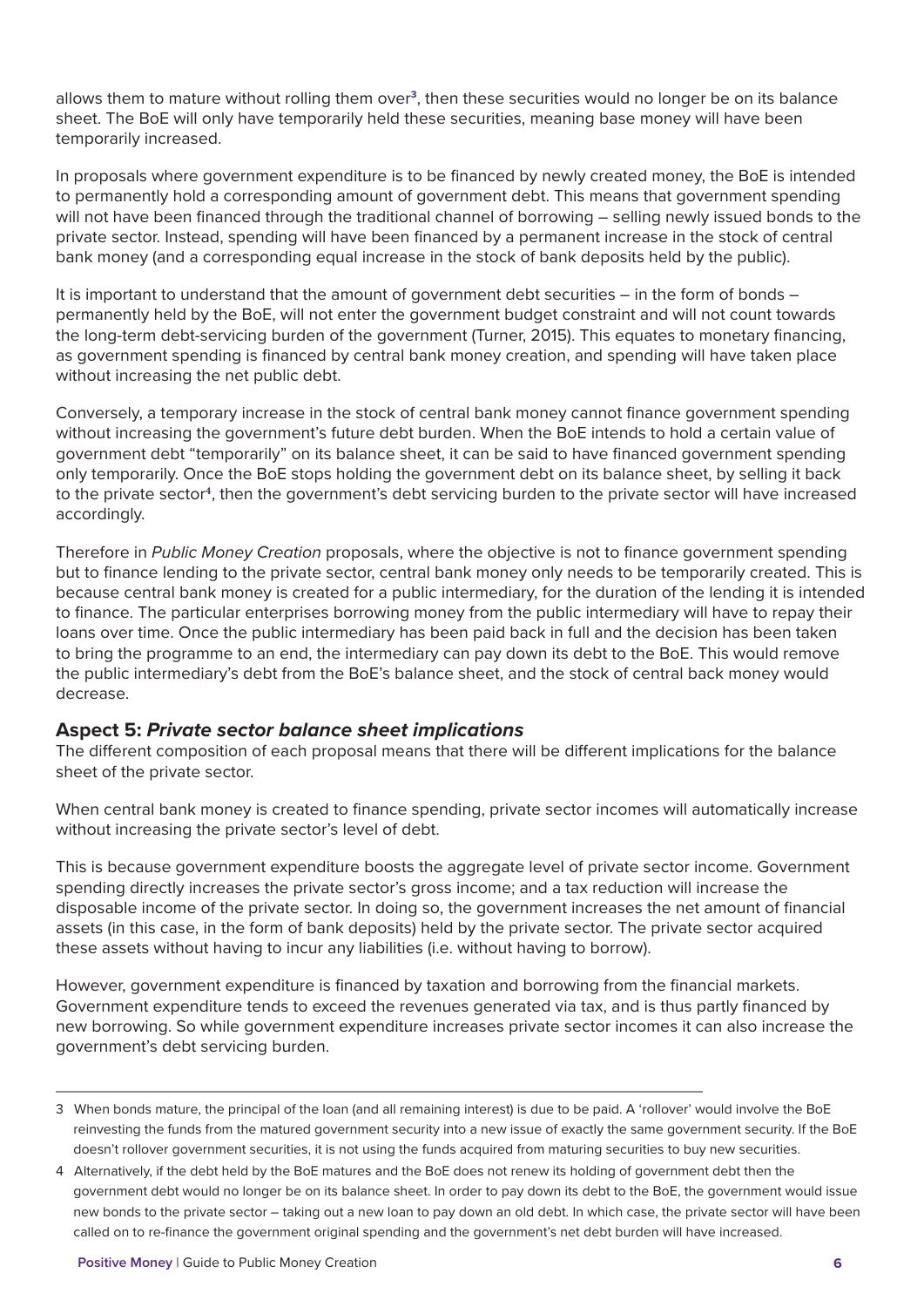allows them to mature without rolling them over[3], then these securities would no longer be on its balance sheet. The BoE will only have temporarily held these securities, meaning base money will have been temporarily increased.

In proposals where government expenditure is to be financed by newly created money, the BoE is intended to permanently hold a corresponding amount of government debt. This means that government spending will not have been financed through the traditional channel of borrowing – selling newly issued bonds to the private sector. Instead, spending will have been financed by a permanent increase in the stock of central bank money (and a corresponding equal increase in the stock of bank deposits held by the public).

It is important to understand that the amount of government debt securities – in the form of bonds – permanently held by the BoE, will not enter the government budget constraint and will not count towards the long-term debt-servicing burden of the government (Turner, 2015). This equates to monetary financing, as government spending is financed by central bank money creation, and spending will have taken place without increasing the net public debt.

Conversely, a temporary increase in the stock of central bank money cannot finance government spending without increasing the government's future debt burden. When the BoE intends to hold a certain value of government debt "temporarily" on its balance sheet, it can be said to have financed government spending only temporarily. Once the BoE stops holding the government debt on its balance sheet, by selling it back to the private sector[4], then the government's debt servicing burden to the private sector will have increased accordingly.

Therefore in *Public Money Creation* proposals, where the objective is not to finance government spending but to finance lending to the private sector, central bank money only needs to be temporarily created. This is because central bank money is created for a public intermediary, for the duration of the lending it is intended to finance. The particular enterprises borrowing money from the public intermediary will have to repay their loans over time. Once the public intermediary has been paid back in full and the decision has been taken to bring the programme to an end, the intermediary can pay down its debt to the BoE. This would remove the public intermediary's debt from the BoE's balance sheet, and the stock of central back money would decrease.

### Aspect 5: *Private sector balance sheet implications*

The different composition of each proposal means that there will be different implications for the balance sheet of the private sector.

When central bank money is created to finance spending, private sector incomes will automatically increase without increasing the private sector's level of debt.

This is because government expenditure boosts the aggregate level of private sector income. Government spending directly increases the private sector's gross income; and a tax reduction will increase the disposable income of the private sector. In doing so, the government increases the net amount of financial assets (in this case, in the form of bank deposits) held by the private sector. The private sector acquired these assets without having to incur any liabilities (i.e. without having to borrow).

However, government expenditure is financed by taxation and borrowing from the financial markets. Government expenditure tends to exceed the revenues generated via tax, and is thus partly financed by new borrowing. So while government expenditure increases private sector incomes it can also increase the government's debt servicing burden.

---

3 When bonds mature, the principal of the loan (and all remaining interest) is due to be paid. A 'rollover' would involve the BoE reinvesting the funds from the matured government security into a new issue of exactly the same government security. If the BoE doesn't rollover government securities, it is not using the funds acquired from maturing securities to buy new securities.

4 Alternatively, if the debt held by the BoE matures and the BoE does not renew its holding of government debt then the government debt would no longer be on its balance sheet. In order to pay down its debt to the BoE, the government would issue new bonds to the private sector – taking out a new loan to pay down an old debt. In which case, the private sector will have been called on to re-finance the government original spending and the government's net debt burden will have increased.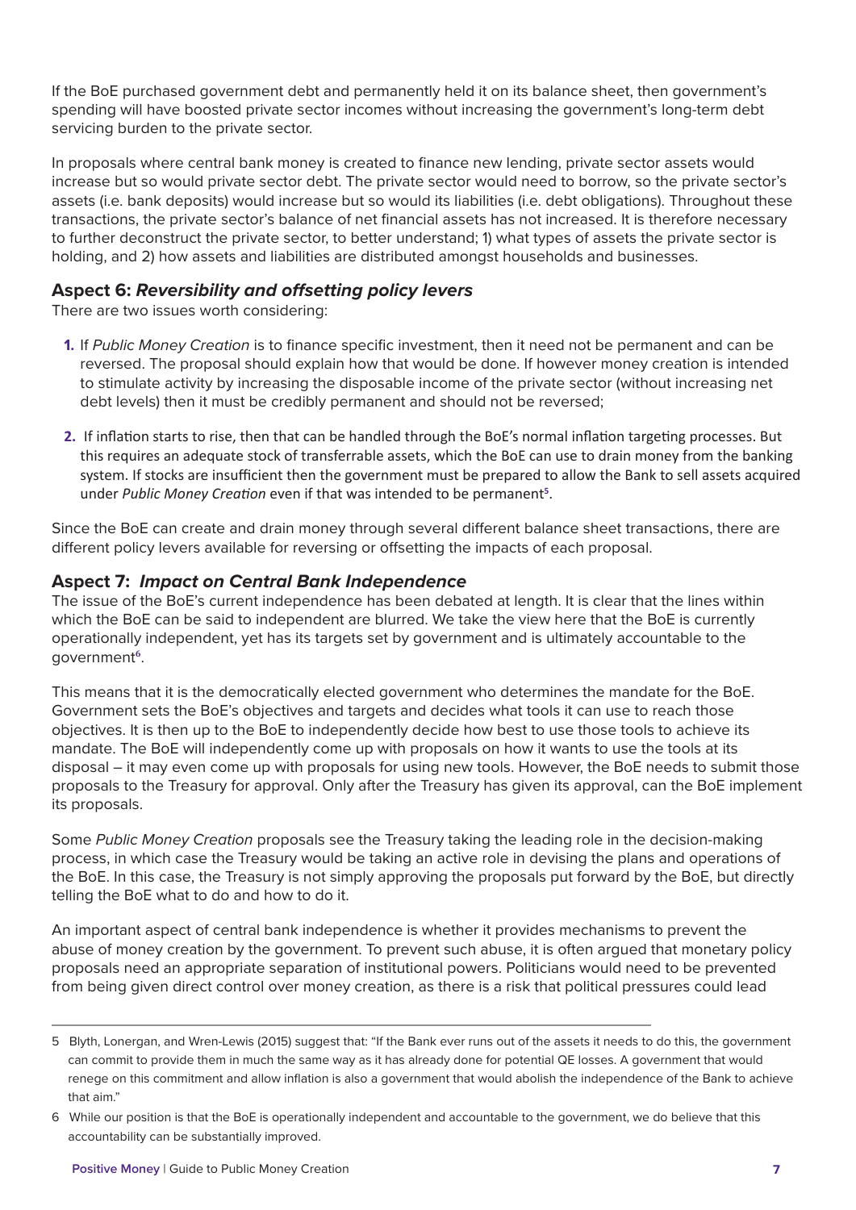If the BoE purchased government debt and permanently held it on its balance sheet, then government's spending will have boosted private sector incomes without increasing the government's long-term debt servicing burden to the private sector.

In proposals where central bank money is created to finance new lending, private sector assets would increase but so would private sector debt. The private sector would need to borrow, so the private sector's assets (i.e. bank deposits) would increase but so would its liabilities (i.e. debt obligations). Throughout these transactions, the private sector's balance of net financial assets has not increased. It is therefore necessary to further deconstruct the private sector, to better understand; 1) what types of assets the private sector is holding, and 2) how assets and liabilities are distributed amongst households and businesses.

### Aspect 6: *Reversibility and offsetting policy levers*

There are two issues worth considering:

1. If *Public Money Creation* is to finance specific investment, then it need not be permanent and can be reversed. The proposal should explain how that would be done. If however money creation is intended to stimulate activity by increasing the disposable income of the private sector (without increasing net debt levels) then it must be credibly permanent and should not be reversed;

2. If inflation starts to rise, then that can be handled through the BoE's normal inflation targeting processes. But this requires an adequate stock of transferrable assets, which the BoE can use to drain money from the banking system. If stocks are insufficient then the government must be prepared to allow the Bank to sell assets acquired under *Public Money Creation* even if that was intended to be permanent[5].

Since the BoE can create and drain money through several different balance sheet transactions, there are different policy levers available for reversing or offsetting the impacts of each proposal.

### Aspect 7: *Impact on Central Bank Independence*

The issue of the BoE's current independence has been debated at length. It is clear that the lines within which the BoE can be said to independent are blurred. We take the view here that the BoE is currently operationally independent, yet has its targets set by government and is ultimately accountable to the government[6].

This means that it is the democratically elected government who determines the mandate for the BoE. Government sets the BoE's objectives and targets and decides what tools it can use to reach those objectives. It is then up to the BoE to independently decide how best to use those tools to achieve its mandate. The BoE will independently come up with proposals on how it wants to use the tools at its disposal – it may even come up with proposals for using new tools. However, the BoE needs to submit those proposals to the Treasury for approval. Only after the Treasury has given its approval, can the BoE implement its proposals.

Some *Public Money Creation* proposals see the Treasury taking the leading role in the decision-making process, in which case the Treasury would be taking an active role in devising the plans and operations of the BoE. In this case, the Treasury is not simply approving the proposals put forward by the BoE, but directly telling the BoE what to do and how to do it.

An important aspect of central bank independence is whether it provides mechanisms to prevent the abuse of money creation by the government. To prevent such abuse, it is often argued that monetary policy proposals need an appropriate separation of institutional powers. Politicians would need to be prevented from being given direct control over money creation, as there is a risk that political pressures could lead

---

5 Blyth, Lonergan, and Wren-Lewis (2015) suggest that: "If the Bank ever runs out of the assets it needs to do this, the government can commit to provide them in much the same way as it has already done for potential QE losses. A government that would renege on this commitment and allow inflation is also a government that would abolish the independence of the Bank to achieve that aim."

6 While our position is that the BoE is operationally independent and accountable to the government, we do believe that this accountability can be substantially improved.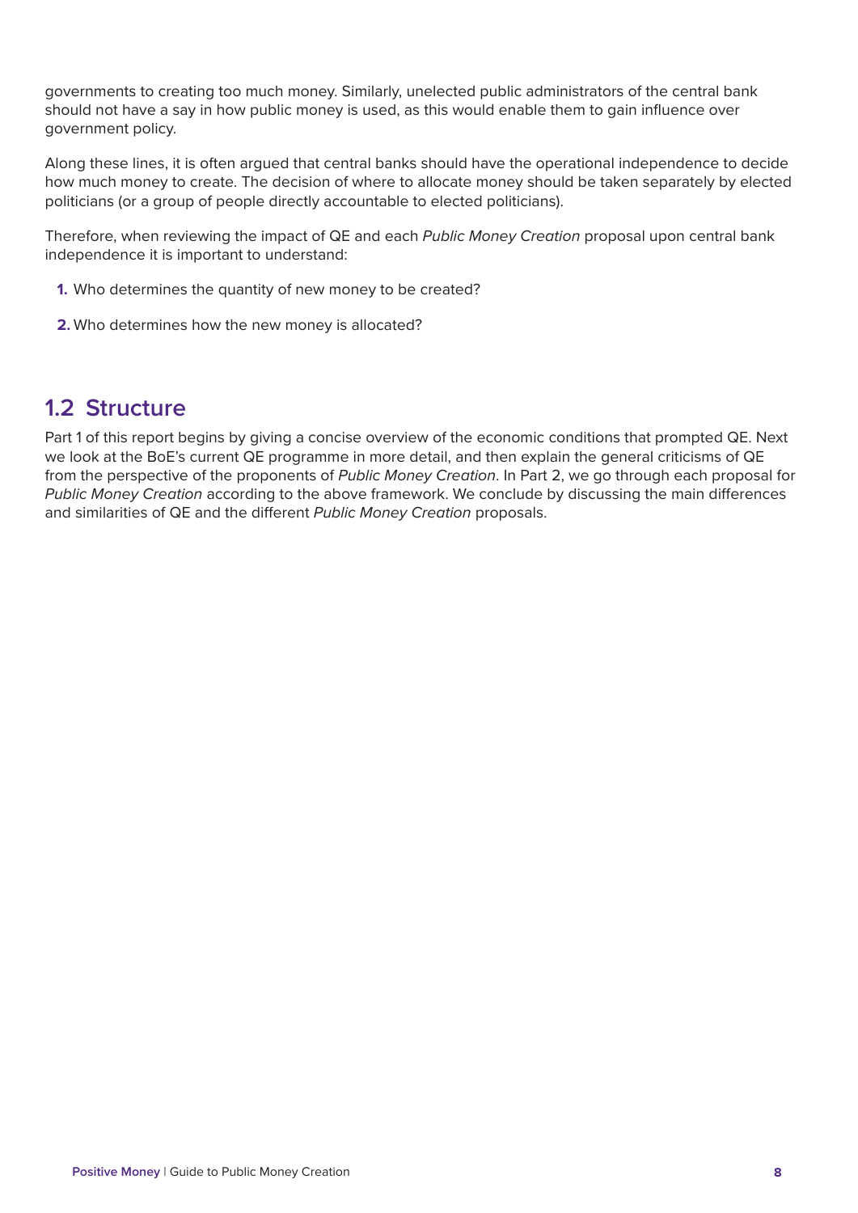governments to creating too much money. Similarly, unelected public administrators of the central bank should not have a say in how public money is used, as this would enable them to gain influence over government policy.

Along these lines, it is often argued that central banks should have the operational independence to decide how much money to create. The decision of where to allocate money should be taken separately by elected politicians (or a group of people directly accountable to elected politicians).

Therefore, when reviewing the impact of QE and each *Public Money Creation* proposal upon central bank independence it is important to understand:

1. Who determines the quantity of new money to be created?
2. Who determines how the new money is allocated?

## 1.2 Structure

Part 1 of this report begins by giving a concise overview of the economic conditions that prompted QE. Next we look at the BoE's current QE programme in more detail, and then explain the general criticisms of QE from the perspective of the proponents of *Public Money Creation*. In Part 2, we go through each proposal for *Public Money Creation* according to the above framework. We conclude by discussing the main differences and similarities of QE and the different *Public Money Creation* proposals.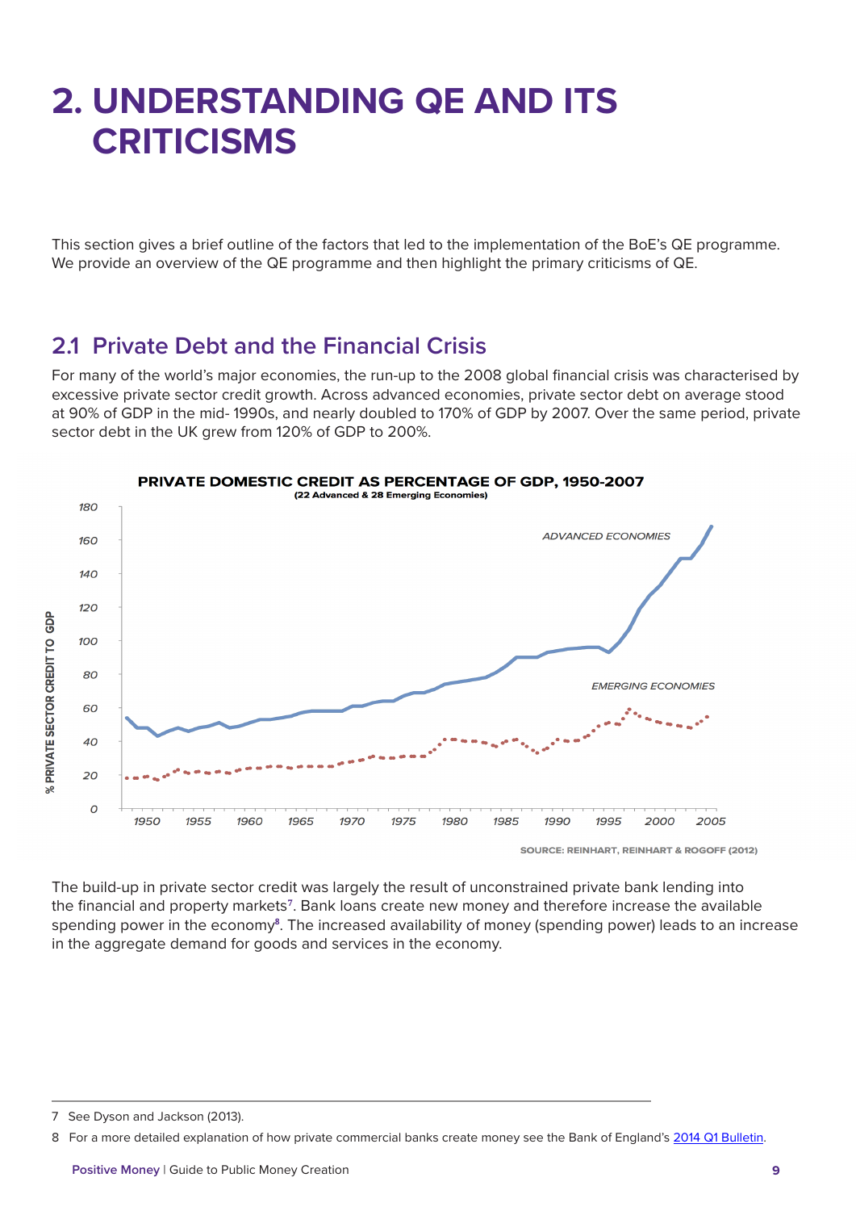# 2. UNDERSTANDING QE AND ITS CRITICISMS

This section gives a brief outline of the factors that led to the implementation of the BoE's QE programme. We provide an overview of the QE programme and then highlight the primary criticisms of QE.

## 2.1 Private Debt and the Financial Crisis

For many of the world's major economies, the run-up to the 2008 global financial crisis was characterised by excessive private sector credit growth. Across advanced economies, private sector debt on average stood at 90% of GDP in the mid- 1990s, and nearly doubled to 170% of GDP by 2007. Over the same period, private sector debt in the UK grew from 120% of GDP to 200%.

**PRIVATE DOMESTIC CREDIT AS PERCENTAGE OF GDP, 1950-2007**
(22 Advanced & 28 Emerging Economies)

SOURCE: REINHART, REINHART & ROGOFF (2012)

The build-up in private sector credit was largely the result of unconstrained private bank lending into the financial and property markets[7]. Bank loans create new money and therefore increase the available spending power in the economy[8]. The increased availability of money (spending power) leads to an increase in the aggregate demand for goods and services in the economy.

---

7 See Dyson and Jackson (2013).

8 For a more detailed explanation of how private commercial banks create money see the Bank of England's 2014 Q1 Bulletin.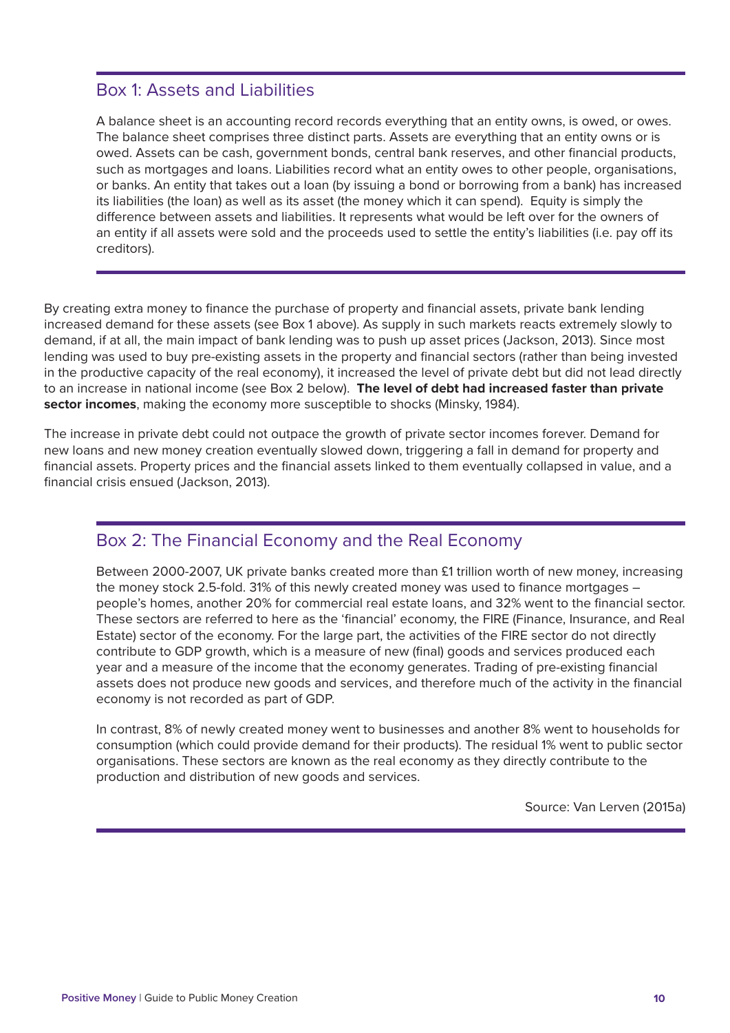## Box 1: Assets and Liabilities

A balance sheet is an accounting record records everything that an entity owns, is owed, or owes. The balance sheet comprises three distinct parts. Assets are everything that an entity owns or is owed. Assets can be cash, government bonds, central bank reserves, and other financial products, such as mortgages and loans. Liabilities record what an entity owes to other people, organisations, or banks. An entity that takes out a loan (by issuing a bond or borrowing from a bank) has increased its liabilities (the loan) as well as its asset (the money which it can spend). Equity is simply the difference between assets and liabilities. It represents what would be left over for the owners of an entity if all assets were sold and the proceeds used to settle the entity's liabilities (i.e. pay off its creditors).

By creating extra money to finance the purchase of property and financial assets, private bank lending increased demand for these assets (see Box 1 above). As supply in such markets reacts extremely slowly to demand, if at all, the main impact of bank lending was to push up asset prices (Jackson, 2013). Since most lending was used to buy pre-existing assets in the property and financial sectors (rather than being invested in the productive capacity of the real economy), it increased the level of private debt but did not lead directly to an increase in national income (see Box 2 below). **The level of debt had increased faster than private sector incomes**, making the economy more susceptible to shocks (Minsky, 1984).

The increase in private debt could not outpace the growth of private sector incomes forever. Demand for new loans and new money creation eventually slowed down, triggering a fall in demand for property and financial assets. Property prices and the financial assets linked to them eventually collapsed in value, and a financial crisis ensued (Jackson, 2013).

## Box 2: The Financial Economy and the Real Economy

Between 2000-2007, UK private banks created more than £1 trillion worth of new money, increasing the money stock 2.5-fold. 31% of this newly created money was used to finance mortgages – people's homes, another 20% for commercial real estate loans, and 32% went to the financial sector. These sectors are referred to here as the 'financial' economy, the FIRE (Finance, Insurance, and Real Estate) sector of the economy. For the large part, the activities of the FIRE sector do not directly contribute to GDP growth, which is a measure of new (final) goods and services produced each year and a measure of the income that the economy generates. Trading of pre-existing financial assets does not produce new goods and services, and therefore much of the activity in the financial economy is not recorded as part of GDP.

In contrast, 8% of newly created money went to businesses and another 8% went to households for consumption (which could provide demand for their products). The residual 1% went to public sector organisations. These sectors are known as the real economy as they directly contribute to the production and distribution of new goods and services.

Source: Van Lerven (2015a)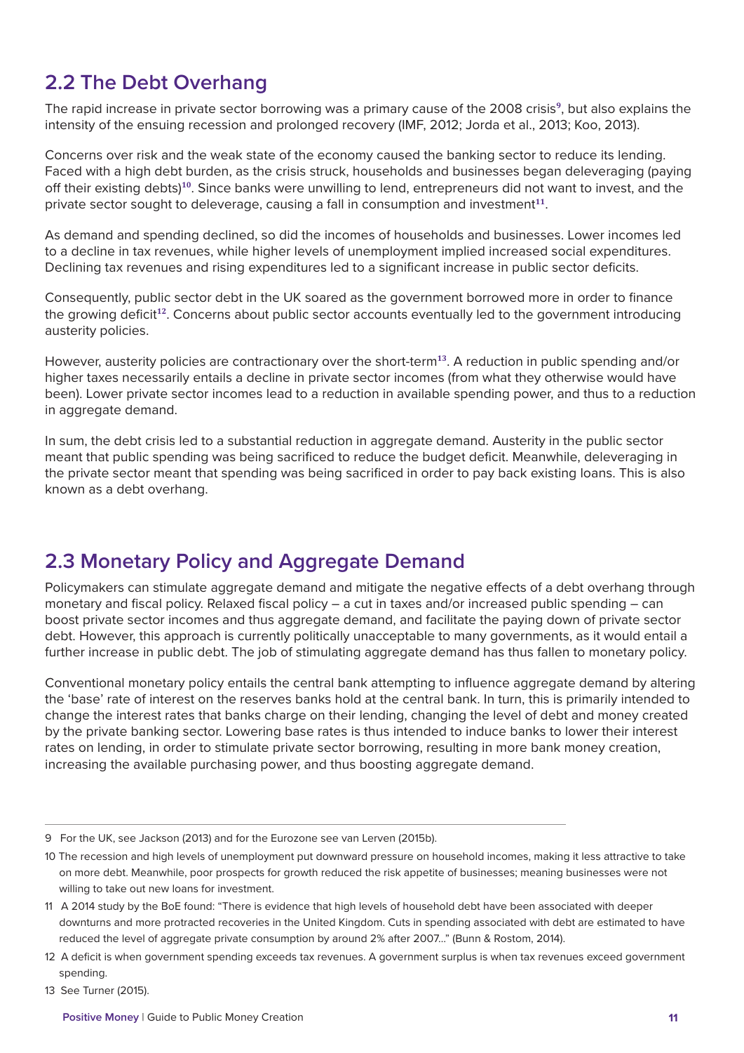## 2.2 The Debt Overhang

The rapid increase in private sector borrowing was a primary cause of the 2008 crisis[9], but also explains the intensity of the ensuing recession and prolonged recovery (IMF, 2012; Jorda et al., 2013; Koo, 2013).

Concerns over risk and the weak state of the economy caused the banking sector to reduce its lending. Faced with a high debt burden, as the crisis struck, households and businesses began deleveraging (paying off their existing debts)[10]. Since banks were unwilling to lend, entrepreneurs did not want to invest, and the private sector sought to deleverage, causing a fall in consumption and investment[11].

As demand and spending declined, so did the incomes of households and businesses. Lower incomes led to a decline in tax revenues, while higher levels of unemployment implied increased social expenditures. Declining tax revenues and rising expenditures led to a significant increase in public sector deficits.

Consequently, public sector debt in the UK soared as the government borrowed more in order to finance the growing deficit[12]. Concerns about public sector accounts eventually led to the government introducing austerity policies.

However, austerity policies are contractionary over the short-term[13]. A reduction in public spending and/or higher taxes necessarily entails a decline in private sector incomes (from what they otherwise would have been). Lower private sector incomes lead to a reduction in available spending power, and thus to a reduction in aggregate demand.

In sum, the debt crisis led to a substantial reduction in aggregate demand. Austerity in the public sector meant that public spending was being sacrificed to reduce the budget deficit. Meanwhile, deleveraging in the private sector meant that spending was being sacrificed in order to pay back existing loans. This is also known as a debt overhang.

## 2.3 Monetary Policy and Aggregate Demand

Policymakers can stimulate aggregate demand and mitigate the negative effects of a debt overhang through monetary and fiscal policy. Relaxed fiscal policy – a cut in taxes and/or increased public spending – can boost private sector incomes and thus aggregate demand, and facilitate the paying down of private sector debt. However, this approach is currently politically unacceptable to many governments, as it would entail a further increase in public debt. The job of stimulating aggregate demand has thus fallen to monetary policy.

Conventional monetary policy entails the central bank attempting to influence aggregate demand by altering the 'base' rate of interest on the reserves banks hold at the central bank. In turn, this is primarily intended to change the interest rates that banks charge on their lending, changing the level of debt and money created by the private banking sector. Lowering base rates is thus intended to induce banks to lower their interest rates on lending, in order to stimulate private sector borrowing, resulting in more bank money creation, increasing the available purchasing power, and thus boosting aggregate demand.

---

9 For the UK, see Jackson (2013) and for the Eurozone see van Lerven (2015b).

10 The recession and high levels of unemployment put downward pressure on household incomes, making it less attractive to take on more debt. Meanwhile, poor prospects for growth reduced the risk appetite of businesses; meaning businesses were not willing to take out new loans for investment.

11 A 2014 study by the BoE found: "There is evidence that high levels of household debt have been associated with deeper downturns and more protracted recoveries in the United Kingdom. Cuts in spending associated with debt are estimated to have reduced the level of aggregate private consumption by around 2% after 2007..." (Bunn & Rostom, 2014).

12 A deficit is when government spending exceeds tax revenues. A government surplus is when tax revenues exceed government spending.

13 See Turner (2015).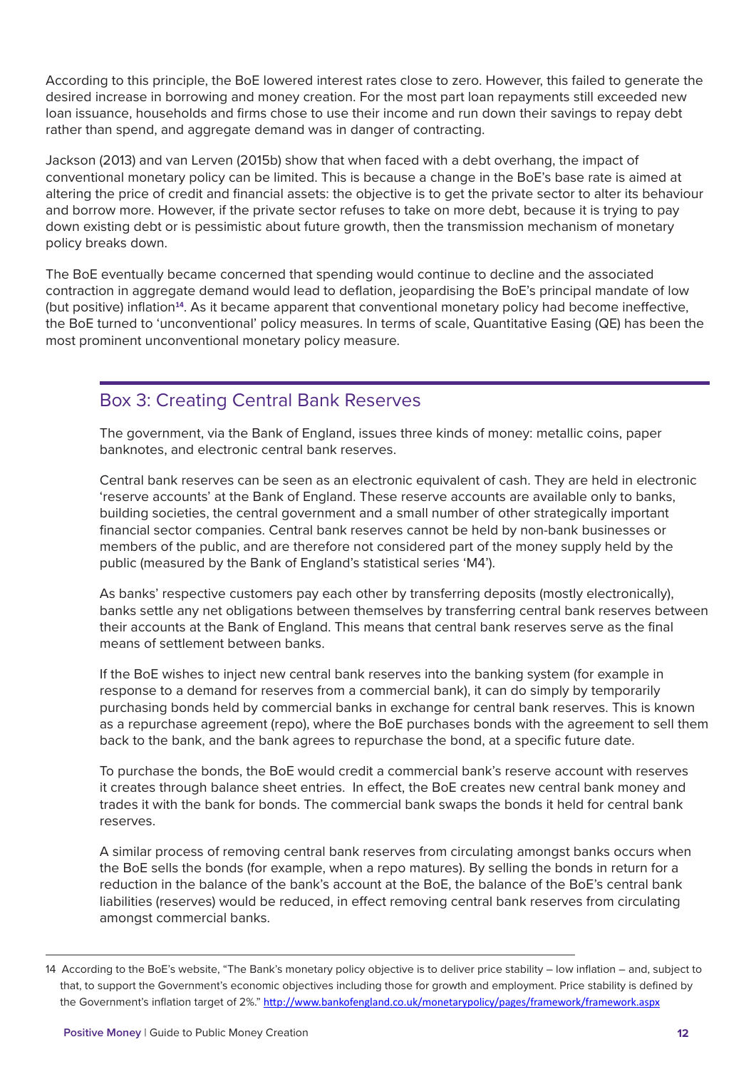According to this principle, the BoE lowered interest rates close to zero. However, this failed to generate the desired increase in borrowing and money creation. For the most part loan repayments still exceeded new loan issuance, households and firms chose to use their income and run down their savings to repay debt rather than spend, and aggregate demand was in danger of contracting.

Jackson (2013) and van Lerven (2015b) show that when faced with a debt overhang, the impact of conventional monetary policy can be limited. This is because a change in the BoE's base rate is aimed at altering the price of credit and financial assets: the objective is to get the private sector to alter its behaviour and borrow more. However, if the private sector refuses to take on more debt, because it is trying to pay down existing debt or is pessimistic about future growth, then the transmission mechanism of monetary policy breaks down.

The BoE eventually became concerned that spending would continue to decline and the associated contraction in aggregate demand would lead to deflation, jeopardising the BoE's principal mandate of low (but positive) inflation[14]. As it became apparent that conventional monetary policy had become ineffective, the BoE turned to 'unconventional' policy measures. In terms of scale, Quantitative Easing (QE) has been the most prominent unconventional monetary policy measure.

## Box 3: Creating Central Bank Reserves

The government, via the Bank of England, issues three kinds of money: metallic coins, paper banknotes, and electronic central bank reserves.

Central bank reserves can be seen as an electronic equivalent of cash. They are held in electronic 'reserve accounts' at the Bank of England. These reserve accounts are available only to banks, building societies, the central government and a small number of other strategically important financial sector companies. Central bank reserves cannot be held by non-bank businesses or members of the public, and are therefore not considered part of the money supply held by the public (measured by the Bank of England's statistical series 'M4').

As banks' respective customers pay each other by transferring deposits (mostly electronically), banks settle any net obligations between themselves by transferring central bank reserves between their accounts at the Bank of England. This means that central bank reserves serve as the final means of settlement between banks.

If the BoE wishes to inject new central bank reserves into the banking system (for example in response to a demand for reserves from a commercial bank), it can do simply by temporarily purchasing bonds held by commercial banks in exchange for central bank reserves. This is known as a repurchase agreement (repo), where the BoE purchases bonds with the agreement to sell them back to the bank, and the bank agrees to repurchase the bond, at a specific future date.

To purchase the bonds, the BoE would credit a commercial bank's reserve account with reserves it creates through balance sheet entries. In effect, the BoE creates new central bank money and trades it with the bank for bonds. The commercial bank swaps the bonds it held for central bank reserves.

A similar process of removing central bank reserves from circulating amongst banks occurs when the BoE sells the bonds (for example, when a repo matures). By selling the bonds in return for a reduction in the balance of the bank's account at the BoE, the balance of the BoE's central bank liabilities (reserves) would be reduced, in effect removing central bank reserves from circulating amongst commercial banks.

---

14 According to the BoE's website, "The Bank's monetary policy objective is to deliver price stability – low inflation – and, subject to that, to support the Government's economic objectives including those for growth and employment. Price stability is defined by the Government's inflation target of 2%." http://www.bankofengland.co.uk/monetarypolicy/pages/framework/framework.aspx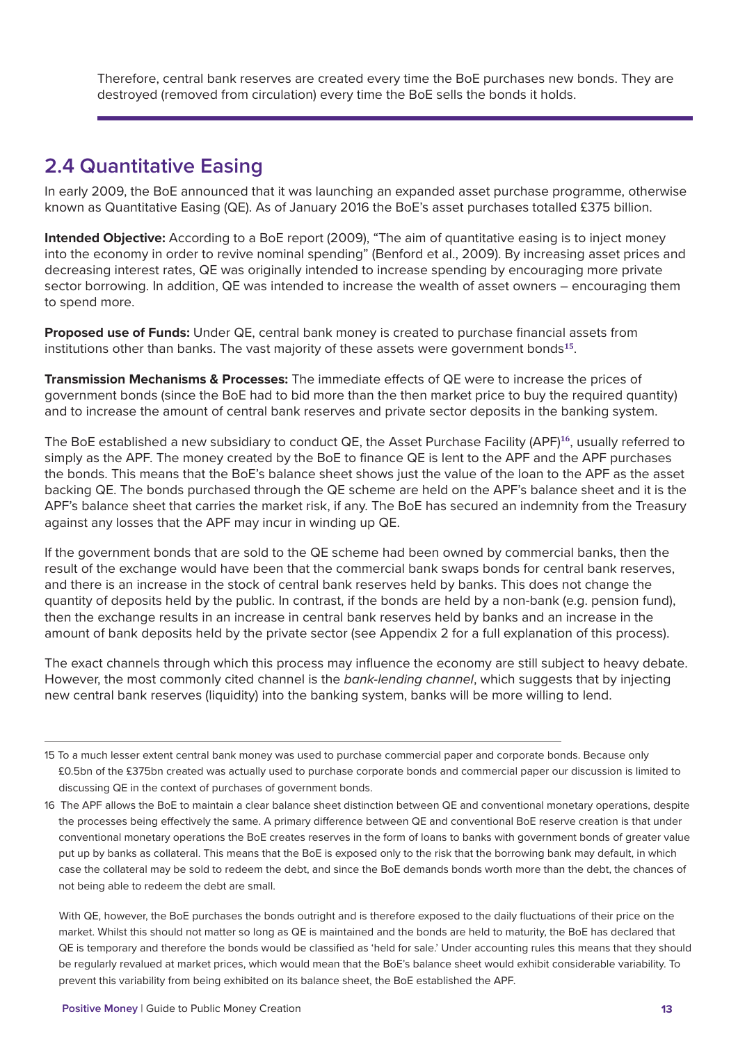Therefore, central bank reserves are created every time the BoE purchases new bonds. They are destroyed (removed from circulation) every time the BoE sells the bonds it holds.

## 2.4 Quantitative Easing

In early 2009, the BoE announced that it was launching an expanded asset purchase programme, otherwise known as Quantitative Easing (QE). As of January 2016 the BoE's asset purchases totalled £375 billion.

**Intended Objective:** According to a BoE report (2009), "The aim of quantitative easing is to inject money into the economy in order to revive nominal spending" (Benford et al., 2009). By increasing asset prices and decreasing interest rates, QE was originally intended to increase spending by encouraging more private sector borrowing. In addition, QE was intended to increase the wealth of asset owners – encouraging them to spend more.

**Proposed use of Funds:** Under QE, central bank money is created to purchase financial assets from institutions other than banks. The vast majority of these assets were government bonds[15].

**Transmission Mechanisms & Processes:** The immediate effects of QE were to increase the prices of government bonds (since the BoE had to bid more than the then market price to buy the required quantity) and to increase the amount of central bank reserves and private sector deposits in the banking system.

The BoE established a new subsidiary to conduct QE, the Asset Purchase Facility (APF)[16], usually referred to simply as the APF. The money created by the BoE to finance QE is lent to the APF and the APF purchases the bonds. This means that the BoE's balance sheet shows just the value of the loan to the APF as the asset backing QE. The bonds purchased through the QE scheme are held on the APF's balance sheet and it is the APF's balance sheet that carries the market risk, if any. The BoE has secured an indemnity from the Treasury against any losses that the APF may incur in winding up QE.

If the government bonds that are sold to the QE scheme had been owned by commercial banks, then the result of the exchange would have been that the commercial bank swaps bonds for central bank reserves, and there is an increase in the stock of central bank reserves held by banks. This does not change the quantity of deposits held by the public. In contrast, if the bonds are held by a non-bank (e.g. pension fund), then the exchange results in an increase in central bank reserves held by banks and an increase in the amount of bank deposits held by the private sector (see Appendix 2 for a full explanation of this process).

The exact channels through which this process may influence the economy are still subject to heavy debate. However, the most commonly cited channel is the *bank-lending channel*, which suggests that by injecting new central bank reserves (liquidity) into the banking system, banks will be more willing to lend.

---

15 To a much lesser extent central bank money was used to purchase commercial paper and corporate bonds. Because only £0.5bn of the £375bn created was actually used to purchase corporate bonds and commercial paper our discussion is limited to discussing QE in the context of purchases of government bonds.

16 The APF allows the BoE to maintain a clear balance sheet distinction between QE and conventional monetary operations, despite the processes being effectively the same. A primary difference between QE and conventional BoE reserve creation is that under conventional monetary operations the BoE creates reserves in the form of loans to banks with government bonds of greater value put up by banks as collateral. This means that the BoE is exposed only to the risk that the borrowing bank may default, in which case the collateral may be sold to redeem the debt, and since the BoE demands bonds worth more than the debt, the chances of not being able to redeem the debt are small.

With QE, however, the BoE purchases the bonds outright and is therefore exposed to the daily fluctuations of their price on the market. Whilst this should not matter so long as QE is maintained and the bonds are held to maturity, the BoE has declared that QE is temporary and therefore the bonds would be classified as 'held for sale.' Under accounting rules this means that they should be regularly revalued at market prices, which would mean that the BoE's balance sheet would exhibit considerable variability. To prevent this variability from being exhibited on its balance sheet, the BoE established the APF.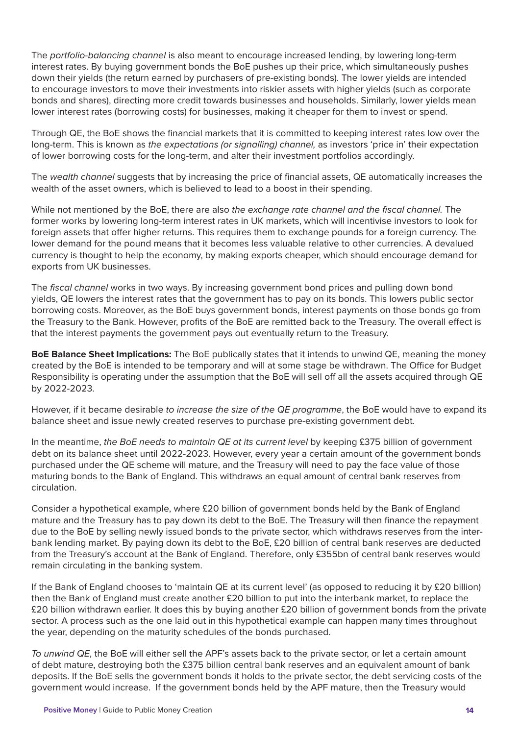The *portfolio-balancing channel* is also meant to encourage increased lending, by lowering long-term interest rates. By buying government bonds the BoE pushes up their price, which simultaneously pushes down their yields (the return earned by purchasers of pre-existing bonds). The lower yields are intended to encourage investors to move their investments into riskier assets with higher yields (such as corporate bonds and shares), directing more credit towards businesses and households. Similarly, lower yields mean lower interest rates (borrowing costs) for businesses, making it cheaper for them to invest or spend.

Through QE, the BoE shows the financial markets that it is committed to keeping interest rates low over the long-term. This is known as *the expectations (or signalling) channel,* as investors 'price in' their expectation of lower borrowing costs for the long-term, and alter their investment portfolios accordingly.

The *wealth channel* suggests that by increasing the price of financial assets, QE automatically increases the wealth of the asset owners, which is believed to lead to a boost in their spending.

While not mentioned by the BoE, there are also *the exchange rate channel and the fiscal channel.* The former works by lowering long-term interest rates in UK markets, which will incentivise investors to look for foreign assets that offer higher returns. This requires them to exchange pounds for a foreign currency. The lower demand for the pound means that it becomes less valuable relative to other currencies. A devalued currency is thought to help the economy, by making exports cheaper, which should encourage demand for exports from UK businesses.

The *fiscal channel* works in two ways. By increasing government bond prices and pulling down bond yields, QE lowers the interest rates that the government has to pay on its bonds. This lowers public sector borrowing costs. Moreover, as the BoE buys government bonds, interest payments on those bonds go from the Treasury to the Bank. However, profits of the BoE are remitted back to the Treasury. The overall effect is that the interest payments the government pays out eventually return to the Treasury.

**BoE Balance Sheet Implications:** The BoE publically states that it intends to unwind QE, meaning the money created by the BoE is intended to be temporary and will at some stage be withdrawn. The Office for Budget Responsibility is operating under the assumption that the BoE will sell off all the assets acquired through QE by 2022-2023.

However, if it became desirable *to increase the size of the QE programme*, the BoE would have to expand its balance sheet and issue newly created reserves to purchase pre-existing government debt.

In the meantime, *the BoE needs to maintain QE at its current level* by keeping £375 billion of government debt on its balance sheet until 2022-2023. However, every year a certain amount of the government bonds purchased under the QE scheme will mature, and the Treasury will need to pay the face value of those maturing bonds to the Bank of England. This withdraws an equal amount of central bank reserves from circulation.

Consider a hypothetical example, where £20 billion of government bonds held by the Bank of England mature and the Treasury has to pay down its debt to the BoE. The Treasury will then finance the repayment due to the BoE by selling newly issued bonds to the private sector, which withdraws reserves from the inter-bank lending market. By paying down its debt to the BoE, £20 billion of central bank reserves are deducted from the Treasury's account at the Bank of England. Therefore, only £355bn of central bank reserves would remain circulating in the banking system.

If the Bank of England chooses to 'maintain QE at its current level' (as opposed to reducing it by £20 billion) then the Bank of England must create another £20 billion to put into the interbank market, to replace the £20 billion withdrawn earlier. It does this by buying another £20 billion of government bonds from the private sector. A process such as the one laid out in this hypothetical example can happen many times throughout the year, depending on the maturity schedules of the bonds purchased.

*To unwind QE*, the BoE will either sell the APF's assets back to the private sector, or let a certain amount of debt mature, destroying both the £375 billion central bank reserves and an equivalent amount of bank deposits. If the BoE sells the government bonds it holds to the private sector, the debt servicing costs of the government would increase. If the government bonds held by the APF mature, then the Treasury would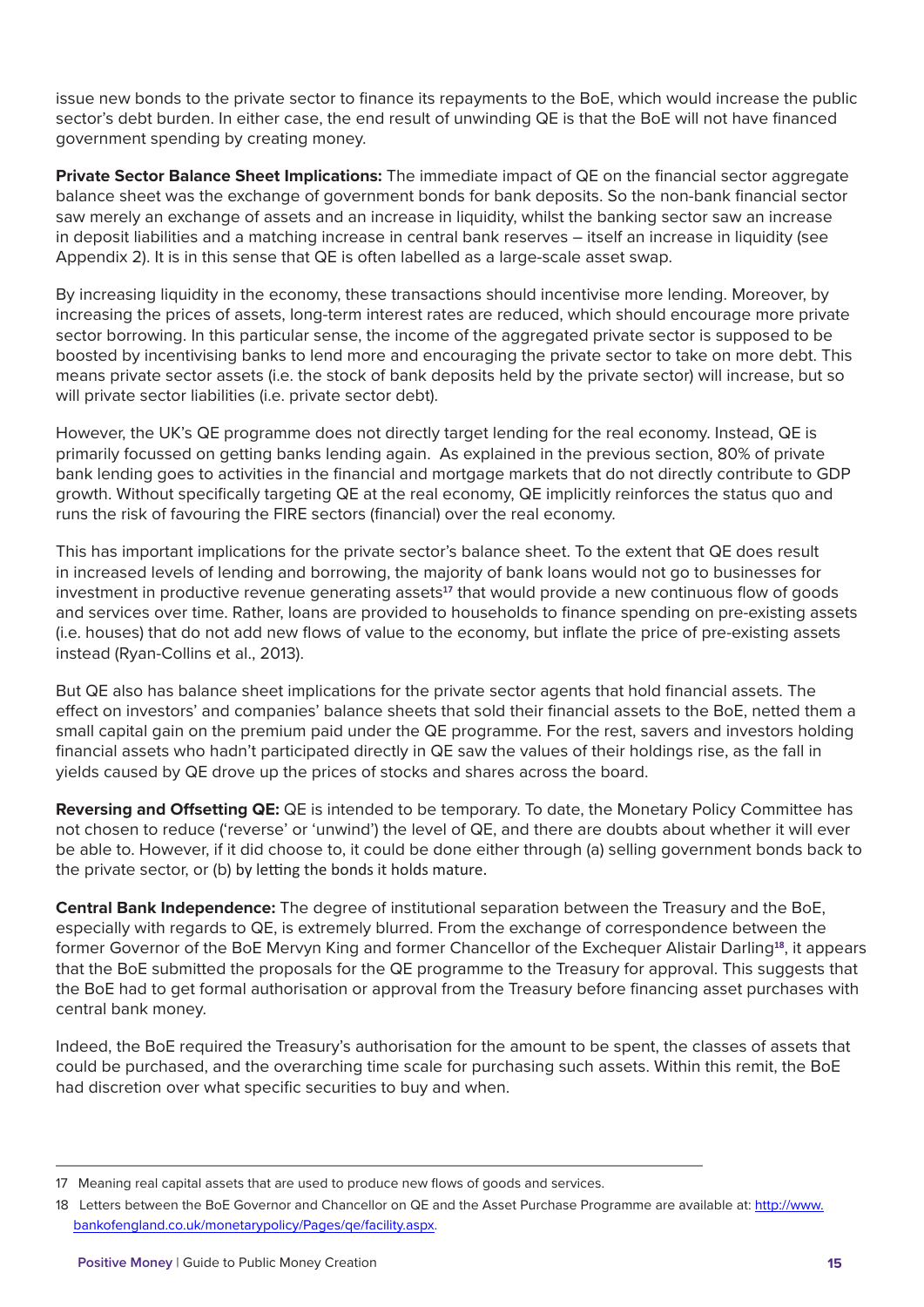issue new bonds to the private sector to finance its repayments to the BoE, which would increase the public sector's debt burden. In either case, the end result of unwinding QE is that the BoE will not have financed government spending by creating money.

**Private Sector Balance Sheet Implications:** The immediate impact of QE on the financial sector aggregate balance sheet was the exchange of government bonds for bank deposits. So the non-bank financial sector saw merely an exchange of assets and an increase in liquidity, whilst the banking sector saw an increase in deposit liabilities and a matching increase in central bank reserves – itself an increase in liquidity (see Appendix 2). It is in this sense that QE is often labelled as a large-scale asset swap.

By increasing liquidity in the economy, these transactions should incentivise more lending. Moreover, by increasing the prices of assets, long-term interest rates are reduced, which should encourage more private sector borrowing. In this particular sense, the income of the aggregated private sector is supposed to be boosted by incentivising banks to lend more and encouraging the private sector to take on more debt. This means private sector assets (i.e. the stock of bank deposits held by the private sector) will increase, but so will private sector liabilities (i.e. private sector debt).

However, the UK's QE programme does not directly target lending for the real economy. Instead, QE is primarily focussed on getting banks lending again. As explained in the previous section, 80% of private bank lending goes to activities in the financial and mortgage markets that do not directly contribute to GDP growth. Without specifically targeting QE at the real economy, QE implicitly reinforces the status quo and runs the risk of favouring the FIRE sectors (financial) over the real economy.

This has important implications for the private sector's balance sheet. To the extent that QE does result in increased levels of lending and borrowing, the majority of bank loans would not go to businesses for investment in productive revenue generating assets[17] that would provide a new continuous flow of goods and services over time. Rather, loans are provided to households to finance spending on pre-existing assets (i.e. houses) that do not add new flows of value to the economy, but inflate the price of pre-existing assets instead (Ryan-Collins et al., 2013).

But QE also has balance sheet implications for the private sector agents that hold financial assets. The effect on investors' and companies' balance sheets that sold their financial assets to the BoE, netted them a small capital gain on the premium paid under the QE programme. For the rest, savers and investors holding financial assets who hadn't participated directly in QE saw the values of their holdings rise, as the fall in yields caused by QE drove up the prices of stocks and shares across the board.

**Reversing and Offsetting QE:** QE is intended to be temporary. To date, the Monetary Policy Committee has not chosen to reduce ('reverse' or 'unwind') the level of QE, and there are doubts about whether it will ever be able to. However, if it did choose to, it could be done either through (a) selling government bonds back to the private sector, or (b) by letting the bonds it holds mature.

**Central Bank Independence:** The degree of institutional separation between the Treasury and the BoE, especially with regards to QE, is extremely blurred. From the exchange of correspondence between the former Governor of the BoE Mervyn King and former Chancellor of the Exchequer Alistair Darling[18], it appears that the BoE submitted the proposals for the QE programme to the Treasury for approval. This suggests that the BoE had to get formal authorisation or approval from the Treasury before financing asset purchases with central bank money.

Indeed, the BoE required the Treasury's authorisation for the amount to be spent, the classes of assets that could be purchased, and the overarching time scale for purchasing such assets. Within this remit, the BoE had discretion over what specific securities to buy and when.

---

17 Meaning real capital assets that are used to produce new flows of goods and services.

18 Letters between the BoE Governor and Chancellor on QE and the Asset Purchase Programme are available at: http://www.bankofengland.co.uk/monetarypolicy/Pages/qe/facility.aspx.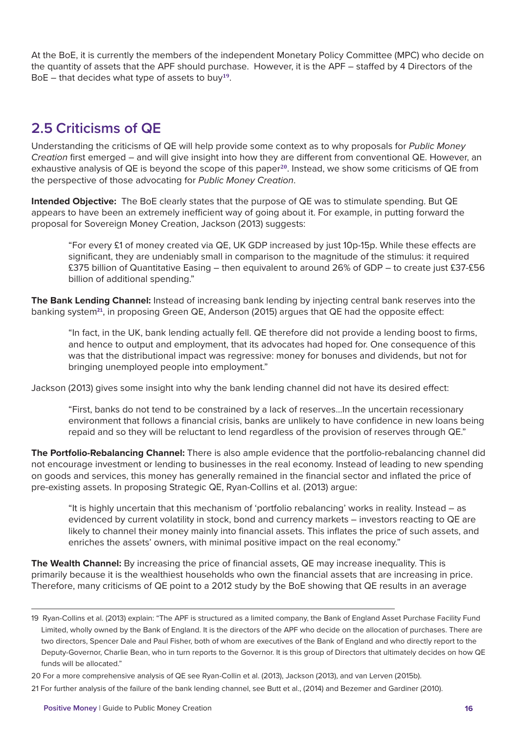At the BoE, it is currently the members of the independent Monetary Policy Committee (MPC) who decide on the quantity of assets that the APF should purchase. However, it is the APF – staffed by 4 Directors of the BoE – that decides what type of assets to buy[19].

## 2.5 Criticisms of QE

Understanding the criticisms of QE will help provide some context as to why proposals for *Public Money Creation* first emerged – and will give insight into how they are different from conventional QE. However, an exhaustive analysis of QE is beyond the scope of this paper[20]. Instead, we show some criticisms of QE from the perspective of those advocating for *Public Money Creation*.

**Intended Objective:** The BoE clearly states that the purpose of QE was to stimulate spending. But QE appears to have been an extremely inefficient way of going about it. For example, in putting forward the proposal for Sovereign Money Creation, Jackson (2013) suggests:

> "For every £1 of money created via QE, UK GDP increased by just 10p-15p. While these effects are significant, they are undeniably small in comparison to the magnitude of the stimulus: it required £375 billion of Quantitative Easing – then equivalent to around 26% of GDP – to create just £37-£56 billion of additional spending."

**The Bank Lending Channel:** Instead of increasing bank lending by injecting central bank reserves into the banking system[21], in proposing Green QE, Anderson (2015) argues that QE had the opposite effect:

> "In fact, in the UK, bank lending actually fell. QE therefore did not provide a lending boost to firms, and hence to output and employment, that its advocates had hoped for. One consequence of this was that the distributional impact was regressive: money for bonuses and dividends, but not for bringing unemployed people into employment."

Jackson (2013) gives some insight into why the bank lending channel did not have its desired effect:

> "First, banks do not tend to be constrained by a lack of reserves…In the uncertain recessionary environment that follows a financial crisis, banks are unlikely to have confidence in new loans being repaid and so they will be reluctant to lend regardless of the provision of reserves through QE."

**The Portfolio-Rebalancing Channel:** There is also ample evidence that the portfolio-rebalancing channel did not encourage investment or lending to businesses in the real economy. Instead of leading to new spending on goods and services, this money has generally remained in the financial sector and inflated the price of pre-existing assets. In proposing Strategic QE, Ryan-Collins et al. (2013) argue:

> "It is highly uncertain that this mechanism of 'portfolio rebalancing' works in reality. Instead – as evidenced by current volatility in stock, bond and currency markets – investors reacting to QE are likely to channel their money mainly into financial assets. This inflates the price of such assets, and enriches the assets' owners, with minimal positive impact on the real economy."

**The Wealth Channel:** By increasing the price of financial assets, QE may increase inequality. This is primarily because it is the wealthiest households who own the financial assets that are increasing in price. Therefore, many criticisms of QE point to a 2012 study by the BoE showing that QE results in an average

---

19 Ryan-Collins et al. (2013) explain: "The APF is structured as a limited company, the Bank of England Asset Purchase Facility Fund Limited, wholly owned by the Bank of England. It is the directors of the APF who decide on the allocation of purchases. There are two directors, Spencer Dale and Paul Fisher, both of whom are executives of the Bank of England and who directly report to the Deputy-Governor, Charlie Bean, who in turn reports to the Governor. It is this group of Directors that ultimately decides on how QE funds will be allocated."

20 For a more comprehensive analysis of QE see Ryan-Collin et al. (2013), Jackson (2013), and van Lerven (2015b).

21 For further analysis of the failure of the bank lending channel, see Butt et al., (2014) and Bezemer and Gardiner (2010).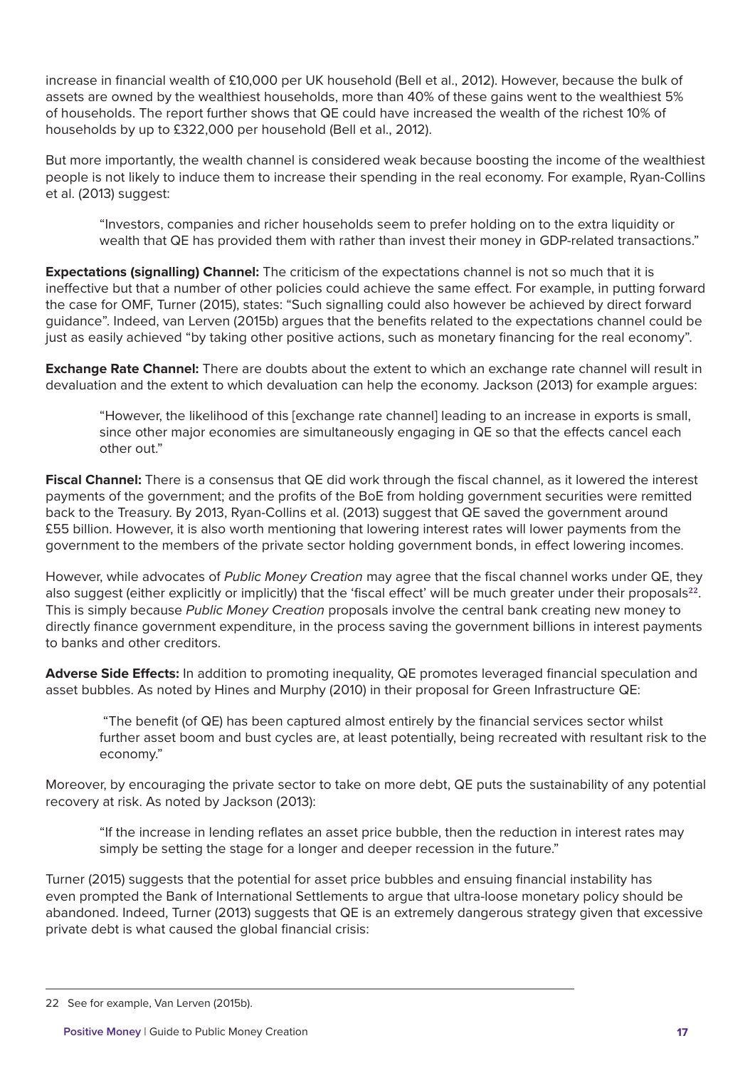increase in financial wealth of £10,000 per UK household (Bell et al., 2012). However, because the bulk of assets are owned by the wealthiest households, more than 40% of these gains went to the wealthiest 5% of households. The report further shows that QE could have increased the wealth of the richest 10% of households by up to £322,000 per household (Bell et al., 2012).

But more importantly, the wealth channel is considered weak because boosting the income of the wealthiest people is not likely to induce them to increase their spending in the real economy. For example, Ryan-Collins et al. (2013) suggest:

> "Investors, companies and richer households seem to prefer holding on to the extra liquidity or wealth that QE has provided them with rather than invest their money in GDP-related transactions."

**Expectations (signalling) Channel:** The criticism of the expectations channel is not so much that it is ineffective but that a number of other policies could achieve the same effect. For example, in putting forward the case for OMF, Turner (2015), states: "Such signalling could also however be achieved by direct forward guidance". Indeed, van Lerven (2015b) argues that the benefits related to the expectations channel could be just as easily achieved "by taking other positive actions, such as monetary financing for the real economy".

**Exchange Rate Channel:** There are doubts about the extent to which an exchange rate channel will result in devaluation and the extent to which devaluation can help the economy. Jackson (2013) for example argues:

> "However, the likelihood of this [exchange rate channel] leading to an increase in exports is small, since other major economies are simultaneously engaging in QE so that the effects cancel each other out."

**Fiscal Channel:** There is a consensus that QE did work through the fiscal channel, as it lowered the interest payments of the government; and the profits of the BoE from holding government securities were remitted back to the Treasury. By 2013, Ryan-Collins et al. (2013) suggest that QE saved the government around £55 billion. However, it is also worth mentioning that lowering interest rates will lower payments from the government to the members of the private sector holding government bonds, in effect lowering incomes.

However, while advocates of *Public Money Creation* may agree that the fiscal channel works under QE, they also suggest (either explicitly or implicitly) that the 'fiscal effect' will be much greater under their proposals[22]. This is simply because *Public Money Creation* proposals involve the central bank creating new money to directly finance government expenditure, in the process saving the government billions in interest payments to banks and other creditors.

**Adverse Side Effects:** In addition to promoting inequality, QE promotes leveraged financial speculation and asset bubbles. As noted by Hines and Murphy (2010) in their proposal for Green Infrastructure QE:

> "The benefit (of QE) has been captured almost entirely by the financial services sector whilst further asset boom and bust cycles are, at least potentially, being recreated with resultant risk to the economy."

Moreover, by encouraging the private sector to take on more debt, QE puts the sustainability of any potential recovery at risk. As noted by Jackson (2013):

> "If the increase in lending reflates an asset price bubble, then the reduction in interest rates may simply be setting the stage for a longer and deeper recession in the future."

Turner (2015) suggests that the potential for asset price bubbles and ensuing financial instability has even prompted the Bank of International Settlements to argue that ultra-loose monetary policy should be abandoned. Indeed, Turner (2013) suggests that QE is an extremely dangerous strategy given that excessive private debt is what caused the global financial crisis:

---

22 See for example, Van Lerven (2015b).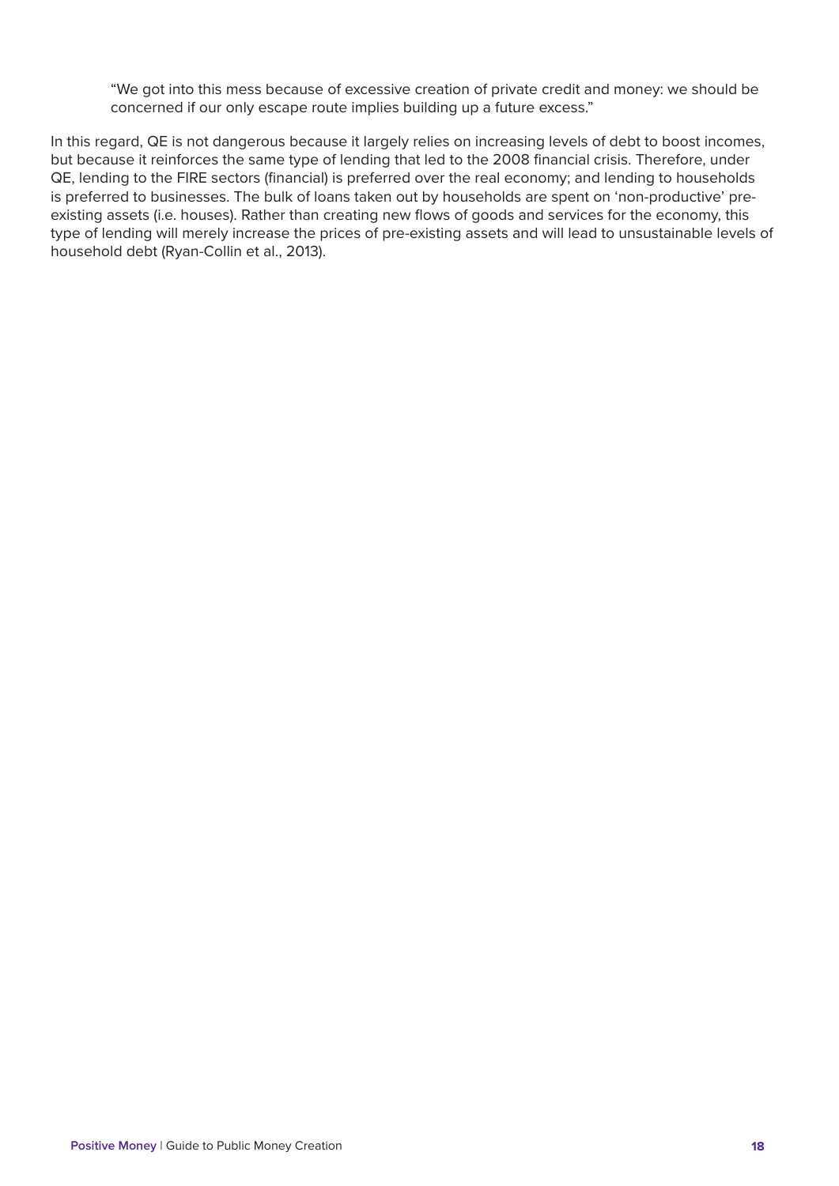> "We got into this mess because of excessive creation of private credit and money: we should be concerned if our only escape route implies building up a future excess."

In this regard, QE is not dangerous because it largely relies on increasing levels of debt to boost incomes, but because it reinforces the same type of lending that led to the 2008 financial crisis. Therefore, under QE, lending to the FIRE sectors (financial) is preferred over the real economy; and lending to households is preferred to businesses. The bulk of loans taken out by households are spent on 'non-productive' pre-existing assets (i.e. houses). Rather than creating new flows of goods and services for the economy, this type of lending will merely increase the prices of pre-existing assets and will lead to unsustainable levels of household debt (Ryan-Collin et al., 2013).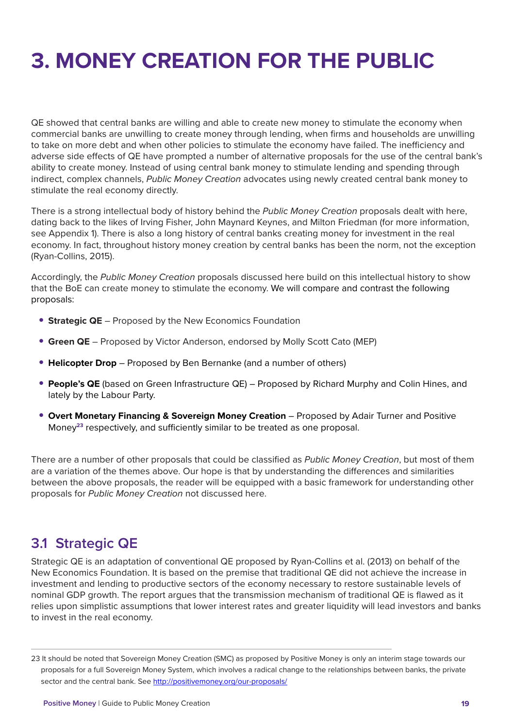# 3. MONEY CREATION FOR THE PUBLIC

QE showed that central banks are willing and able to create new money to stimulate the economy when commercial banks are unwilling to create money through lending, when firms and households are unwilling to take on more debt and when other policies to stimulate the economy have failed. The inefficiency and adverse side effects of QE have prompted a number of alternative proposals for the use of the central bank's ability to create money. Instead of using central bank money to stimulate lending and spending through indirect, complex channels, *Public Money Creation* advocates using newly created central bank money to stimulate the real economy directly.

There is a strong intellectual body of history behind the *Public Money Creation* proposals dealt with here, dating back to the likes of Irving Fisher, John Maynard Keynes, and Milton Friedman (for more information, see Appendix 1). There is also a long history of central banks creating money for investment in the real economy. In fact, throughout history money creation by central banks has been the norm, not the exception (Ryan-Collins, 2015).

Accordingly, the *Public Money Creation* proposals discussed here build on this intellectual history to show that the BoE can create money to stimulate the economy. We will compare and contrast the following proposals:

- **Strategic QE** – Proposed by the New Economics Foundation
- **Green QE** – Proposed by Victor Anderson, endorsed by Molly Scott Cato (MEP)
- **Helicopter Drop** – Proposed by Ben Bernanke (and a number of others)
- **People's QE** (based on Green Infrastructure QE) – Proposed by Richard Murphy and Colin Hines, and lately by the Labour Party.
- **Overt Monetary Financing & Sovereign Money Creation** – Proposed by Adair Turner and Positive Money[23] respectively, and sufficiently similar to be treated as one proposal.

There are a number of other proposals that could be classified as *Public Money Creation*, but most of them are a variation of the themes above. Our hope is that by understanding the differences and similarities between the above proposals, the reader will be equipped with a basic framework for understanding other proposals for *Public Money Creation* not discussed here.

## 3.1 Strategic QE

Strategic QE is an adaptation of conventional QE proposed by Ryan-Collins et al. (2013) on behalf of the New Economics Foundation. It is based on the premise that traditional QE did not achieve the increase in investment and lending to productive sectors of the economy necessary to restore sustainable levels of nominal GDP growth. The report argues that the transmission mechanism of traditional QE is flawed as it relies upon simplistic assumptions that lower interest rates and greater liquidity will lead investors and banks to invest in the real economy.

---

23 It should be noted that Sovereign Money Creation (SMC) as proposed by Positive Money is only an interim stage towards our proposals for a full Sovereign Money System, which involves a radical change to the relationships between banks, the private sector and the central bank. See http://positivemoney.org/our-proposals/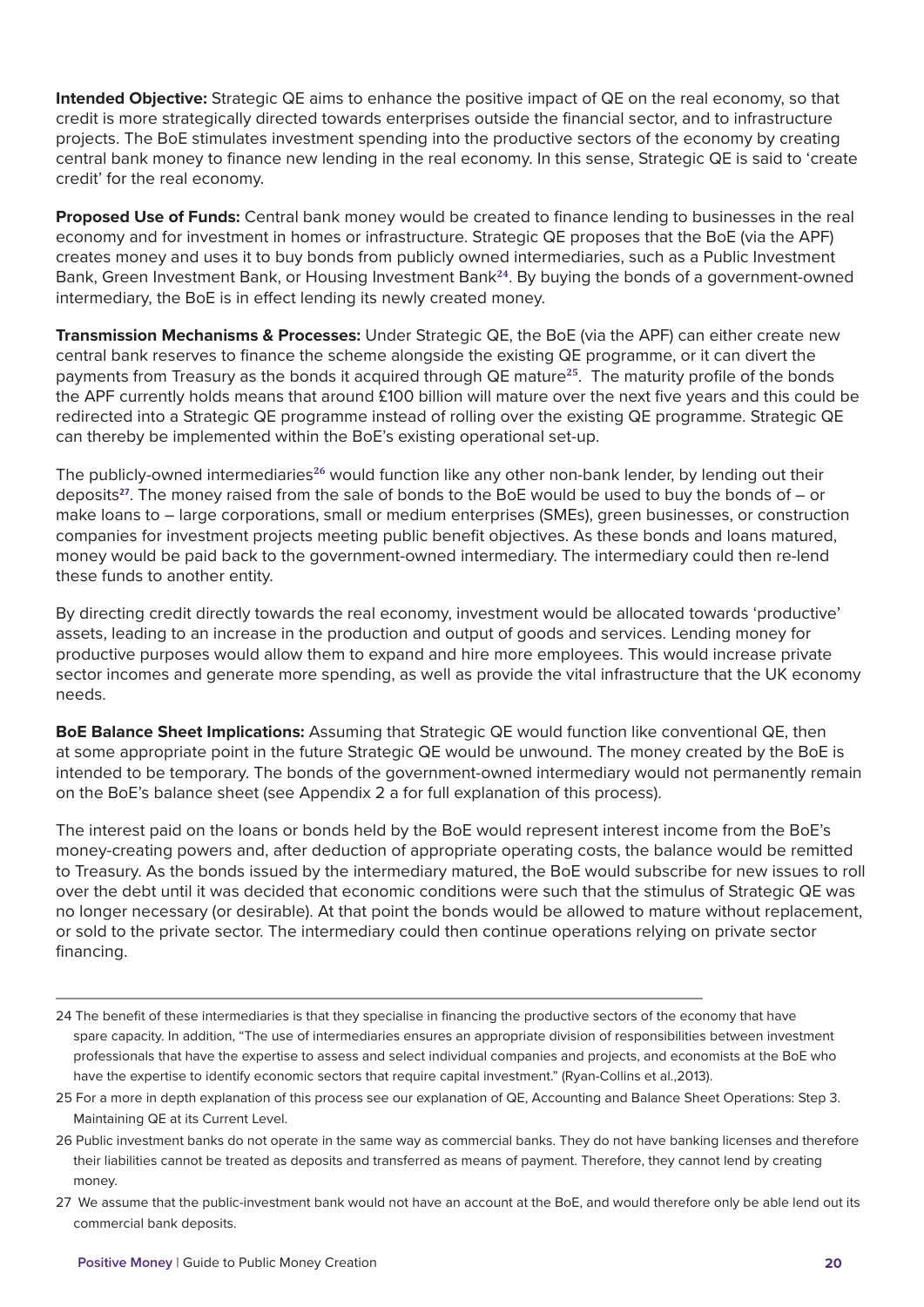**Intended Objective:** Strategic QE aims to enhance the positive impact of QE on the real economy, so that credit is more strategically directed towards enterprises outside the financial sector, and to infrastructure projects. The BoE stimulates investment spending into the productive sectors of the economy by creating central bank money to finance new lending in the real economy. In this sense, Strategic QE is said to 'create credit' for the real economy.

**Proposed Use of Funds:** Central bank money would be created to finance lending to businesses in the real economy and for investment in homes or infrastructure. Strategic QE proposes that the BoE (via the APF) creates money and uses it to buy bonds from publicly owned intermediaries, such as a Public Investment Bank, Green Investment Bank, or Housing Investment Bank[24]. By buying the bonds of a government-owned intermediary, the BoE is in effect lending its newly created money.

**Transmission Mechanisms & Processes:** Under Strategic QE, the BoE (via the APF) can either create new central bank reserves to finance the scheme alongside the existing QE programme, or it can divert the payments from Treasury as the bonds it acquired through QE mature[25]. The maturity profile of the bonds the APF currently holds means that around £100 billion will mature over the next five years and this could be redirected into a Strategic QE programme instead of rolling over the existing QE programme. Strategic QE can thereby be implemented within the BoE's existing operational set-up.

The publicly-owned intermediaries[26] would function like any other non-bank lender, by lending out their deposits[27]. The money raised from the sale of bonds to the BoE would be used to buy the bonds of – or make loans to – large corporations, small or medium enterprises (SMEs), green businesses, or construction companies for investment projects meeting public benefit objectives. As these bonds and loans matured, money would be paid back to the government-owned intermediary. The intermediary could then re-lend these funds to another entity.

By directing credit directly towards the real economy, investment would be allocated towards 'productive' assets, leading to an increase in the production and output of goods and services. Lending money for productive purposes would allow them to expand and hire more employees. This would increase private sector incomes and generate more spending, as well as provide the vital infrastructure that the UK economy needs.

**BoE Balance Sheet Implications:** Assuming that Strategic QE would function like conventional QE, then at some appropriate point in the future Strategic QE would be unwound. The money created by the BoE is intended to be temporary. The bonds of the government-owned intermediary would not permanently remain on the BoE's balance sheet (see Appendix 2 a for full explanation of this process).

The interest paid on the loans or bonds held by the BoE would represent interest income from the BoE's money-creating powers and, after deduction of appropriate operating costs, the balance would be remitted to Treasury. As the bonds issued by the intermediary matured, the BoE would subscribe for new issues to roll over the debt until it was decided that economic conditions were such that the stimulus of Strategic QE was no longer necessary (or desirable). At that point the bonds would be allowed to mature without replacement, or sold to the private sector. The intermediary could then continue operations relying on private sector financing.

---

24 The benefit of these intermediaries is that they specialise in financing the productive sectors of the economy that have spare capacity. In addition, "The use of intermediaries ensures an appropriate division of responsibilities between investment professionals that have the expertise to assess and select individual companies and projects, and economists at the BoE who have the expertise to identify economic sectors that require capital investment." (Ryan-Collins et al.,2013).

25 For a more in depth explanation of this process see our explanation of QE, Accounting and Balance Sheet Operations: Step 3. Maintaining QE at its Current Level.

26 Public investment banks do not operate in the same way as commercial banks. They do not have banking licenses and therefore their liabilities cannot be treated as deposits and transferred as means of payment. Therefore, they cannot lend by creating money.

27 We assume that the public-investment bank would not have an account at the BoE, and would therefore only be able lend out its commercial bank deposits.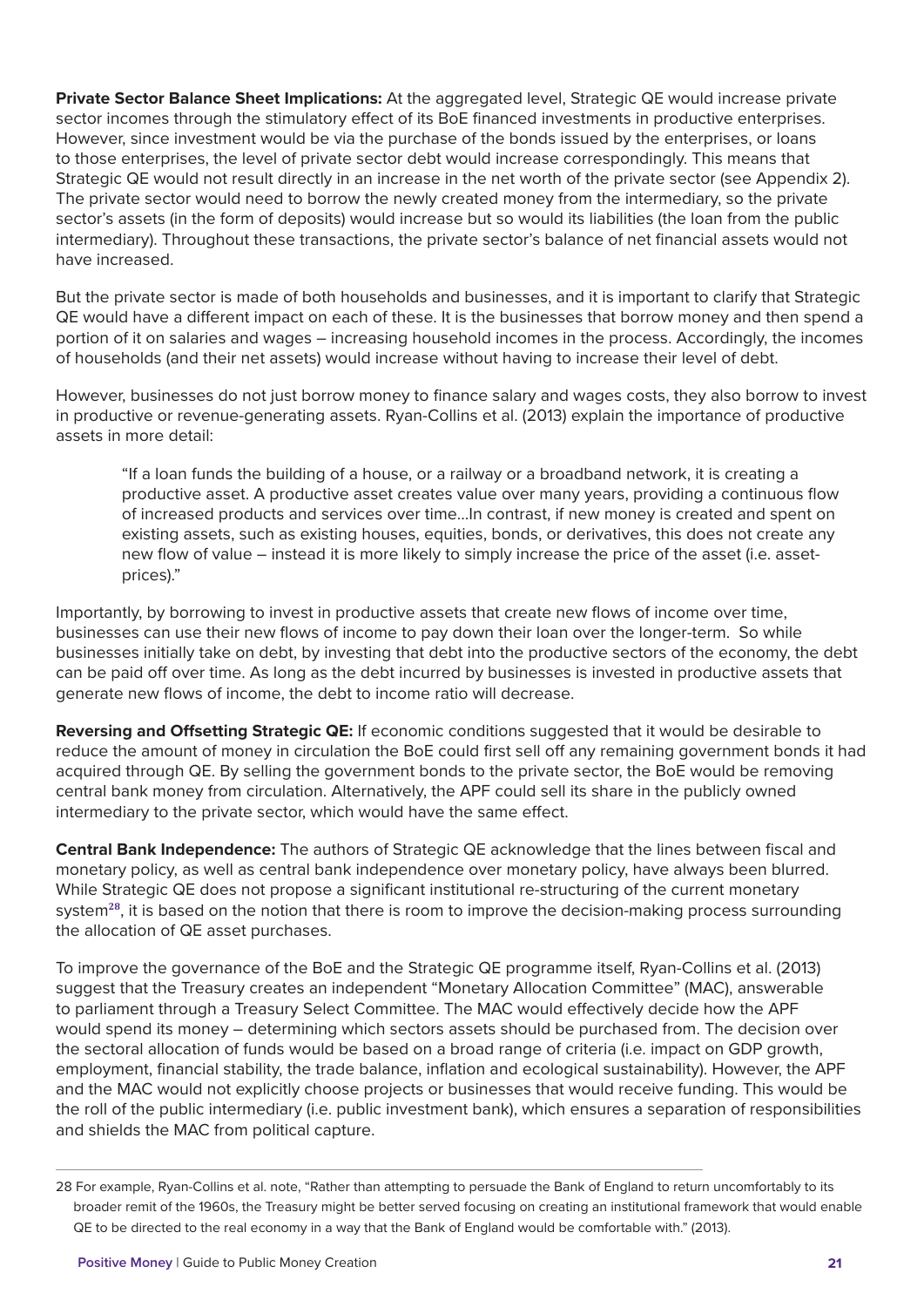**Private Sector Balance Sheet Implications:** At the aggregated level, Strategic QE would increase private sector incomes through the stimulatory effect of its BoE financed investments in productive enterprises. However, since investment would be via the purchase of the bonds issued by the enterprises, or loans to those enterprises, the level of private sector debt would increase correspondingly. This means that Strategic QE would not result directly in an increase in the net worth of the private sector (see Appendix 2). The private sector would need to borrow the newly created money from the intermediary, so the private sector's assets (in the form of deposits) would increase but so would its liabilities (the loan from the public intermediary). Throughout these transactions, the private sector's balance of net financial assets would not have increased.

But the private sector is made of both households and businesses, and it is important to clarify that Strategic QE would have a different impact on each of these. It is the businesses that borrow money and then spend a portion of it on salaries and wages – increasing household incomes in the process. Accordingly, the incomes of households (and their net assets) would increase without having to increase their level of debt.

However, businesses do not just borrow money to finance salary and wages costs, they also borrow to invest in productive or revenue-generating assets. Ryan-Collins et al. (2013) explain the importance of productive assets in more detail:

> "If a loan funds the building of a house, or a railway or a broadband network, it is creating a productive asset. A productive asset creates value over many years, providing a continuous flow of increased products and services over time...In contrast, if new money is created and spent on existing assets, such as existing houses, equities, bonds, or derivatives, this does not create any new flow of value – instead it is more likely to simply increase the price of the asset (i.e. asset-prices)."

Importantly, by borrowing to invest in productive assets that create new flows of income over time, businesses can use their new flows of income to pay down their loan over the longer-term. So while businesses initially take on debt, by investing that debt into the productive sectors of the economy, the debt can be paid off over time. As long as the debt incurred by businesses is invested in productive assets that generate new flows of income, the debt to income ratio will decrease.

**Reversing and Offsetting Strategic QE:** If economic conditions suggested that it would be desirable to reduce the amount of money in circulation the BoE could first sell off any remaining government bonds it had acquired through QE. By selling the government bonds to the private sector, the BoE would be removing central bank money from circulation. Alternatively, the APF could sell its share in the publicly owned intermediary to the private sector, which would have the same effect.

**Central Bank Independence:** The authors of Strategic QE acknowledge that the lines between fiscal and monetary policy, as well as central bank independence over monetary policy, have always been blurred. While Strategic QE does not propose a significant institutional re-structuring of the current monetary system[28], it is based on the notion that there is room to improve the decision-making process surrounding the allocation of QE asset purchases.

To improve the governance of the BoE and the Strategic QE programme itself, Ryan-Collins et al. (2013) suggest that the Treasury creates an independent "Monetary Allocation Committee" (MAC), answerable to parliament through a Treasury Select Committee. The MAC would effectively decide how the APF would spend its money – determining which sectors assets should be purchased from. The decision over the sectoral allocation of funds would be based on a broad range of criteria (i.e. impact on GDP growth, employment, financial stability, the trade balance, inflation and ecological sustainability). However, the APF and the MAC would not explicitly choose projects or businesses that would receive funding. This would be the roll of the public intermediary (i.e. public investment bank), which ensures a separation of responsibilities and shields the MAC from political capture.

---

28 For example, Ryan-Collins et al. note, "Rather than attempting to persuade the Bank of England to return uncomfortably to its broader remit of the 1960s, the Treasury might be better served focusing on creating an institutional framework that would enable QE to be directed to the real economy in a way that the Bank of England would be comfortable with." (2013).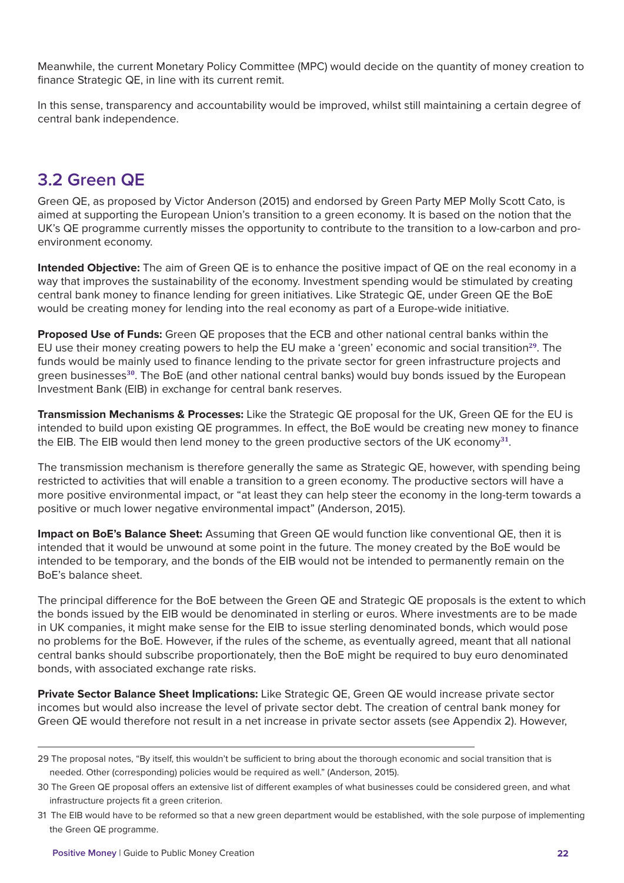Meanwhile, the current Monetary Policy Committee (MPC) would decide on the quantity of money creation to finance Strategic QE, in line with its current remit.

In this sense, transparency and accountability would be improved, whilst still maintaining a certain degree of central bank independence.

## 3.2 Green QE

Green QE, as proposed by Victor Anderson (2015) and endorsed by Green Party MEP Molly Scott Cato, is aimed at supporting the European Union's transition to a green economy. It is based on the notion that the UK's QE programme currently misses the opportunity to contribute to the transition to a low-carbon and pro-environment economy.

**Intended Objective:** The aim of Green QE is to enhance the positive impact of QE on the real economy in a way that improves the sustainability of the economy. Investment spending would be stimulated by creating central bank money to finance lending for green initiatives. Like Strategic QE, under Green QE the BoE would be creating money for lending into the real economy as part of a Europe-wide initiative.

**Proposed Use of Funds:** Green QE proposes that the ECB and other national central banks within the EU use their money creating powers to help the EU make a 'green' economic and social transition[29]. The funds would be mainly used to finance lending to the private sector for green infrastructure projects and green businesses[30]. The BoE (and other national central banks) would buy bonds issued by the European Investment Bank (EIB) in exchange for central bank reserves.

**Transmission Mechanisms & Processes:** Like the Strategic QE proposal for the UK, Green QE for the EU is intended to build upon existing QE programmes. In effect, the BoE would be creating new money to finance the EIB. The EIB would then lend money to the green productive sectors of the UK economy[31].

The transmission mechanism is therefore generally the same as Strategic QE, however, with spending being restricted to activities that will enable a transition to a green economy. The productive sectors will have a more positive environmental impact, or "at least they can help steer the economy in the long-term towards a positive or much lower negative environmental impact" (Anderson, 2015).

**Impact on BoE's Balance Sheet:** Assuming that Green QE would function like conventional QE, then it is intended that it would be unwound at some point in the future. The money created by the BoE would be intended to be temporary, and the bonds of the EIB would not be intended to permanently remain on the BoE's balance sheet.

The principal difference for the BoE between the Green QE and Strategic QE proposals is the extent to which the bonds issued by the EIB would be denominated in sterling or euros. Where investments are to be made in UK companies, it might make sense for the EIB to issue sterling denominated bonds, which would pose no problems for the BoE. However, if the rules of the scheme, as eventually agreed, meant that all national central banks should subscribe proportionately, then the BoE might be required to buy euro denominated bonds, with associated exchange rate risks.

**Private Sector Balance Sheet Implications:** Like Strategic QE, Green QE would increase private sector incomes but would also increase the level of private sector debt. The creation of central bank money for Green QE would therefore not result in a net increase in private sector assets (see Appendix 2). However,

---

29 The proposal notes, "By itself, this wouldn't be sufficient to bring about the thorough economic and social transition that is needed. Other (corresponding) policies would be required as well." (Anderson, 2015).

30 The Green QE proposal offers an extensive list of different examples of what businesses could be considered green, and what infrastructure projects fit a green criterion.

31 The EIB would have to be reformed so that a new green department would be established, with the sole purpose of implementing the Green QE programme.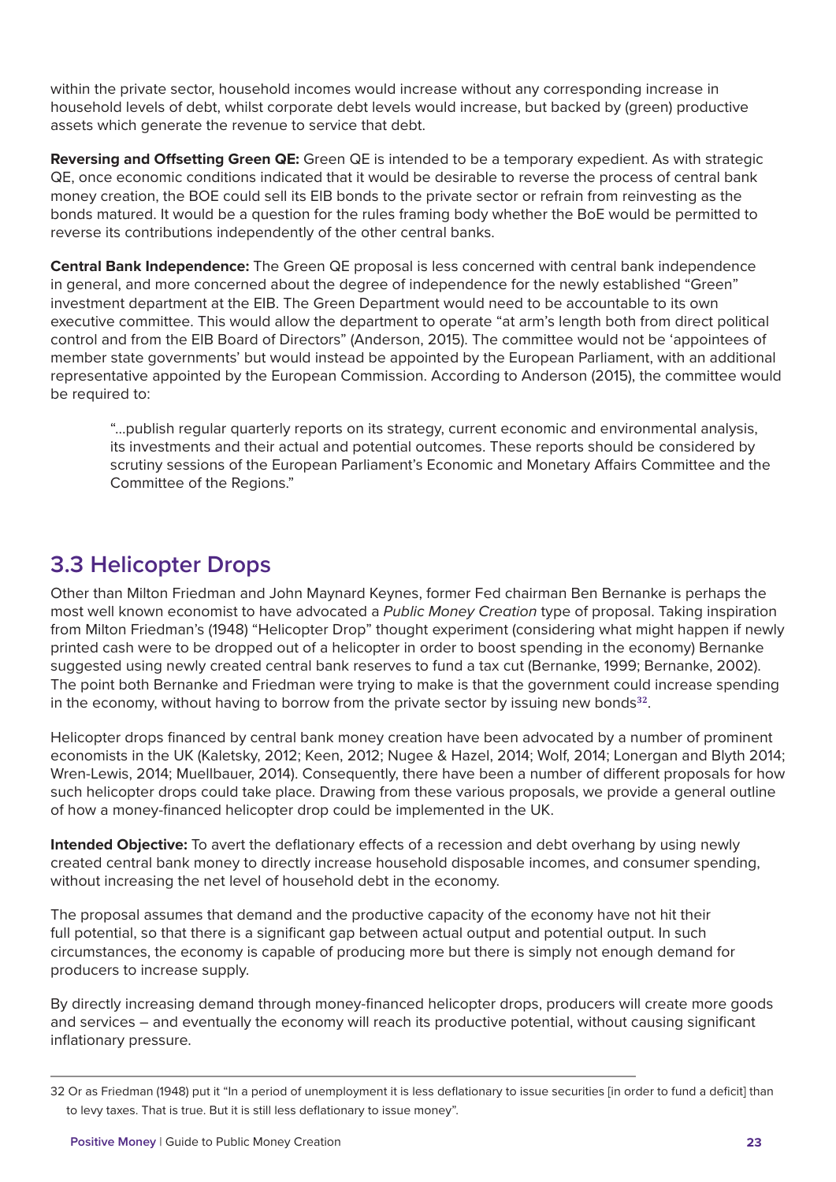within the private sector, household incomes would increase without any corresponding increase in household levels of debt, whilst corporate debt levels would increase, but backed by (green) productive assets which generate the revenue to service that debt.

**Reversing and Offsetting Green QE:** Green QE is intended to be a temporary expedient. As with strategic QE, once economic conditions indicated that it would be desirable to reverse the process of central bank money creation, the BOE could sell its EIB bonds to the private sector or refrain from reinvesting as the bonds matured. It would be a question for the rules framing body whether the BoE would be permitted to reverse its contributions independently of the other central banks.

**Central Bank Independence:** The Green QE proposal is less concerned with central bank independence in general, and more concerned about the degree of independence for the newly established "Green" investment department at the EIB. The Green Department would need to be accountable to its own executive committee. This would allow the department to operate "at arm's length both from direct political control and from the EIB Board of Directors" (Anderson, 2015). The committee would not be 'appointees of member state governments' but would instead be appointed by the European Parliament, with an additional representative appointed by the European Commission. According to Anderson (2015), the committee would be required to:

> "...publish regular quarterly reports on its strategy, current economic and environmental analysis, its investments and their actual and potential outcomes. These reports should be considered by scrutiny sessions of the European Parliament's Economic and Monetary Affairs Committee and the Committee of the Regions."

## 3.3 Helicopter Drops

Other than Milton Friedman and John Maynard Keynes, former Fed chairman Ben Bernanke is perhaps the most well known economist to have advocated a *Public Money Creation* type of proposal. Taking inspiration from Milton Friedman's (1948) "Helicopter Drop" thought experiment (considering what might happen if newly printed cash were to be dropped out of a helicopter in order to boost spending in the economy) Bernanke suggested using newly created central bank reserves to fund a tax cut (Bernanke, 1999; Bernanke, 2002). The point both Bernanke and Friedman were trying to make is that the government could increase spending in the economy, without having to borrow from the private sector by issuing new bonds[32].

Helicopter drops financed by central bank money creation have been advocated by a number of prominent economists in the UK (Kaletsky, 2012; Keen, 2012; Nugee & Hazel, 2014; Wolf, 2014; Lonergan and Blyth 2014; Wren-Lewis, 2014; Muellbauer, 2014). Consequently, there have been a number of different proposals for how such helicopter drops could take place. Drawing from these various proposals, we provide a general outline of how a money-financed helicopter drop could be implemented in the UK.

**Intended Objective:** To avert the deflationary effects of a recession and debt overhang by using newly created central bank money to directly increase household disposable incomes, and consumer spending, without increasing the net level of household debt in the economy.

The proposal assumes that demand and the productive capacity of the economy have not hit their full potential, so that there is a significant gap between actual output and potential output. In such circumstances, the economy is capable of producing more but there is simply not enough demand for producers to increase supply.

By directly increasing demand through money-financed helicopter drops, producers will create more goods and services – and eventually the economy will reach its productive potential, without causing significant inflationary pressure.

---

32 Or as Friedman (1948) put it "In a period of unemployment it is less deflationary to issue securities [in order to fund a deficit] than to levy taxes. That is true. But it is still less deflationary to issue money".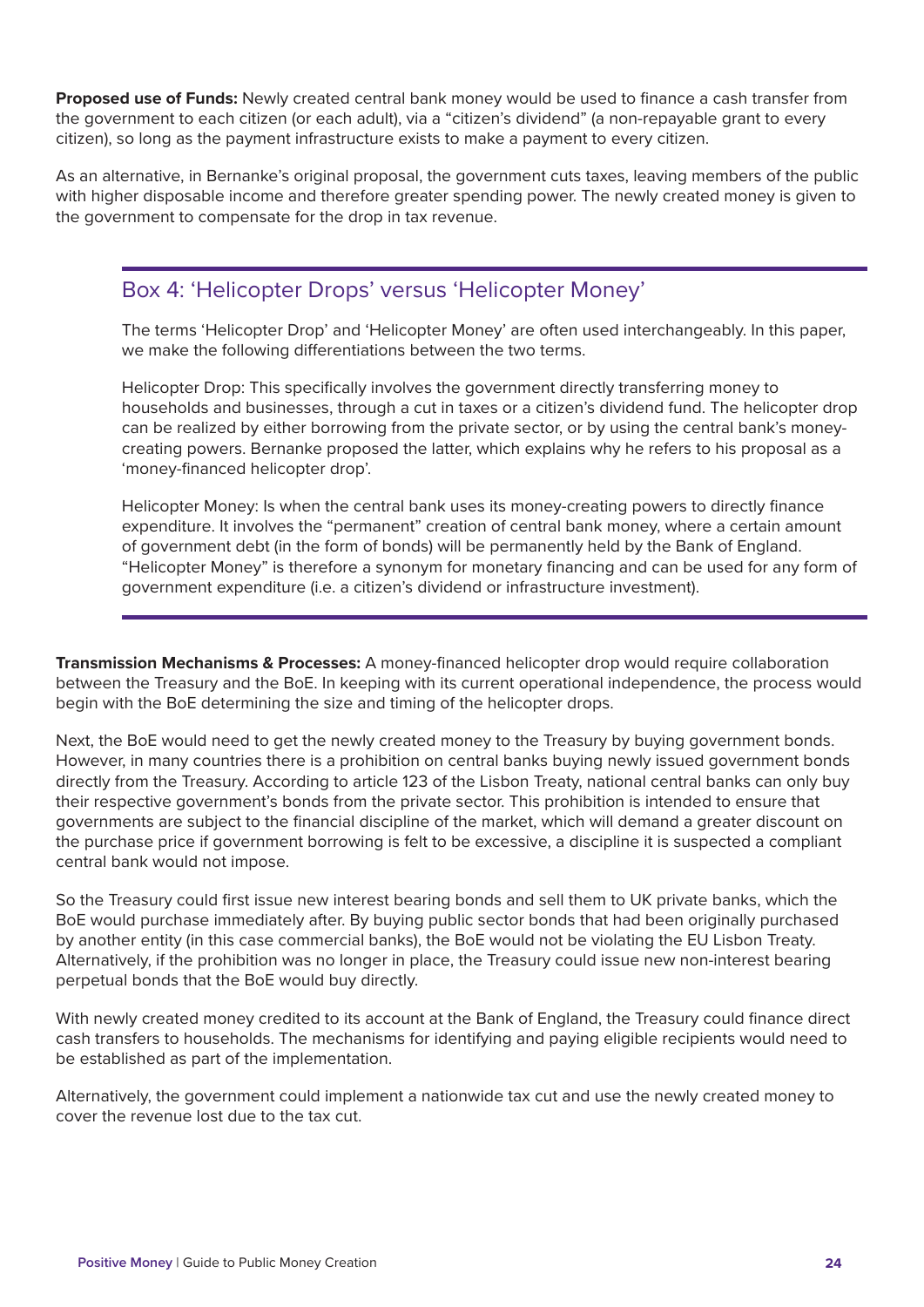**Proposed use of Funds:** Newly created central bank money would be used to finance a cash transfer from the government to each citizen (or each adult), via a "citizen's dividend" (a non-repayable grant to every citizen), so long as the payment infrastructure exists to make a payment to every citizen.

As an alternative, in Bernanke's original proposal, the government cuts taxes, leaving members of the public with higher disposable income and therefore greater spending power. The newly created money is given to the government to compensate for the drop in tax revenue.

### Box 4: 'Helicopter Drops' versus 'Helicopter Money'

The terms 'Helicopter Drop' and 'Helicopter Money' are often used interchangeably. In this paper, we make the following differentiations between the two terms.

Helicopter Drop: This specifically involves the government directly transferring money to households and businesses, through a cut in taxes or a citizen's dividend fund. The helicopter drop can be realized by either borrowing from the private sector, or by using the central bank's money-creating powers. Bernanke proposed the latter, which explains why he refers to his proposal as a 'money-financed helicopter drop'.

Helicopter Money: Is when the central bank uses its money-creating powers to directly finance expenditure. It involves the "permanent" creation of central bank money, where a certain amount of government debt (in the form of bonds) will be permanently held by the Bank of England. "Helicopter Money" is therefore a synonym for monetary financing and can be used for any form of government expenditure (i.e. a citizen's dividend or infrastructure investment).

**Transmission Mechanisms & Processes:** A money-financed helicopter drop would require collaboration between the Treasury and the BoE. In keeping with its current operational independence, the process would begin with the BoE determining the size and timing of the helicopter drops.

Next, the BoE would need to get the newly created money to the Treasury by buying government bonds. However, in many countries there is a prohibition on central banks buying newly issued government bonds directly from the Treasury. According to article 123 of the Lisbon Treaty, national central banks can only buy their respective government's bonds from the private sector. This prohibition is intended to ensure that governments are subject to the financial discipline of the market, which will demand a greater discount on the purchase price if government borrowing is felt to be excessive, a discipline it is suspected a compliant central bank would not impose.

So the Treasury could first issue new interest bearing bonds and sell them to UK private banks, which the BoE would purchase immediately after. By buying public sector bonds that had been originally purchased by another entity (in this case commercial banks), the BoE would not be violating the EU Lisbon Treaty. Alternatively, if the prohibition was no longer in place, the Treasury could issue new non-interest bearing perpetual bonds that the BoE would buy directly.

With newly created money credited to its account at the Bank of England, the Treasury could finance direct cash transfers to households. The mechanisms for identifying and paying eligible recipients would need to be established as part of the implementation.

Alternatively, the government could implement a nationwide tax cut and use the newly created money to cover the revenue lost due to the tax cut.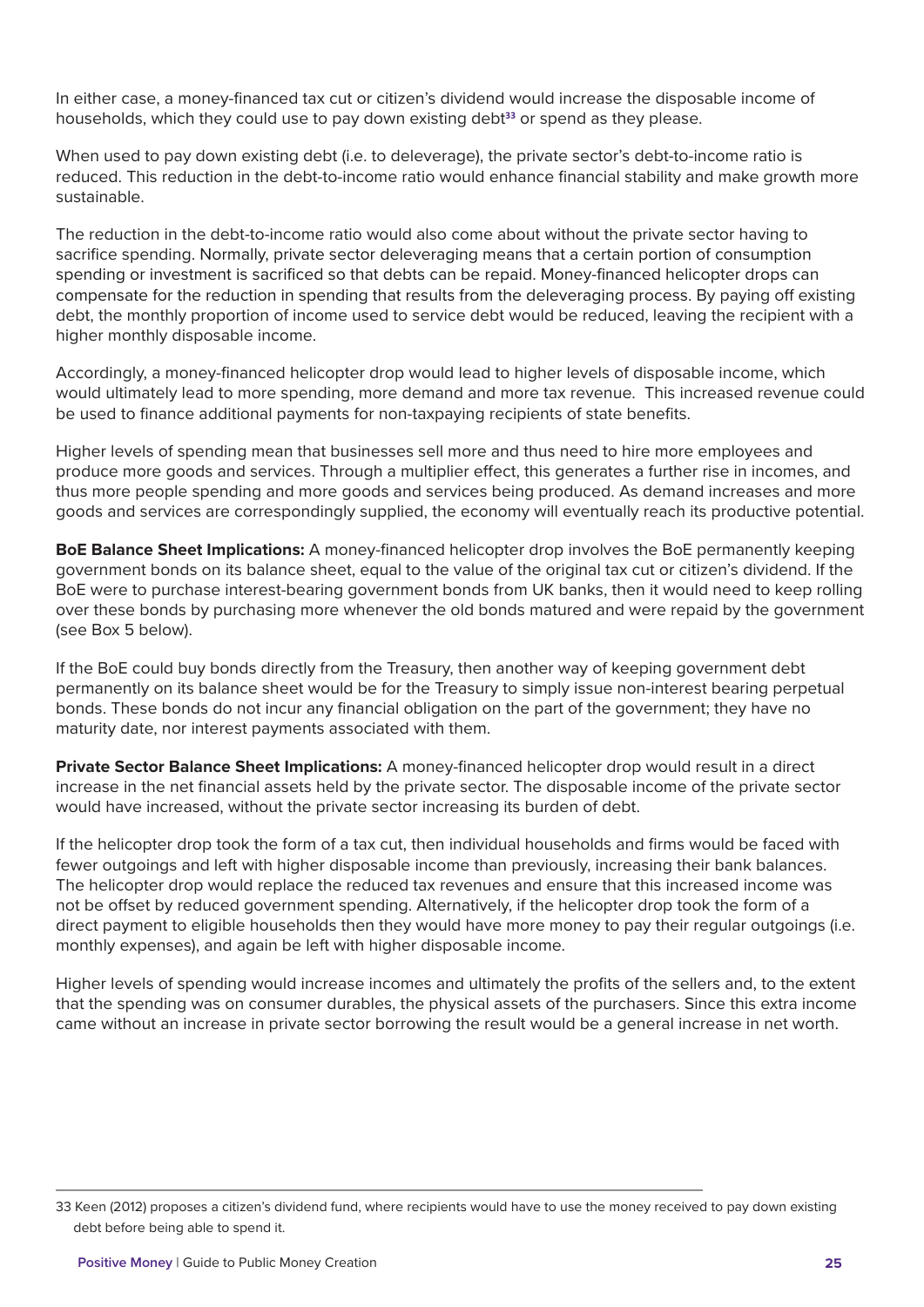In either case, a money-financed tax cut or citizen's dividend would increase the disposable income of households, which they could use to pay down existing debt[33] or spend as they please.

When used to pay down existing debt (i.e. to deleverage), the private sector's debt-to-income ratio is reduced. This reduction in the debt-to-income ratio would enhance financial stability and make growth more sustainable.

The reduction in the debt-to-income ratio would also come about without the private sector having to sacrifice spending. Normally, private sector deleveraging means that a certain portion of consumption spending or investment is sacrificed so that debts can be repaid. Money-financed helicopter drops can compensate for the reduction in spending that results from the deleveraging process. By paying off existing debt, the monthly proportion of income used to service debt would be reduced, leaving the recipient with a higher monthly disposable income.

Accordingly, a money-financed helicopter drop would lead to higher levels of disposable income, which would ultimately lead to more spending, more demand and more tax revenue. This increased revenue could be used to finance additional payments for non-taxpaying recipients of state benefits.

Higher levels of spending mean that businesses sell more and thus need to hire more employees and produce more goods and services. Through a multiplier effect, this generates a further rise in incomes, and thus more people spending and more goods and services being produced. As demand increases and more goods and services are correspondingly supplied, the economy will eventually reach its productive potential.

**BoE Balance Sheet Implications:** A money-financed helicopter drop involves the BoE permanently keeping government bonds on its balance sheet, equal to the value of the original tax cut or citizen's dividend. If the BoE were to purchase interest-bearing government bonds from UK banks, then it would need to keep rolling over these bonds by purchasing more whenever the old bonds matured and were repaid by the government (see Box 5 below).

If the BoE could buy bonds directly from the Treasury, then another way of keeping government debt permanently on its balance sheet would be for the Treasury to simply issue non-interest bearing perpetual bonds. These bonds do not incur any financial obligation on the part of the government; they have no maturity date, nor interest payments associated with them.

**Private Sector Balance Sheet Implications:** A money-financed helicopter drop would result in a direct increase in the net financial assets held by the private sector. The disposable income of the private sector would have increased, without the private sector increasing its burden of debt.

If the helicopter drop took the form of a tax cut, then individual households and firms would be faced with fewer outgoings and left with higher disposable income than previously, increasing their bank balances. The helicopter drop would replace the reduced tax revenues and ensure that this increased income was not be offset by reduced government spending. Alternatively, if the helicopter drop took the form of a direct payment to eligible households then they would have more money to pay their regular outgoings (i.e. monthly expenses), and again be left with higher disposable income.

Higher levels of spending would increase incomes and ultimately the profits of the sellers and, to the extent that the spending was on consumer durables, the physical assets of the purchasers. Since this extra income came without an increase in private sector borrowing the result would be a general increase in net worth.

---

33 Keen (2012) proposes a citizen's dividend fund, where recipients would have to use the money received to pay down existing debt before being able to spend it.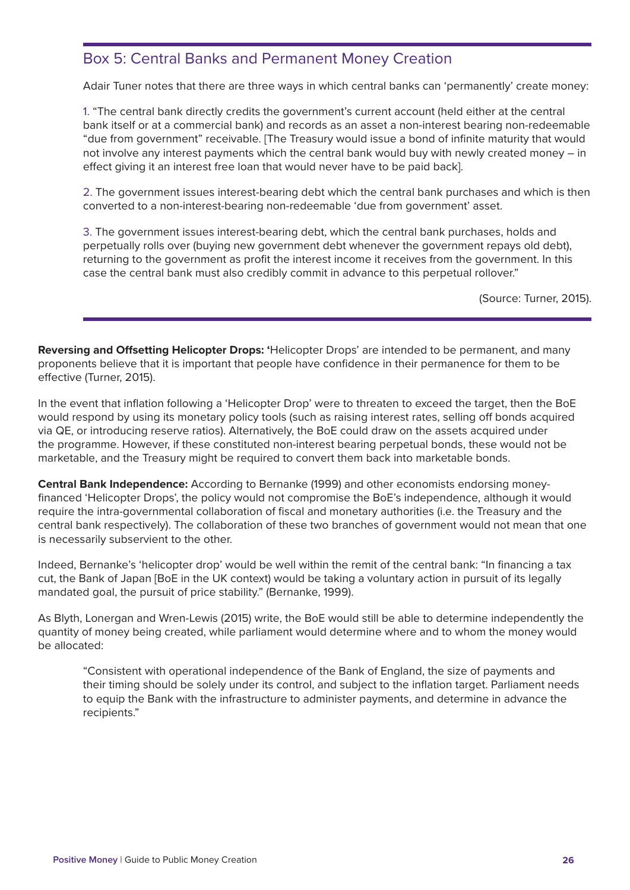## Box 5: Central Banks and Permanent Money Creation

Adair Tuner notes that there are three ways in which central banks can 'permanently' create money:

1. "The central bank directly credits the government's current account (held either at the central bank itself or at a commercial bank) and records as an asset a non-interest bearing non-redeemable "due from government" receivable. [The Treasury would issue a bond of infinite maturity that would not involve any interest payments which the central bank would buy with newly created money – in effect giving it an interest free loan that would never have to be paid back].

2. The government issues interest-bearing debt which the central bank purchases and which is then converted to a non-interest-bearing non-redeemable 'due from government' asset.

3. The government issues interest-bearing debt, which the central bank purchases, holds and perpetually rolls over (buying new government debt whenever the government repays old debt), returning to the government as profit the interest income it receives from the government. In this case the central bank must also credibly commit in advance to this perpetual rollover."

(Source: Turner, 2015).

**Reversing and Offsetting Helicopter Drops:** 'Helicopter Drops' are intended to be permanent, and many proponents believe that it is important that people have confidence in their permanence for them to be effective (Turner, 2015).

In the event that inflation following a 'Helicopter Drop' were to threaten to exceed the target, then the BoE would respond by using its monetary policy tools (such as raising interest rates, selling off bonds acquired via QE, or introducing reserve ratios). Alternatively, the BoE could draw on the assets acquired under the programme. However, if these constituted non-interest bearing perpetual bonds, these would not be marketable, and the Treasury might be required to convert them back into marketable bonds.

**Central Bank Independence:** According to Bernanke (1999) and other economists endorsing money-financed 'Helicopter Drops', the policy would not compromise the BoE's independence, although it would require the intra-governmental collaboration of fiscal and monetary authorities (i.e. the Treasury and the central bank respectively). The collaboration of these two branches of government would not mean that one is necessarily subservient to the other.

Indeed, Bernanke's 'helicopter drop' would be well within the remit of the central bank: "In financing a tax cut, the Bank of Japan [BoE in the UK context) would be taking a voluntary action in pursuit of its legally mandated goal, the pursuit of price stability." (Bernanke, 1999).

As Blyth, Lonergan and Wren-Lewis (2015) write, the BoE would still be able to determine independently the quantity of money being created, while parliament would determine where and to whom the money would be allocated:

> "Consistent with operational independence of the Bank of England, the size of payments and their timing should be solely under its control, and subject to the inflation target. Parliament needs to equip the Bank with the infrastructure to administer payments, and determine in advance the recipients."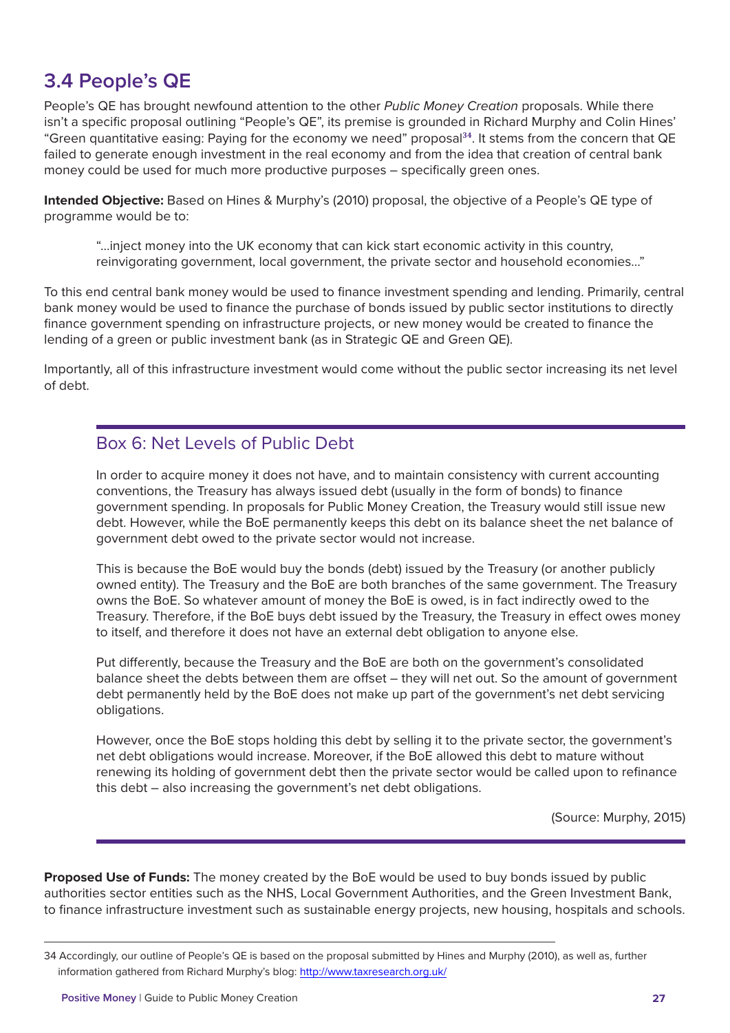## 3.4 People's QE

People's QE has brought newfound attention to the other *Public Money Creation* proposals. While there isn't a specific proposal outlining "People's QE", its premise is grounded in Richard Murphy and Colin Hines' "Green quantitative easing: Paying for the economy we need" proposal[34]. It stems from the concern that QE failed to generate enough investment in the real economy and from the idea that creation of central bank money could be used for much more productive purposes – specifically green ones.

**Intended Objective:** Based on Hines & Murphy's (2010) proposal, the objective of a People's QE type of programme would be to:

> "...inject money into the UK economy that can kick start economic activity in this country, reinvigorating government, local government, the private sector and household economies..."

To this end central bank money would be used to finance investment spending and lending. Primarily, central bank money would be used to finance the purchase of bonds issued by public sector institutions to directly finance government spending on infrastructure projects, or new money would be created to finance the lending of a green or public investment bank (as in Strategic QE and Green QE).

Importantly, all of this infrastructure investment would come without the public sector increasing its net level of debt.

### Box 6: Net Levels of Public Debt

In order to acquire money it does not have, and to maintain consistency with current accounting conventions, the Treasury has always issued debt (usually in the form of bonds) to finance government spending. In proposals for Public Money Creation, the Treasury would still issue new debt. However, while the BoE permanently keeps this debt on its balance sheet the net balance of government debt owed to the private sector would not increase.

This is because the BoE would buy the bonds (debt) issued by the Treasury (or another publicly owned entity). The Treasury and the BoE are both branches of the same government. The Treasury owns the BoE. So whatever amount of money the BoE is owed, is in fact indirectly owed to the Treasury. Therefore, if the BoE buys debt issued by the Treasury, the Treasury in effect owes money to itself, and therefore it does not have an external debt obligation to anyone else.

Put differently, because the Treasury and the BoE are both on the government's consolidated balance sheet the debts between them are offset – they will net out. So the amount of government debt permanently held by the BoE does not make up part of the government's net debt servicing obligations.

However, once the BoE stops holding this debt by selling it to the private sector, the government's net debt obligations would increase. Moreover, if the BoE allowed this debt to mature without renewing its holding of government debt then the private sector would be called upon to refinance this debt – also increasing the government's net debt obligations.

(Source: Murphy, 2015)

**Proposed Use of Funds:** The money created by the BoE would be used to buy bonds issued by public authorities sector entities such as the NHS, Local Government Authorities, and the Green Investment Bank, to finance infrastructure investment such as sustainable energy projects, new housing, hospitals and schools.

---

34 Accordingly, our outline of People's QE is based on the proposal submitted by Hines and Murphy (2010), as well as, further information gathered from Richard Murphy's blog: http://www.taxresearch.org.uk/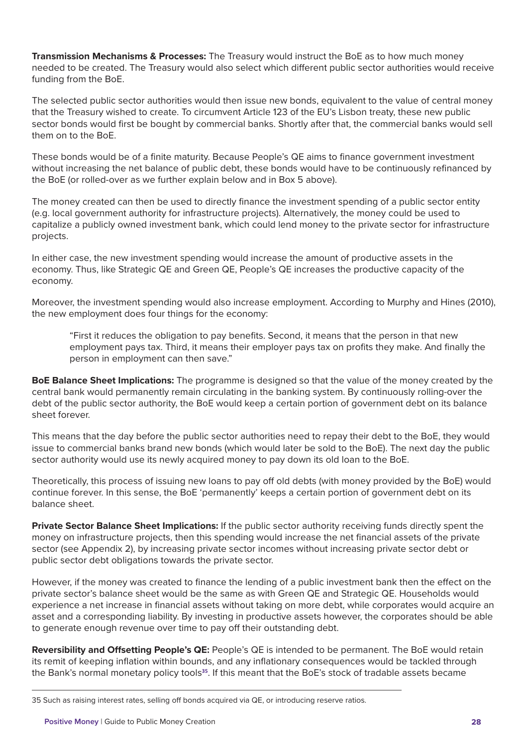**Transmission Mechanisms & Processes:** The Treasury would instruct the BoE as to how much money needed to be created. The Treasury would also select which different public sector authorities would receive funding from the BoE.

The selected public sector authorities would then issue new bonds, equivalent to the value of central money that the Treasury wished to create. To circumvent Article 123 of the EU's Lisbon treaty, these new public sector bonds would first be bought by commercial banks. Shortly after that, the commercial banks would sell them on to the BoE.

These bonds would be of a finite maturity. Because People's QE aims to finance government investment without increasing the net balance of public debt, these bonds would have to be continuously refinanced by the BoE (or rolled-over as we further explain below and in Box 5 above).

The money created can then be used to directly finance the investment spending of a public sector entity (e.g. local government authority for infrastructure projects). Alternatively, the money could be used to capitalize a publicly owned investment bank, which could lend money to the private sector for infrastructure projects.

In either case, the new investment spending would increase the amount of productive assets in the economy. Thus, like Strategic QE and Green QE, People's QE increases the productive capacity of the economy.

Moreover, the investment spending would also increase employment. According to Murphy and Hines (2010), the new employment does four things for the economy:

> "First it reduces the obligation to pay benefits. Second, it means that the person in that new employment pays tax. Third, it means their employer pays tax on profits they make. And finally the person in employment can then save."

**BoE Balance Sheet Implications:** The programme is designed so that the value of the money created by the central bank would permanently remain circulating in the banking system. By continuously rolling-over the debt of the public sector authority, the BoE would keep a certain portion of government debt on its balance sheet forever.

This means that the day before the public sector authorities need to repay their debt to the BoE, they would issue to commercial banks brand new bonds (which would later be sold to the BoE). The next day the public sector authority would use its newly acquired money to pay down its old loan to the BoE.

Theoretically, this process of issuing new loans to pay off old debts (with money provided by the BoE) would continue forever. In this sense, the BoE 'permanently' keeps a certain portion of government debt on its balance sheet.

**Private Sector Balance Sheet Implications:** If the public sector authority receiving funds directly spent the money on infrastructure projects, then this spending would increase the net financial assets of the private sector (see Appendix 2), by increasing private sector incomes without increasing private sector debt or public sector debt obligations towards the private sector.

However, if the money was created to finance the lending of a public investment bank then the effect on the private sector's balance sheet would be the same as with Green QE and Strategic QE. Households would experience a net increase in financial assets without taking on more debt, while corporates would acquire an asset and a corresponding liability. By investing in productive assets however, the corporates should be able to generate enough revenue over time to pay off their outstanding debt.

**Reversibility and Offsetting People's QE:** People's QE is intended to be permanent. The BoE would retain its remit of keeping inflation within bounds, and any inflationary consequences would be tackled through the Bank's normal monetary policy tools[35]. If this meant that the BoE's stock of tradable assets became

---

35 Such as raising interest rates, selling off bonds acquired via QE, or introducing reserve ratios.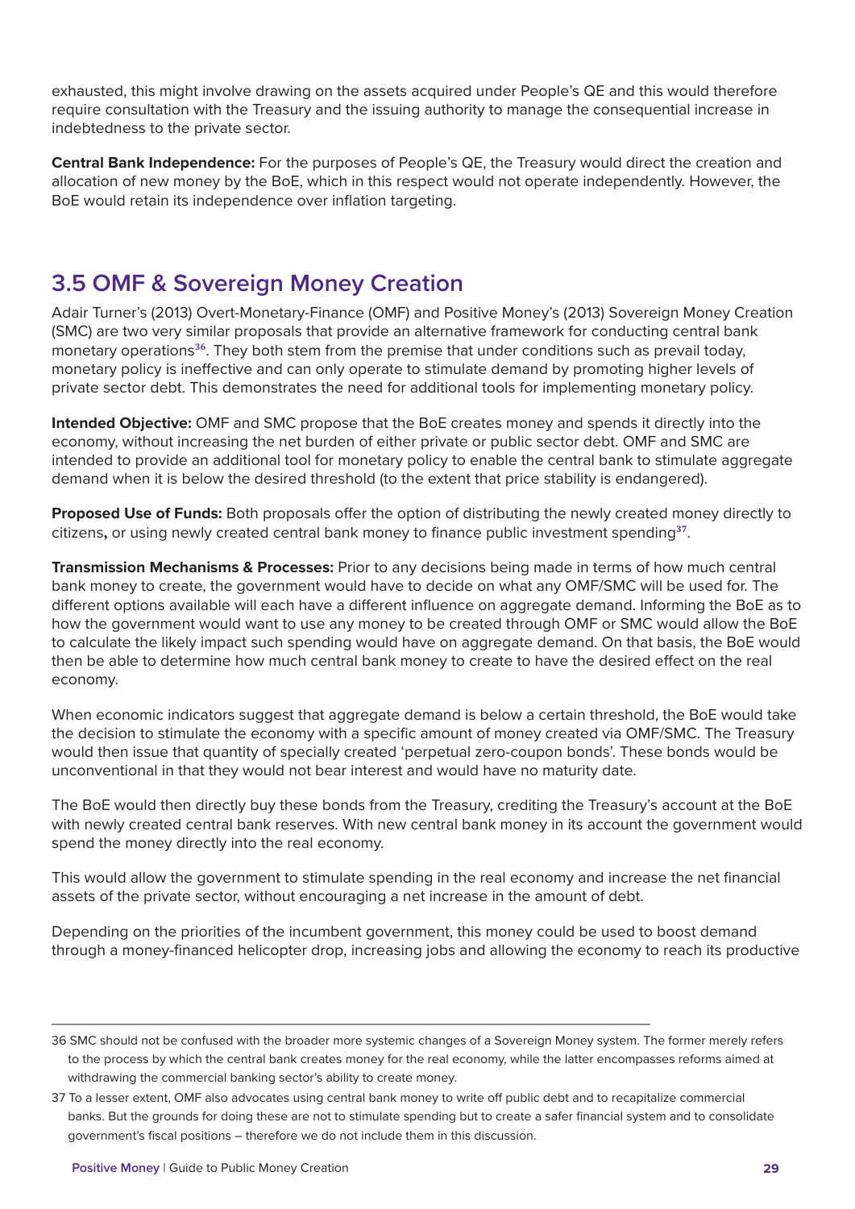exhausted, this might involve drawing on the assets acquired under People's QE and this would therefore require consultation with the Treasury and the issuing authority to manage the consequential increase in indebtedness to the private sector.

**Central Bank Independence:** For the purposes of People's QE, the Treasury would direct the creation and allocation of new money by the BoE, which in this respect would not operate independently. However, the BoE would retain its independence over inflation targeting.

## 3.5 OMF & Sovereign Money Creation

Adair Turner's (2013) Overt-Monetary-Finance (OMF) and Positive Money's (2013) Sovereign Money Creation (SMC) are two very similar proposals that provide an alternative framework for conducting central bank monetary operations[36]. They both stem from the premise that under conditions such as prevail today, monetary policy is ineffective and can only operate to stimulate demand by promoting higher levels of private sector debt. This demonstrates the need for additional tools for implementing monetary policy.

**Intended Objective:** OMF and SMC propose that the BoE creates money and spends it directly into the economy, without increasing the net burden of either private or public sector debt. OMF and SMC are intended to provide an additional tool for monetary policy to enable the central bank to stimulate aggregate demand when it is below the desired threshold (to the extent that price stability is endangered).

**Proposed Use of Funds:** Both proposals offer the option of distributing the newly created money directly to citizens**,** or using newly created central bank money to finance public investment spending[37].

**Transmission Mechanisms & Processes:** Prior to any decisions being made in terms of how much central bank money to create, the government would have to decide on what any OMF/SMC will be used for. The different options available will each have a different influence on aggregate demand. Informing the BoE as to how the government would want to use any money to be created through OMF or SMC would allow the BoE to calculate the likely impact such spending would have on aggregate demand. On that basis, the BoE would then be able to determine how much central bank money to create to have the desired effect on the real economy.

When economic indicators suggest that aggregate demand is below a certain threshold, the BoE would take the decision to stimulate the economy with a specific amount of money created via OMF/SMC. The Treasury would then issue that quantity of specially created 'perpetual zero-coupon bonds'. These bonds would be unconventional in that they would not bear interest and would have no maturity date.

The BoE would then directly buy these bonds from the Treasury, crediting the Treasury's account at the BoE with newly created central bank reserves. With new central bank money in its account the government would spend the money directly into the real economy.

This would allow the government to stimulate spending in the real economy and increase the net financial assets of the private sector, without encouraging a net increase in the amount of debt.

Depending on the priorities of the incumbent government, this money could be used to boost demand through a money-financed helicopter drop, increasing jobs and allowing the economy to reach its productive

---

36 SMC should not be confused with the broader more systemic changes of a Sovereign Money system. The former merely refers to the process by which the central bank creates money for the real economy, while the latter encompasses reforms aimed at withdrawing the commercial banking sector's ability to create money.

37 To a lesser extent, OMF also advocates using central bank money to write off public debt and to recapitalize commercial banks. But the grounds for doing these are not to stimulate spending but to create a safer financial system and to consolidate government's fiscal positions – therefore we do not include them in this discussion.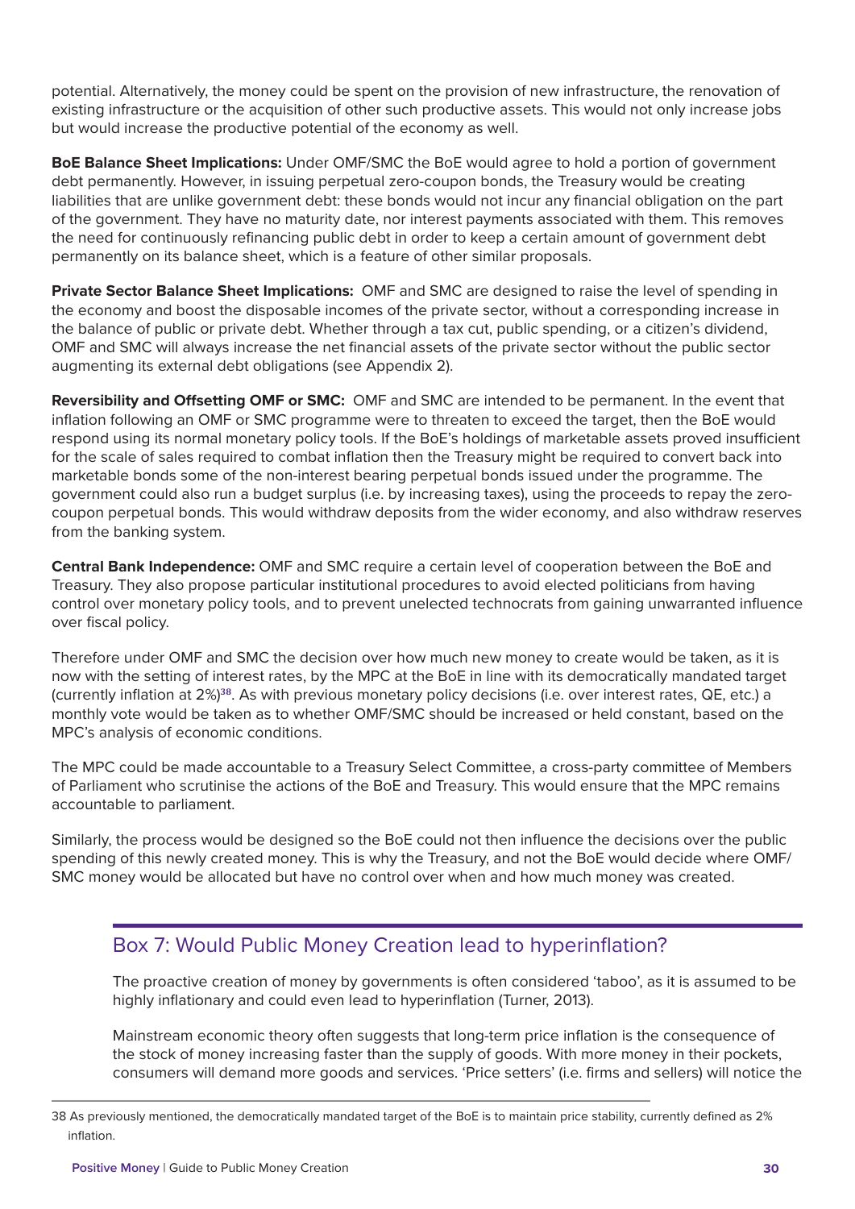potential. Alternatively, the money could be spent on the provision of new infrastructure, the renovation of existing infrastructure or the acquisition of other such productive assets. This would not only increase jobs but would increase the productive potential of the economy as well.

**BoE Balance Sheet Implications:** Under OMF/SMC the BoE would agree to hold a portion of government debt permanently. However, in issuing perpetual zero-coupon bonds, the Treasury would be creating liabilities that are unlike government debt: these bonds would not incur any financial obligation on the part of the government. They have no maturity date, nor interest payments associated with them. This removes the need for continuously refinancing public debt in order to keep a certain amount of government debt permanently on its balance sheet, which is a feature of other similar proposals.

**Private Sector Balance Sheet Implications:** OMF and SMC are designed to raise the level of spending in the economy and boost the disposable incomes of the private sector, without a corresponding increase in the balance of public or private debt. Whether through a tax cut, public spending, or a citizen's dividend, OMF and SMC will always increase the net financial assets of the private sector without the public sector augmenting its external debt obligations (see Appendix 2).

**Reversibility and Offsetting OMF or SMC:** OMF and SMC are intended to be permanent. In the event that inflation following an OMF or SMC programme were to threaten to exceed the target, then the BoE would respond using its normal monetary policy tools. If the BoE's holdings of marketable assets proved insufficient for the scale of sales required to combat inflation then the Treasury might be required to convert back into marketable bonds some of the non-interest bearing perpetual bonds issued under the programme. The government could also run a budget surplus (i.e. by increasing taxes), using the proceeds to repay the zero-coupon perpetual bonds. This would withdraw deposits from the wider economy, and also withdraw reserves from the banking system.

**Central Bank Independence:** OMF and SMC require a certain level of cooperation between the BoE and Treasury. They also propose particular institutional procedures to avoid elected politicians from having control over monetary policy tools, and to prevent unelected technocrats from gaining unwarranted influence over fiscal policy.

Therefore under OMF and SMC the decision over how much new money to create would be taken, as it is now with the setting of interest rates, by the MPC at the BoE in line with its democratically mandated target (currently inflation at 2%)[38]. As with previous monetary policy decisions (i.e. over interest rates, QE, etc.) a monthly vote would be taken as to whether OMF/SMC should be increased or held constant, based on the MPC's analysis of economic conditions.

The MPC could be made accountable to a Treasury Select Committee, a cross-party committee of Members of Parliament who scrutinise the actions of the BoE and Treasury. This would ensure that the MPC remains accountable to parliament.

Similarly, the process would be designed so the BoE could not then influence the decisions over the public spending of this newly created money. This is why the Treasury, and not the BoE would decide where OMF/SMC money would be allocated but have no control over when and how much money was created.

## Box 7: Would Public Money Creation lead to hyperinflation?

The proactive creation of money by governments is often considered 'taboo', as it is assumed to be highly inflationary and could even lead to hyperinflation (Turner, 2013).

Mainstream economic theory often suggests that long-term price inflation is the consequence of the stock of money increasing faster than the supply of goods. With more money in their pockets, consumers will demand more goods and services. 'Price setters' (i.e. firms and sellers) will notice the

---

38 As previously mentioned, the democratically mandated target of the BoE is to maintain price stability, currently defined as 2% inflation.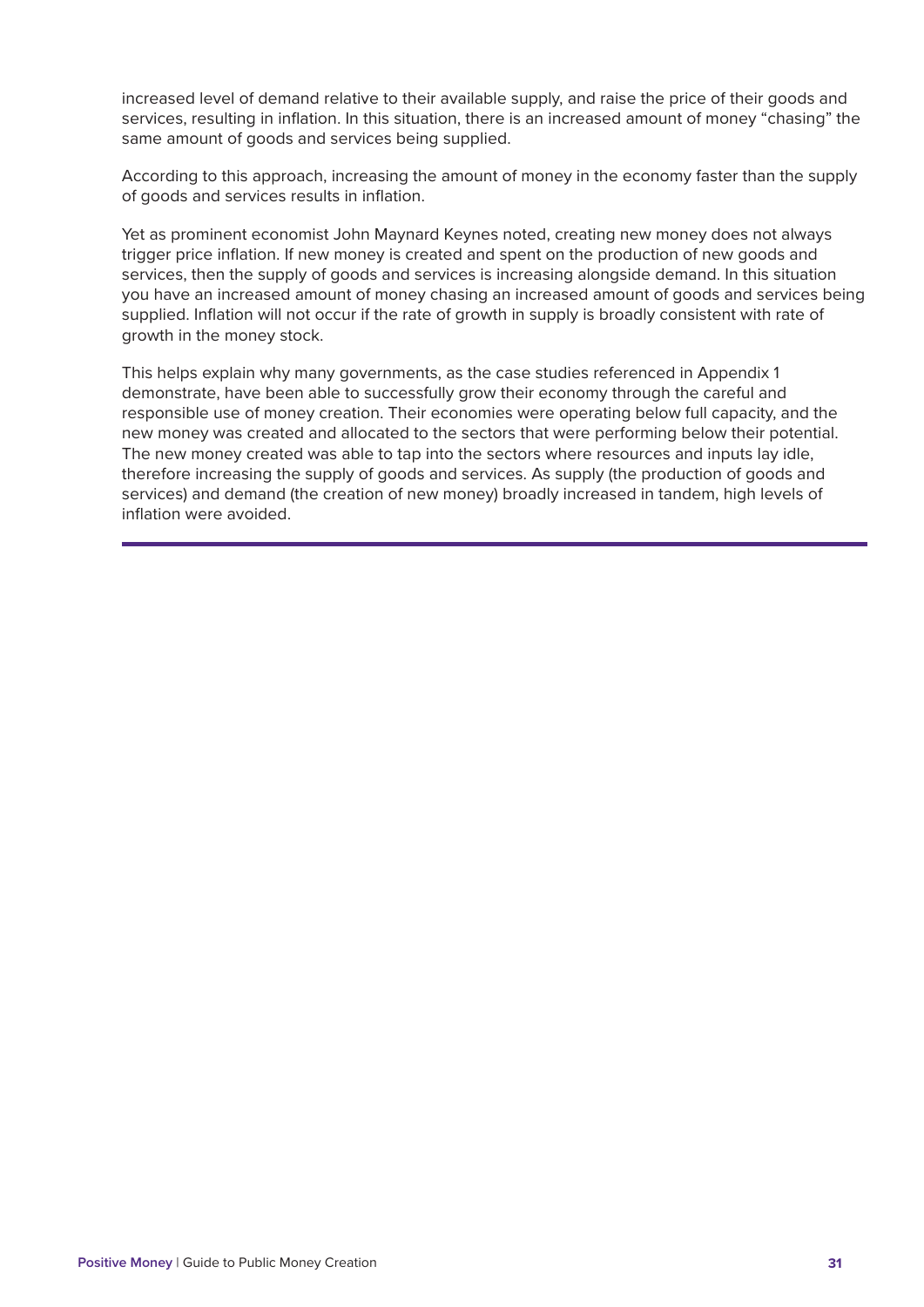increased level of demand relative to their available supply, and raise the price of their goods and services, resulting in inflation. In this situation, there is an increased amount of money "chasing" the same amount of goods and services being supplied.

According to this approach, increasing the amount of money in the economy faster than the supply of goods and services results in inflation.

Yet as prominent economist John Maynard Keynes noted, creating new money does not always trigger price inflation. If new money is created and spent on the production of new goods and services, then the supply of goods and services is increasing alongside demand. In this situation you have an increased amount of money chasing an increased amount of goods and services being supplied. Inflation will not occur if the rate of growth in supply is broadly consistent with rate of growth in the money stock.

This helps explain why many governments, as the case studies referenced in Appendix 1 demonstrate, have been able to successfully grow their economy through the careful and responsible use of money creation. Their economies were operating below full capacity, and the new money was created and allocated to the sectors that were performing below their potential. The new money created was able to tap into the sectors where resources and inputs lay idle, therefore increasing the supply of goods and services. As supply (the production of goods and services) and demand (the creation of new money) broadly increased in tandem, high levels of inflation were avoided.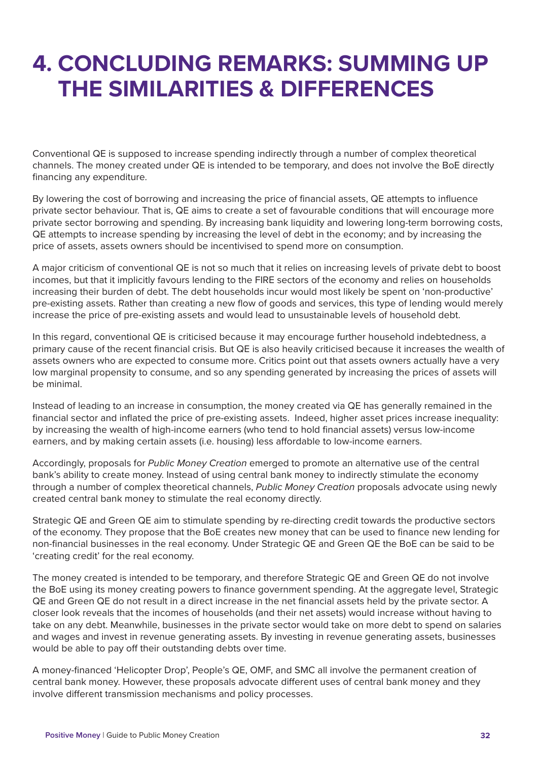# 4. CONCLUDING REMARKS: SUMMING UP THE SIMILARITIES & DIFFERENCES

Conventional QE is supposed to increase spending indirectly through a number of complex theoretical channels. The money created under QE is intended to be temporary, and does not involve the BoE directly financing any expenditure.

By lowering the cost of borrowing and increasing the price of financial assets, QE attempts to influence private sector behaviour. That is, QE aims to create a set of favourable conditions that will encourage more private sector borrowing and spending. By increasing bank liquidity and lowering long-term borrowing costs, QE attempts to increase spending by increasing the level of debt in the economy; and by increasing the price of assets, assets owners should be incentivised to spend more on consumption.

A major criticism of conventional QE is not so much that it relies on increasing levels of private debt to boost incomes, but that it implicitly favours lending to the FIRE sectors of the economy and relies on households increasing their burden of debt. The debt households incur would most likely be spent on 'non-productive' pre-existing assets. Rather than creating a new flow of goods and services, this type of lending would merely increase the price of pre-existing assets and would lead to unsustainable levels of household debt.

In this regard, conventional QE is criticised because it may encourage further household indebtedness, a primary cause of the recent financial crisis. But QE is also heavily criticised because it increases the wealth of assets owners who are expected to consume more. Critics point out that assets owners actually have a very low marginal propensity to consume, and so any spending generated by increasing the prices of assets will be minimal.

Instead of leading to an increase in consumption, the money created via QE has generally remained in the financial sector and inflated the price of pre-existing assets. Indeed, higher asset prices increase inequality: by increasing the wealth of high-income earners (who tend to hold financial assets) versus low-income earners, and by making certain assets (i.e. housing) less affordable to low-income earners.

Accordingly, proposals for *Public Money Creation* emerged to promote an alternative use of the central bank's ability to create money. Instead of using central bank money to indirectly stimulate the economy through a number of complex theoretical channels, *Public Money Creation* proposals advocate using newly created central bank money to stimulate the real economy directly.

Strategic QE and Green QE aim to stimulate spending by re-directing credit towards the productive sectors of the economy. They propose that the BoE creates new money that can be used to finance new lending for non-financial businesses in the real economy. Under Strategic QE and Green QE the BoE can be said to be 'creating credit' for the real economy.

The money created is intended to be temporary, and therefore Strategic QE and Green QE do not involve the BoE using its money creating powers to finance government spending. At the aggregate level, Strategic QE and Green QE do not result in a direct increase in the net financial assets held by the private sector. A closer look reveals that the incomes of households (and their net assets) would increase without having to take on any debt. Meanwhile, businesses in the private sector would take on more debt to spend on salaries and wages and invest in revenue generating assets. By investing in revenue generating assets, businesses would be able to pay off their outstanding debts over time.

A money-financed 'Helicopter Drop', People's QE, OMF, and SMC all involve the permanent creation of central bank money. However, these proposals advocate different uses of central bank money and they involve different transmission mechanisms and policy processes.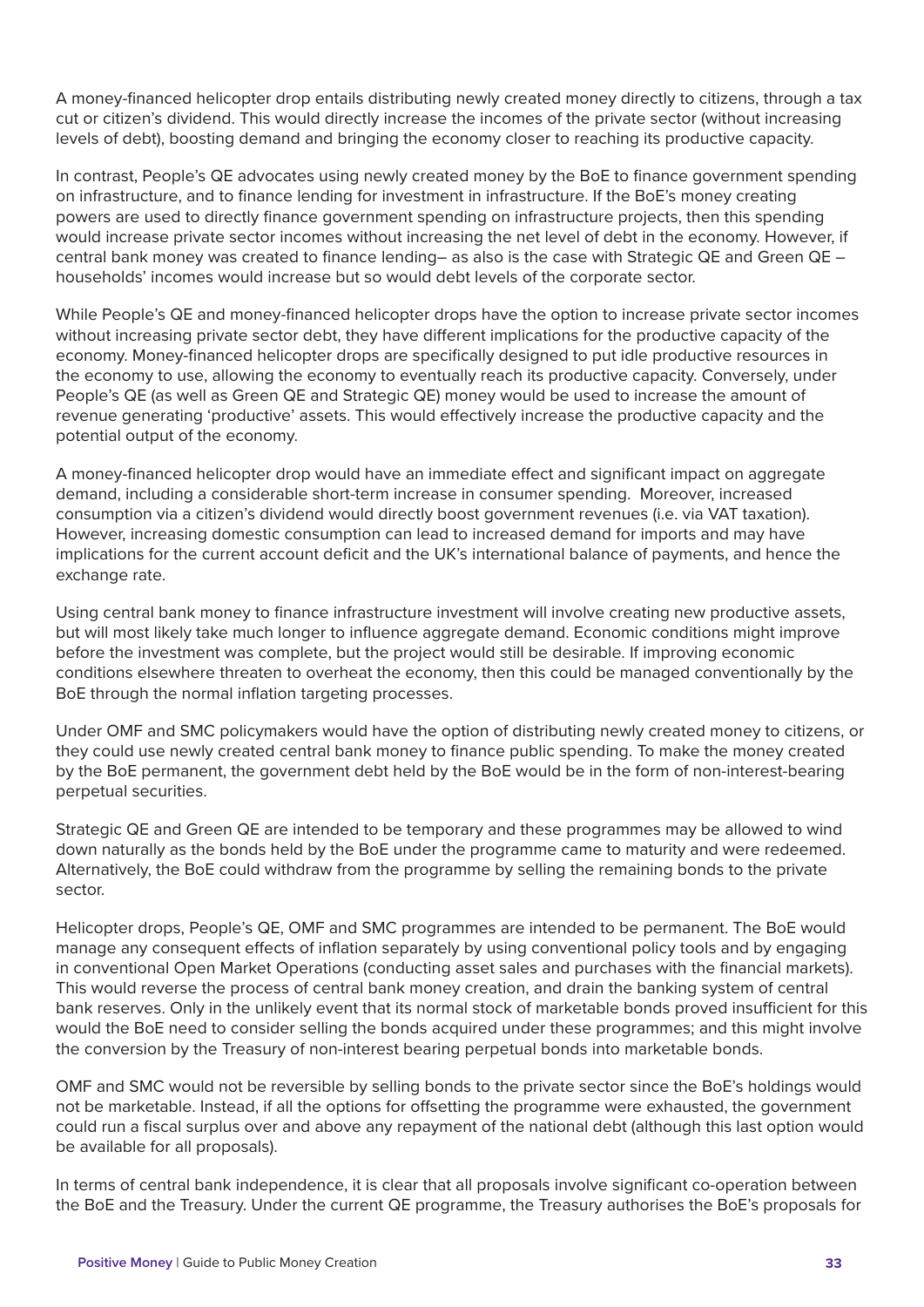A money-financed helicopter drop entails distributing newly created money directly to citizens, through a tax cut or citizen's dividend. This would directly increase the incomes of the private sector (without increasing levels of debt), boosting demand and bringing the economy closer to reaching its productive capacity.

In contrast, People's QE advocates using newly created money by the BoE to finance government spending on infrastructure, and to finance lending for investment in infrastructure. If the BoE's money creating powers are used to directly finance government spending on infrastructure projects, then this spending would increase private sector incomes without increasing the net level of debt in the economy. However, if central bank money was created to finance lending– as also is the case with Strategic QE and Green QE – households' incomes would increase but so would debt levels of the corporate sector.

While People's QE and money-financed helicopter drops have the option to increase private sector incomes without increasing private sector debt, they have different implications for the productive capacity of the economy. Money-financed helicopter drops are specifically designed to put idle productive resources in the economy to use, allowing the economy to eventually reach its productive capacity. Conversely, under People's QE (as well as Green QE and Strategic QE) money would be used to increase the amount of revenue generating 'productive' assets. This would effectively increase the productive capacity and the potential output of the economy.

A money-financed helicopter drop would have an immediate effect and significant impact on aggregate demand, including a considerable short-term increase in consumer spending. Moreover, increased consumption via a citizen's dividend would directly boost government revenues (i.e. via VAT taxation). However, increasing domestic consumption can lead to increased demand for imports and may have implications for the current account deficit and the UK's international balance of payments, and hence the exchange rate.

Using central bank money to finance infrastructure investment will involve creating new productive assets, but will most likely take much longer to influence aggregate demand. Economic conditions might improve before the investment was complete, but the project would still be desirable. If improving economic conditions elsewhere threaten to overheat the economy, then this could be managed conventionally by the BoE through the normal inflation targeting processes.

Under OMF and SMC policymakers would have the option of distributing newly created money to citizens, or they could use newly created central bank money to finance public spending. To make the money created by the BoE permanent, the government debt held by the BoE would be in the form of non-interest-bearing perpetual securities.

Strategic QE and Green QE are intended to be temporary and these programmes may be allowed to wind down naturally as the bonds held by the BoE under the programme came to maturity and were redeemed. Alternatively, the BoE could withdraw from the programme by selling the remaining bonds to the private sector.

Helicopter drops, People's QE, OMF and SMC programmes are intended to be permanent. The BoE would manage any consequent effects of inflation separately by using conventional policy tools and by engaging in conventional Open Market Operations (conducting asset sales and purchases with the financial markets). This would reverse the process of central bank money creation, and drain the banking system of central bank reserves. Only in the unlikely event that its normal stock of marketable bonds proved insufficient for this would the BoE need to consider selling the bonds acquired under these programmes; and this might involve the conversion by the Treasury of non-interest bearing perpetual bonds into marketable bonds.

OMF and SMC would not be reversible by selling bonds to the private sector since the BoE's holdings would not be marketable. Instead, if all the options for offsetting the programme were exhausted, the government could run a fiscal surplus over and above any repayment of the national debt (although this last option would be available for all proposals).

In terms of central bank independence, it is clear that all proposals involve significant co-operation between the BoE and the Treasury. Under the current QE programme, the Treasury authorises the BoE's proposals for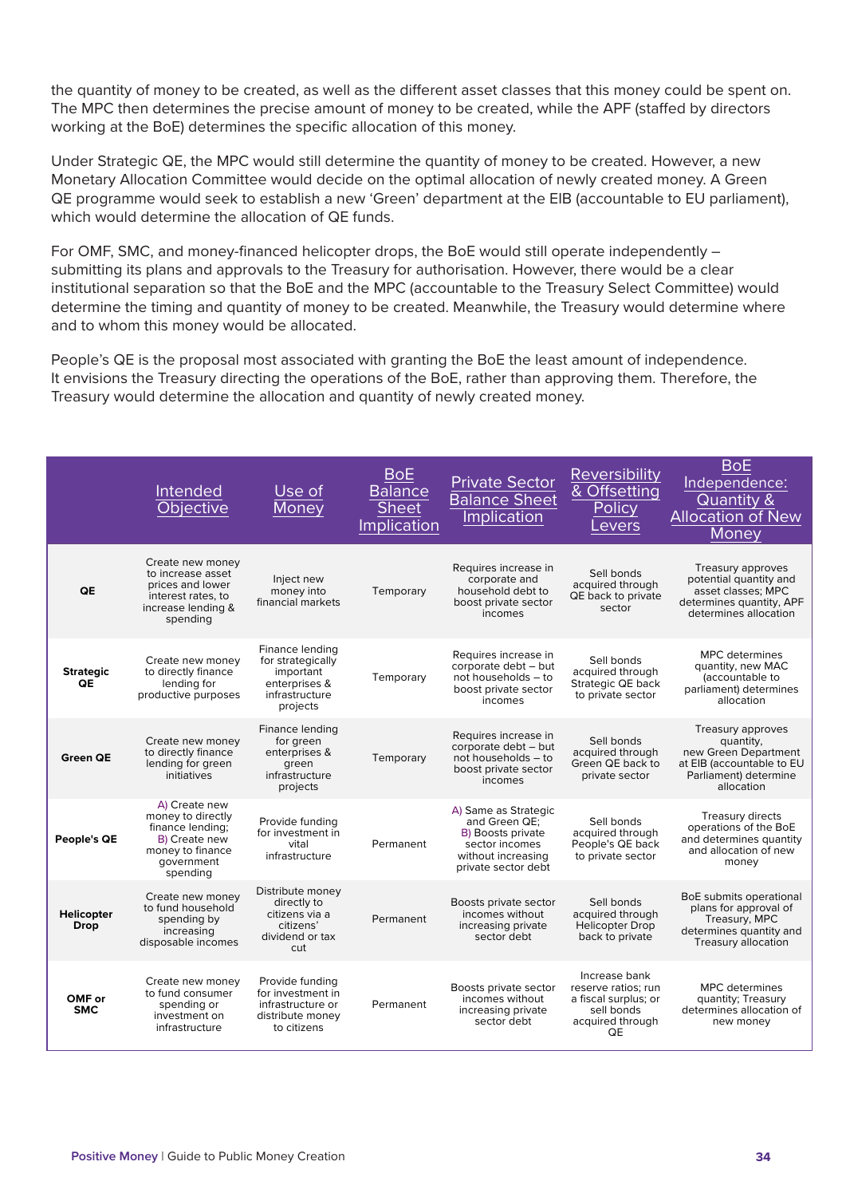the quantity of money to be created, as well as the different asset classes that this money could be spent on. The MPC then determines the precise amount of money to be created, while the APF (staffed by directors working at the BoE) determines the specific allocation of this money.

Under Strategic QE, the MPC would still determine the quantity of money to be created. However, a new Monetary Allocation Committee would decide on the optimal allocation of newly created money. A Green QE programme would seek to establish a new 'Green' department at the EIB (accountable to EU parliament), which would determine the allocation of QE funds.

For OMF, SMC, and money-financed helicopter drops, the BoE would still operate independently – submitting its plans and approvals to the Treasury for authorisation. However, there would be a clear institutional separation so that the BoE and the MPC (accountable to the Treasury Select Committee) would determine the timing and quantity of money to be created. Meanwhile, the Treasury would determine where and to whom this money would be allocated.

People's QE is the proposal most associated with granting the BoE the least amount of independence. It envisions the Treasury directing the operations of the BoE, rather than approving them. Therefore, the Treasury would determine the allocation and quantity of newly created money.

| | Intended Objective | Use of Money | BoE Balance Sheet Implication | Private Sector Balance Sheet Implication | Reversibility & Offsetting Policy Levers | BoE Independence: Quantity & Allocation of New Money |
|---|---|---|---|---|---|---|
| **QE** | Create new money to increase asset prices and lower interest rates, to increase lending & spending | Inject new money into financial markets | Temporary | Requires increase in corporate and household debt to boost private sector incomes | Sell bonds acquired through QE back to private sector | Treasury approves potential quantity and asset classes; MPC determines quantity, APF determines allocation |
| **Strategic QE** | Create new money to directly finance lending for productive purposes | Finance lending for strategically important enterprises & infrastructure projects | Temporary | Requires increase in corporate debt – but not households – to boost private sector incomes | Sell bonds acquired through Strategic QE back to private sector | MPC determines quantity, new MAC (accountable to parliament) determines allocation |
| **Green QE** | Create new money to directly finance lending for green initiatives | Finance lending for green enterprises & green infrastructure projects | Temporary | Requires increase in corporate debt – but not households – to boost private sector incomes | Sell bonds acquired through Green QE back to private sector | Treasury approves quantity, new Green Department at EIB (accountable to EU Parliament) determine allocation |
| **People's QE** | A) Create new money to directly finance lending; B) Create new money to finance government spending | Provide funding for investment in vital infrastructure | Permanent | A) Same as Strategic and Green QE; B) Boosts private sector incomes without increasing private sector debt | Sell bonds acquired through People's QE back to private sector | Treasury directs operations of the BoE and determines quantity and allocation of new money |
| **Helicopter Drop** | Create new money to fund household spending by increasing disposable incomes | Distribute money directly to citizens via a citizens' dividend or tax cut | Permanent | Boosts private sector incomes without increasing private sector debt | Sell bonds acquired through Helicopter Drop back to private | BoE submits operational plans for approval of Treasury, MPC determines quantity and Treasury allocation |
| **OMF or SMC** | Create new money to fund consumer spending or investment on infrastructure | Provide funding for investment in infrastructure or distribute money to citizens | Permanent | Boosts private sector incomes without increasing private sector debt | Increase bank reserve ratios; run a fiscal surplus; or sell bonds acquired through QE | MPC determines quantity; Treasury determines allocation of new money |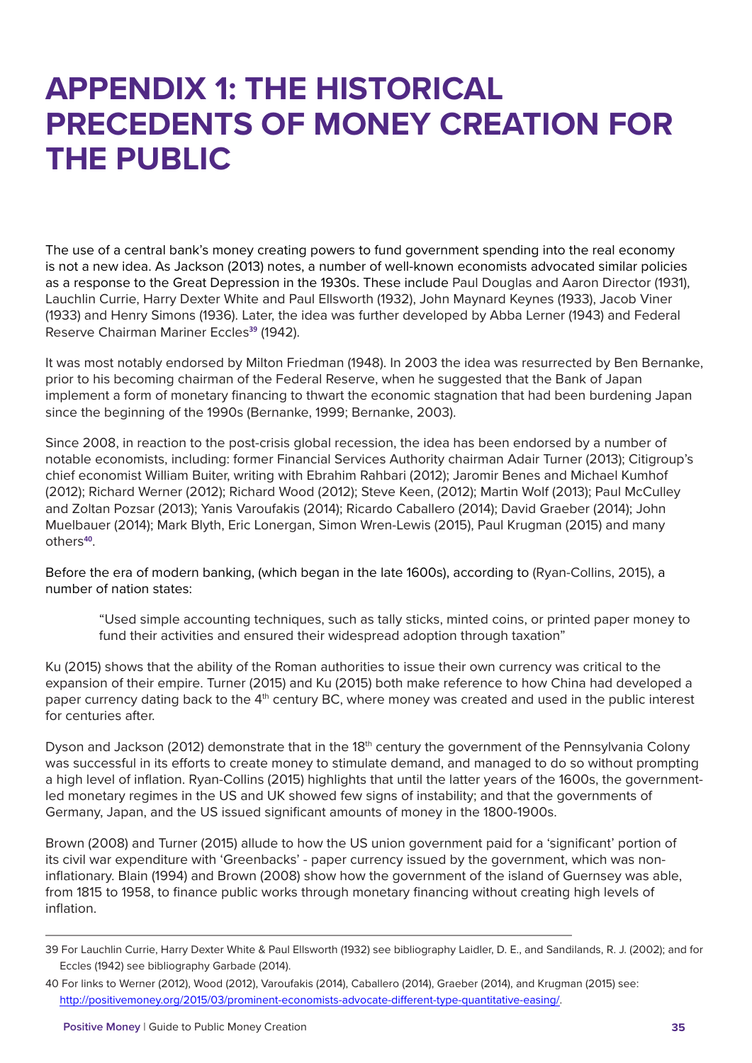# APPENDIX 1: THE HISTORICAL PRECEDENTS OF MONEY CREATION FOR THE PUBLIC

The use of a central bank's money creating powers to fund government spending into the real economy is not a new idea. As Jackson (2013) notes, a number of well-known economists advocated similar policies as a response to the Great Depression in the 1930s. These include Paul Douglas and Aaron Director (1931), Lauchlin Currie, Harry Dexter White and Paul Ellsworth (1932), John Maynard Keynes (1933), Jacob Viner (1933) and Henry Simons (1936). Later, the idea was further developed by Abba Lerner (1943) and Federal Reserve Chairman Mariner Eccles[39] (1942).

It was most notably endorsed by Milton Friedman (1948). In 2003 the idea was resurrected by Ben Bernanke, prior to his becoming chairman of the Federal Reserve, when he suggested that the Bank of Japan implement a form of monetary financing to thwart the economic stagnation that had been burdening Japan since the beginning of the 1990s (Bernanke, 1999; Bernanke, 2003).

Since 2008, in reaction to the post-crisis global recession, the idea has been endorsed by a number of notable economists, including: former Financial Services Authority chairman Adair Turner (2013); Citigroup's chief economist William Buiter, writing with Ebrahim Rahbari (2012); Jaromir Benes and Michael Kumhof (2012); Richard Werner (2012); Richard Wood (2012); Steve Keen, (2012); Martin Wolf (2013); Paul McCulley and Zoltan Pozsar (2013); Yanis Varoufakis (2014); Ricardo Caballero (2014); David Graeber (2014); John Muelbauer (2014); Mark Blyth, Eric Lonergan, Simon Wren-Lewis (2015), Paul Krugman (2015) and many others[40].

Before the era of modern banking, (which began in the late 1600s), according to (Ryan-Collins, 2015), a number of nation states:

> "Used simple accounting techniques, such as tally sticks, minted coins, or printed paper money to fund their activities and ensured their widespread adoption through taxation"

Ku (2015) shows that the ability of the Roman authorities to issue their own currency was critical to the expansion of their empire. Turner (2015) and Ku (2015) both make reference to how China had developed a paper currency dating back to the 4th century BC, where money was created and used in the public interest for centuries after.

Dyson and Jackson (2012) demonstrate that in the 18th century the government of the Pennsylvania Colony was successful in its efforts to create money to stimulate demand, and managed to do so without prompting a high level of inflation. Ryan-Collins (2015) highlights that until the latter years of the 1600s, the government-led monetary regimes in the US and UK showed few signs of instability; and that the governments of Germany, Japan, and the US issued significant amounts of money in the 1800-1900s.

Brown (2008) and Turner (2015) allude to how the US union government paid for a 'significant' portion of its civil war expenditure with 'Greenbacks' - paper currency issued by the government, which was non-inflationary. Blain (1994) and Brown (2008) show how the government of the island of Guernsey was able, from 1815 to 1958, to finance public works through monetary financing without creating high levels of inflation.

---

39 For Lauchlin Currie, Harry Dexter White & Paul Ellsworth (1932) see bibliography Laidler, D. E., and Sandilands, R. J. (2002); and for Eccles (1942) see bibliography Garbade (2014).

40 For links to Werner (2012), Wood (2012), Varoufakis (2014), Caballero (2014), Graeber (2014), and Krugman (2015) see: http://positivemoney.org/2015/03/prominent-economists-advocate-different-type-quantitative-easing/.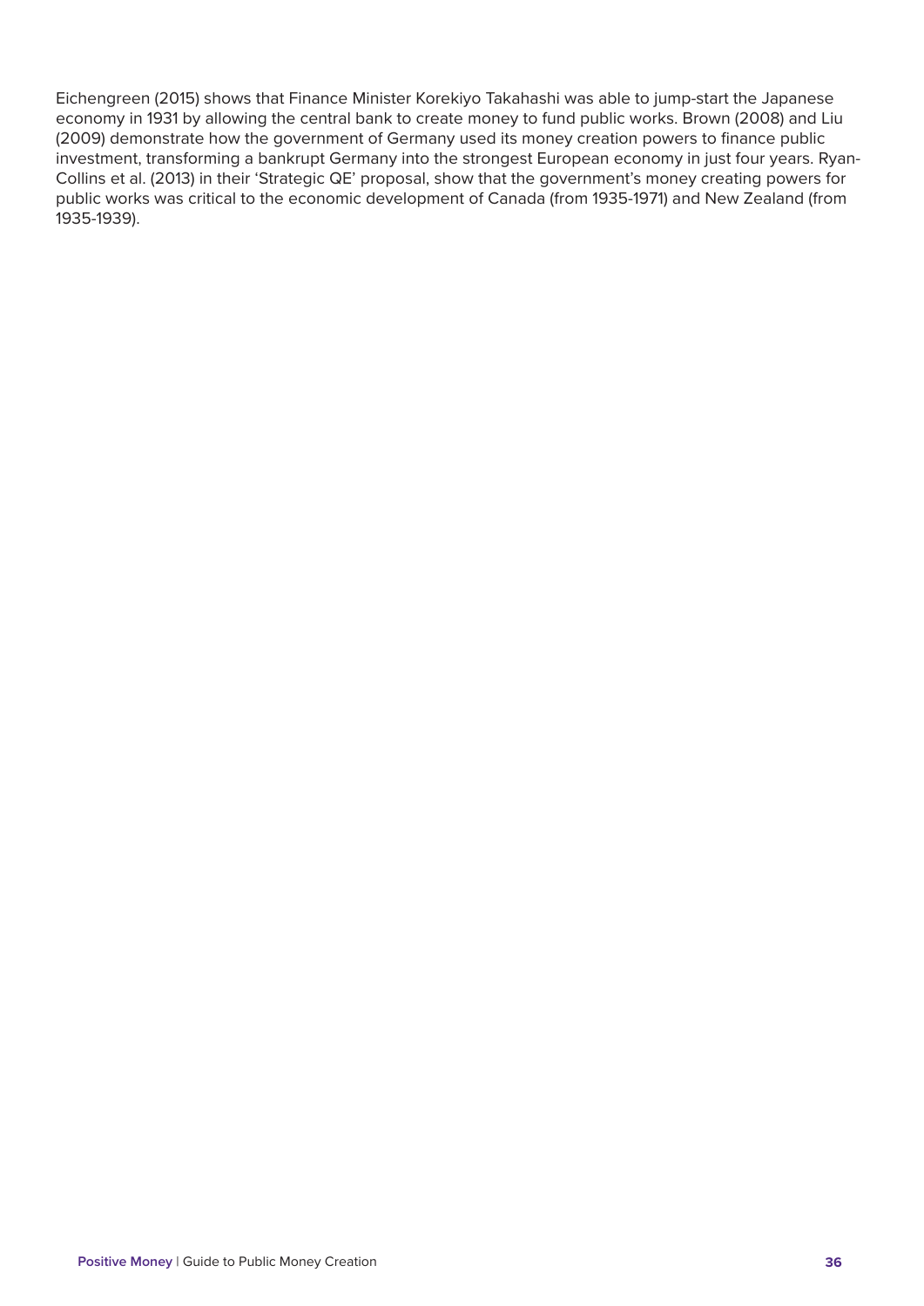Eichengreen (2015) shows that Finance Minister Korekiyo Takahashi was able to jump-start the Japanese economy in 1931 by allowing the central bank to create money to fund public works. Brown (2008) and Liu (2009) demonstrate how the government of Germany used its money creation powers to finance public investment, transforming a bankrupt Germany into the strongest European economy in just four years. Ryan-Collins et al. (2013) in their 'Strategic QE' proposal, show that the government's money creating powers for public works was critical to the economic development of Canada (from 1935-1971) and New Zealand (from 1935-1939).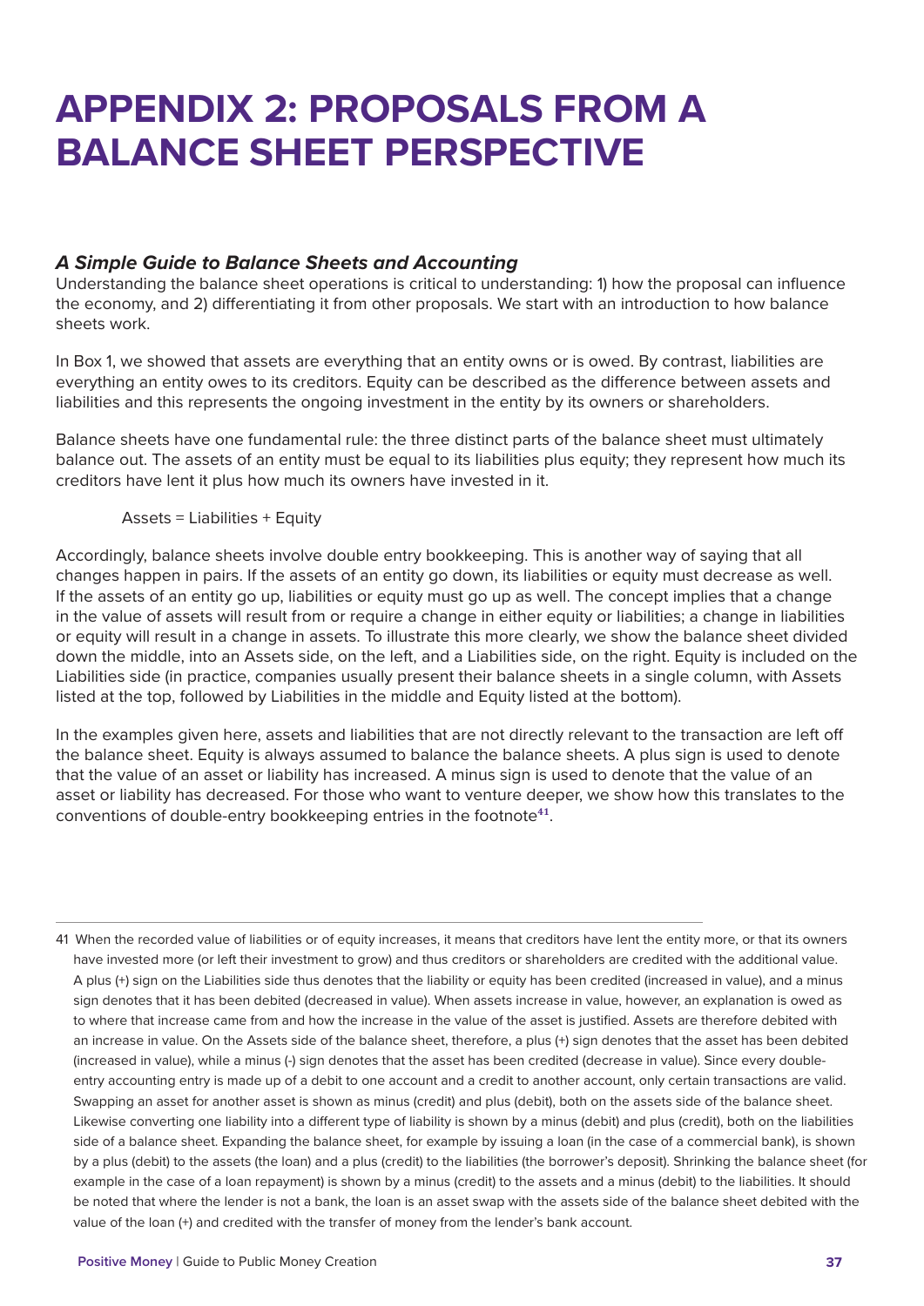# APPENDIX 2: PROPOSALS FROM A BALANCE SHEET PERSPECTIVE

### *A Simple Guide to Balance Sheets and Accounting*

Understanding the balance sheet operations is critical to understanding: 1) how the proposal can influence the economy, and 2) differentiating it from other proposals. We start with an introduction to how balance sheets work.

In Box 1, we showed that assets are everything that an entity owns or is owed. By contrast, liabilities are everything an entity owes to its creditors. Equity can be described as the difference between assets and liabilities and this represents the ongoing investment in the entity by its owners or shareholders.

Balance sheets have one fundamental rule: the three distinct parts of the balance sheet must ultimately balance out. The assets of an entity must be equal to its liabilities plus equity; they represent how much its creditors have lent it plus how much its owners have invested in it.

Assets = Liabilities + Equity

Accordingly, balance sheets involve double entry bookkeeping. This is another way of saying that all changes happen in pairs. If the assets of an entity go down, its liabilities or equity must decrease as well. If the assets of an entity go up, liabilities or equity must go up as well. The concept implies that a change in the value of assets will result from or require a change in either equity or liabilities; a change in liabilities or equity will result in a change in assets. To illustrate this more clearly, we show the balance sheet divided down the middle, into an Assets side, on the left, and a Liabilities side, on the right. Equity is included on the Liabilities side (in practice, companies usually present their balance sheets in a single column, with Assets listed at the top, followed by Liabilities in the middle and Equity listed at the bottom).

In the examples given here, assets and liabilities that are not directly relevant to the transaction are left off the balance sheet. Equity is always assumed to balance the balance sheets. A plus sign is used to denote that the value of an asset or liability has increased. A minus sign is used to denote that the value of an asset or liability has decreased. For those who want to venture deeper, we show how this translates to the conventions of double-entry bookkeeping entries in the footnote[41].

---

41 When the recorded value of liabilities or of equity increases, it means that creditors have lent the entity more, or that its owners have invested more (or left their investment to grow) and thus creditors or shareholders are credited with the additional value. A plus (+) sign on the Liabilities side thus denotes that the liability or equity has been credited (increased in value), and a minus sign denotes that it has been debited (decreased in value). When assets increase in value, however, an explanation is owed as to where that increase came from and how the increase in the value of the asset is justified. Assets are therefore debited with an increase in value. On the Assets side of the balance sheet, therefore, a plus (+) sign denotes that the asset has been debited (increased in value), while a minus (-) sign denotes that the asset has been credited (decrease in value). Since every double-entry accounting entry is made up of a debit to one account and a credit to another account, only certain transactions are valid. Swapping an asset for another asset is shown as minus (credit) and plus (debit), both on the assets side of the balance sheet. Likewise converting one liability into a different type of liability is shown by a minus (debit) and plus (credit), both on the liabilities side of a balance sheet. Expanding the balance sheet, for example by issuing a loan (in the case of a commercial bank), is shown by a plus (debit) to the assets (the loan) and a plus (credit) to the liabilities (the borrower's deposit). Shrinking the balance sheet (for example in the case of a loan repayment) is shown by a minus (credit) to the assets and a minus (debit) to the liabilities. It should be noted that where the lender is not a bank, the loan is an asset swap with the assets side of the balance sheet debited with the value of the loan (+) and credited with the transfer of money from the lender's bank account.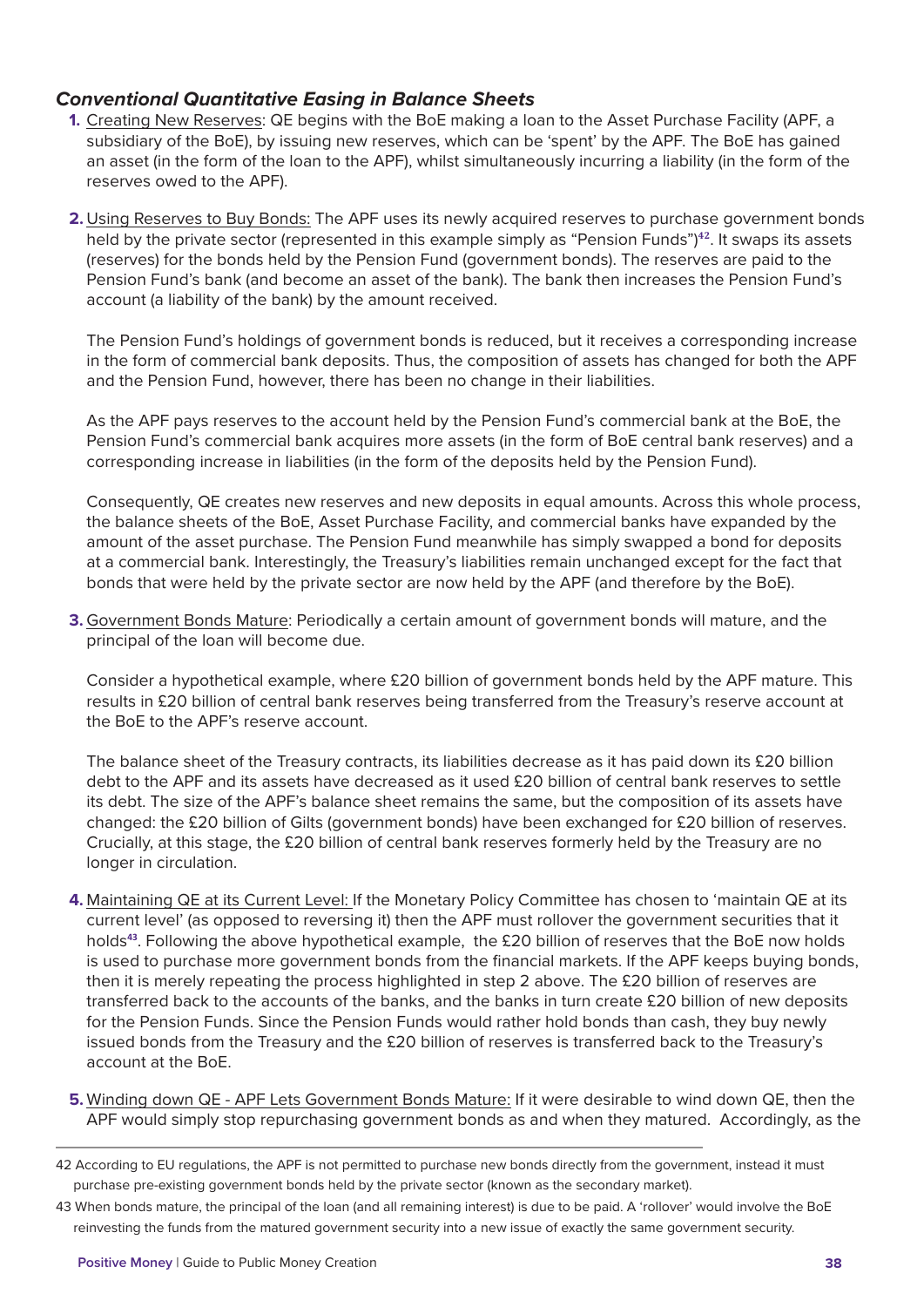### *Conventional Quantitative Easing in Balance Sheets*

1. Creating New Reserves: QE begins with the BoE making a loan to the Asset Purchase Facility (APF, a subsidiary of the BoE), by issuing new reserves, which can be 'spent' by the APF. The BoE has gained an asset (in the form of the loan to the APF), whilst simultaneously incurring a liability (in the form of the reserves owed to the APF).

2. Using Reserves to Buy Bonds: The APF uses its newly acquired reserves to purchase government bonds held by the private sector (represented in this example simply as "Pension Funds")[42]. It swaps its assets (reserves) for the bonds held by the Pension Fund (government bonds). The reserves are paid to the Pension Fund's bank (and become an asset of the bank). The bank then increases the Pension Fund's account (a liability of the bank) by the amount received.

   The Pension Fund's holdings of government bonds is reduced, but it receives a corresponding increase in the form of commercial bank deposits. Thus, the composition of assets has changed for both the APF and the Pension Fund, however, there has been no change in their liabilities.

   As the APF pays reserves to the account held by the Pension Fund's commercial bank at the BoE, the Pension Fund's commercial bank acquires more assets (in the form of BoE central bank reserves) and a corresponding increase in liabilities (in the form of the deposits held by the Pension Fund).

   Consequently, QE creates new reserves and new deposits in equal amounts. Across this whole process, the balance sheets of the BoE, Asset Purchase Facility, and commercial banks have expanded by the amount of the asset purchase. The Pension Fund meanwhile has simply swapped a bond for deposits at a commercial bank. Interestingly, the Treasury's liabilities remain unchanged except for the fact that bonds that were held by the private sector are now held by the APF (and therefore by the BoE).

3. Government Bonds Mature: Periodically a certain amount of government bonds will mature, and the principal of the loan will become due.

   Consider a hypothetical example, where £20 billion of government bonds held by the APF mature. This results in £20 billion of central bank reserves being transferred from the Treasury's reserve account at the BoE to the APF's reserve account.

   The balance sheet of the Treasury contracts, its liabilities decrease as it has paid down its £20 billion debt to the APF and its assets have decreased as it used £20 billion of central bank reserves to settle its debt. The size of the APF's balance sheet remains the same, but the composition of its assets have changed: the £20 billion of Gilts (government bonds) have been exchanged for £20 billion of reserves. Crucially, at this stage, the £20 billion of central bank reserves formerly held by the Treasury are no longer in circulation.

4. Maintaining QE at its Current Level: If the Monetary Policy Committee has chosen to 'maintain QE at its current level' (as opposed to reversing it) then the APF must rollover the government securities that it holds[43]. Following the above hypothetical example, the £20 billion of reserves that the BoE now holds is used to purchase more government bonds from the financial markets. If the APF keeps buying bonds, then it is merely repeating the process highlighted in step 2 above. The £20 billion of reserves are transferred back to the accounts of the banks, and the banks in turn create £20 billion of new deposits for the Pension Funds. Since the Pension Funds would rather hold bonds than cash, they buy newly issued bonds from the Treasury and the £20 billion of reserves is transferred back to the Treasury's account at the BoE.

5. Winding down QE - APF Lets Government Bonds Mature: If it were desirable to wind down QE, then the APF would simply stop repurchasing government bonds as and when they matured. Accordingly, as the

---

42 According to EU regulations, the APF is not permitted to purchase new bonds directly from the government, instead it must purchase pre-existing government bonds held by the private sector (known as the secondary market).

43 When bonds mature, the principal of the loan (and all remaining interest) is due to be paid. A 'rollover' would involve the BoE reinvesting the funds from the matured government security into a new issue of exactly the same government security.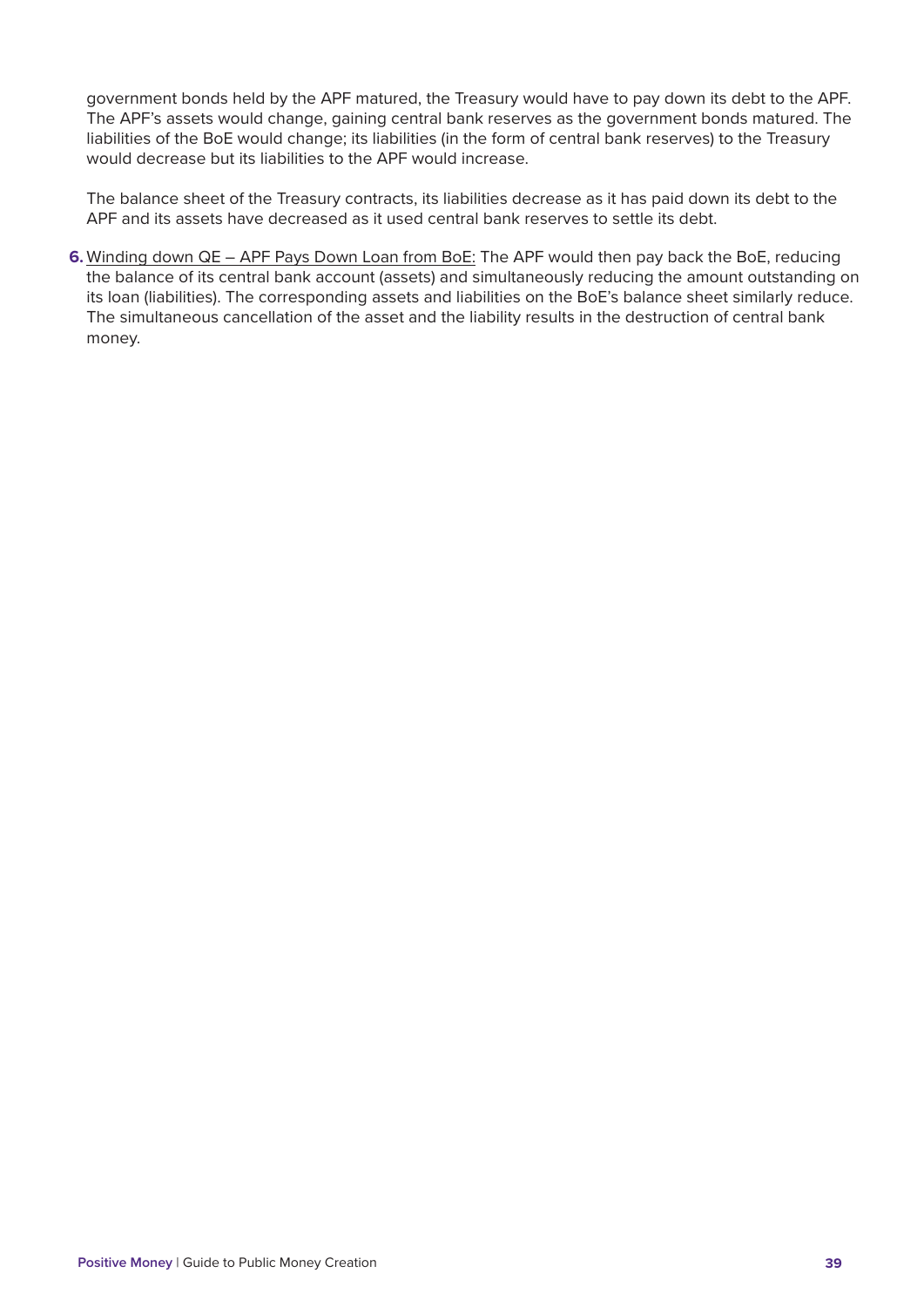government bonds held by the APF matured, the Treasury would have to pay down its debt to the APF. The APF's assets would change, gaining central bank reserves as the government bonds matured. The liabilities of the BoE would change; its liabilities (in the form of central bank reserves) to the Treasury would decrease but its liabilities to the APF would increase.

The balance sheet of the Treasury contracts, its liabilities decrease as it has paid down its debt to the APF and its assets have decreased as it used central bank reserves to settle its debt.

6. Winding down QE – APF Pays Down Loan from BoE: The APF would then pay back the BoE, reducing the balance of its central bank account (assets) and simultaneously reducing the amount outstanding on its loan (liabilities). The corresponding assets and liabilities on the BoE's balance sheet similarly reduce. The simultaneous cancellation of the asset and the liability results in the destruction of central bank money.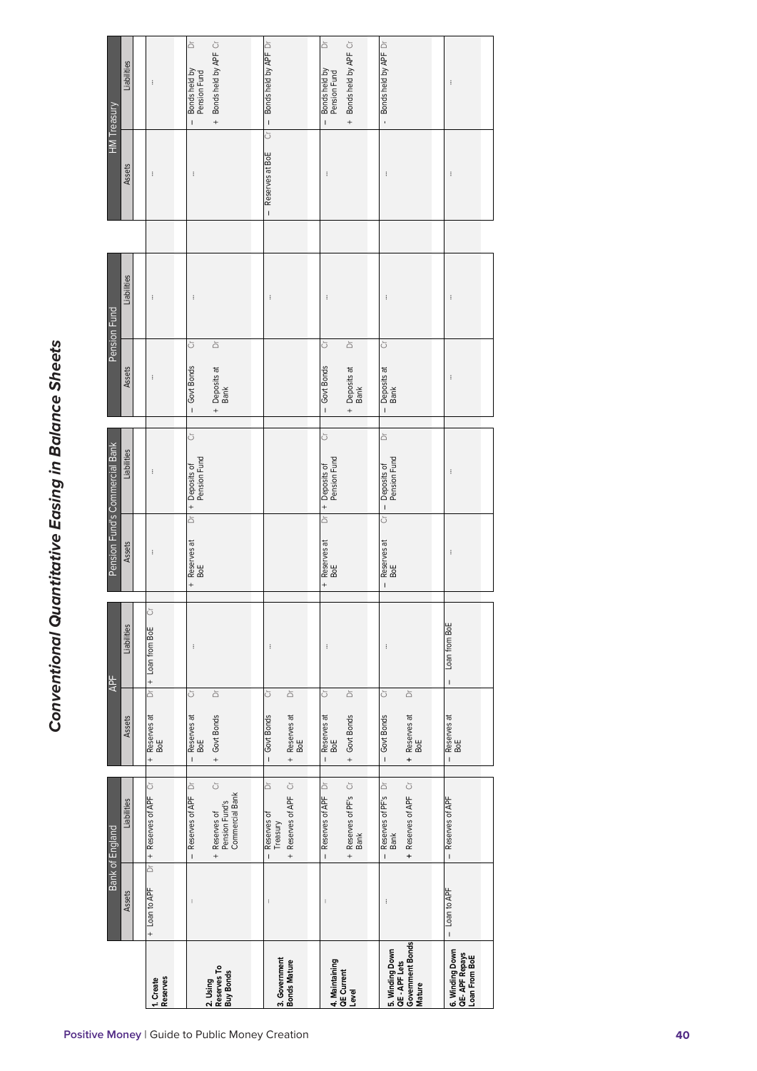# Conventional Quantitative Easing in Balance Sheets

| | Bank of England | | APF | | Pension Fund's Commercial Bank | | Pension Fund | | HM Treasury | |
|---|---|---|---|---|---|---|---|---|---|---|
| | Assets | Liabilities | Assets | Liabilities | Assets | Liabilities | Assets | Liabilities | Assets | Liabilities |
| **1. Create Reserves** | + Loan to APF Dr | + Reserves of APF Cr | + Reserves at BoE Dr | + Loan from BoE Cr | ... | ... | ... | ... | ... | ... |
| **2. Using Reserves To Buy Bonds** | ... | – Reserves of APF Dr<br>+ Reserves of Pension Fund's Commercial Bank Cr | – Reserves at BoE Cr<br>+ Govt Bonds Dr | ... | + Reserves at BoE Dr | + Deposits of Pension Fund Cr | – Govt Bonds Cr<br>+ Deposits at Bank Dr | ... | ... | – Bonds held by Pension Fund Dr<br>+ Bonds held by APF Cr |
| **3. Government Bonds Mature** | ... | – Reserves of Treasury Dr<br>+ Reserves of APF Cr | – Govt Bonds Cr<br>+ Reserves at BoE Dr | ... | | | | ... | – Reserves at BoE Cr | – Bonds held by APF Dr |
| **4. Maintaining QE Current Level** | ... | – Reserves of APF Dr<br>+ Reserves of PF's Bank Cr | – Reserves at BoE Cr<br>+ Govt Bonds Dr | ... | + Reserves at BoE Dr | + Deposits of Pension Fund Cr | – Govt Bonds Cr<br>+ Deposits at Bank Dr | ... | ... | – Bonds held by Pension Fund Dr<br>+ Bonds held by APF Cr |
| **5. Winding Down QE - APF Lets Government Bonds Mature** | ... | – Reserves of PF's Bank Dr<br>+ Reserves of APF Cr | – Govt Bonds Cr<br>+ Reserves at BoE Dr | ... | – Reserves at BoE Cr | – Deposits of Pension Fund Dr | – Deposits at Bank Cr | ... | ... | - Bonds held by APF Dr |
| **6. Winding Down QE- APF Repays Loan From BoE** | – Loan to APF | – Reserves of APF | – Reserves at BoE | – Loan from BoE | ... | ... | ... | ... | ... | ... |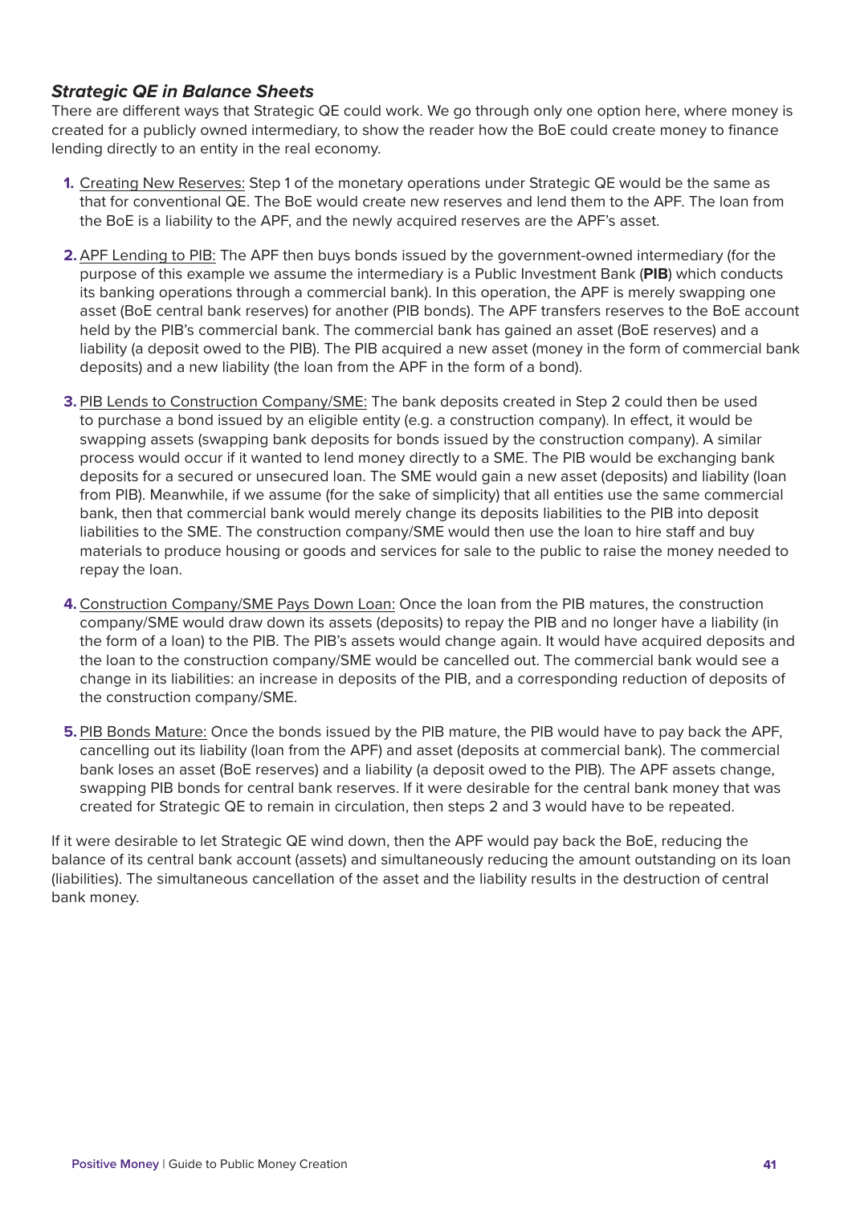### *Strategic QE in Balance Sheets*

There are different ways that Strategic QE could work. We go through only one option here, where money is created for a publicly owned intermediary, to show the reader how the BoE could create money to finance lending directly to an entity in the real economy.

1. Creating New Reserves: Step 1 of the monetary operations under Strategic QE would be the same as that for conventional QE. The BoE would create new reserves and lend them to the APF. The loan from the BoE is a liability to the APF, and the newly acquired reserves are the APF's asset.

2. APF Lending to PIB: The APF then buys bonds issued by the government-owned intermediary (for the purpose of this example we assume the intermediary is a Public Investment Bank (**PIB**) which conducts its banking operations through a commercial bank). In this operation, the APF is merely swapping one asset (BoE central bank reserves) for another (PIB bonds). The APF transfers reserves to the BoE account held by the PIB's commercial bank. The commercial bank has gained an asset (BoE reserves) and a liability (a deposit owed to the PIB). The PIB acquired a new asset (money in the form of commercial bank deposits) and a new liability (the loan from the APF in the form of a bond).

3. PIB Lends to Construction Company/SME: The bank deposits created in Step 2 could then be used to purchase a bond issued by an eligible entity (e.g. a construction company). In effect, it would be swapping assets (swapping bank deposits for bonds issued by the construction company). A similar process would occur if it wanted to lend money directly to a SME. The PIB would be exchanging bank deposits for a secured or unsecured loan. The SME would gain a new asset (deposits) and liability (loan from PIB). Meanwhile, if we assume (for the sake of simplicity) that all entities use the same commercial bank, then that commercial bank would merely change its deposits liabilities to the PIB into deposit liabilities to the SME. The construction company/SME would then use the loan to hire staff and buy materials to produce housing or goods and services for sale to the public to raise the money needed to repay the loan.

4. Construction Company/SME Pays Down Loan: Once the loan from the PIB matures, the construction company/SME would draw down its assets (deposits) to repay the PIB and no longer have a liability (in the form of a loan) to the PIB. The PIB's assets would change again. It would have acquired deposits and the loan to the construction company/SME would be cancelled out. The commercial bank would see a change in its liabilities: an increase in deposits of the PIB, and a corresponding reduction of deposits of the construction company/SME.

5. PIB Bonds Mature: Once the bonds issued by the PIB mature, the PIB would have to pay back the APF, cancelling out its liability (loan from the APF) and asset (deposits at commercial bank). The commercial bank loses an asset (BoE reserves) and a liability (a deposit owed to the PIB). The APF assets change, swapping PIB bonds for central bank reserves. If it were desirable for the central bank money that was created for Strategic QE to remain in circulation, then steps 2 and 3 would have to be repeated.

If it were desirable to let Strategic QE wind down, then the APF would pay back the BoE, reducing the balance of its central bank account (assets) and simultaneously reducing the amount outstanding on its loan (liabilities). The simultaneous cancellation of the asset and the liability results in the destruction of central bank money.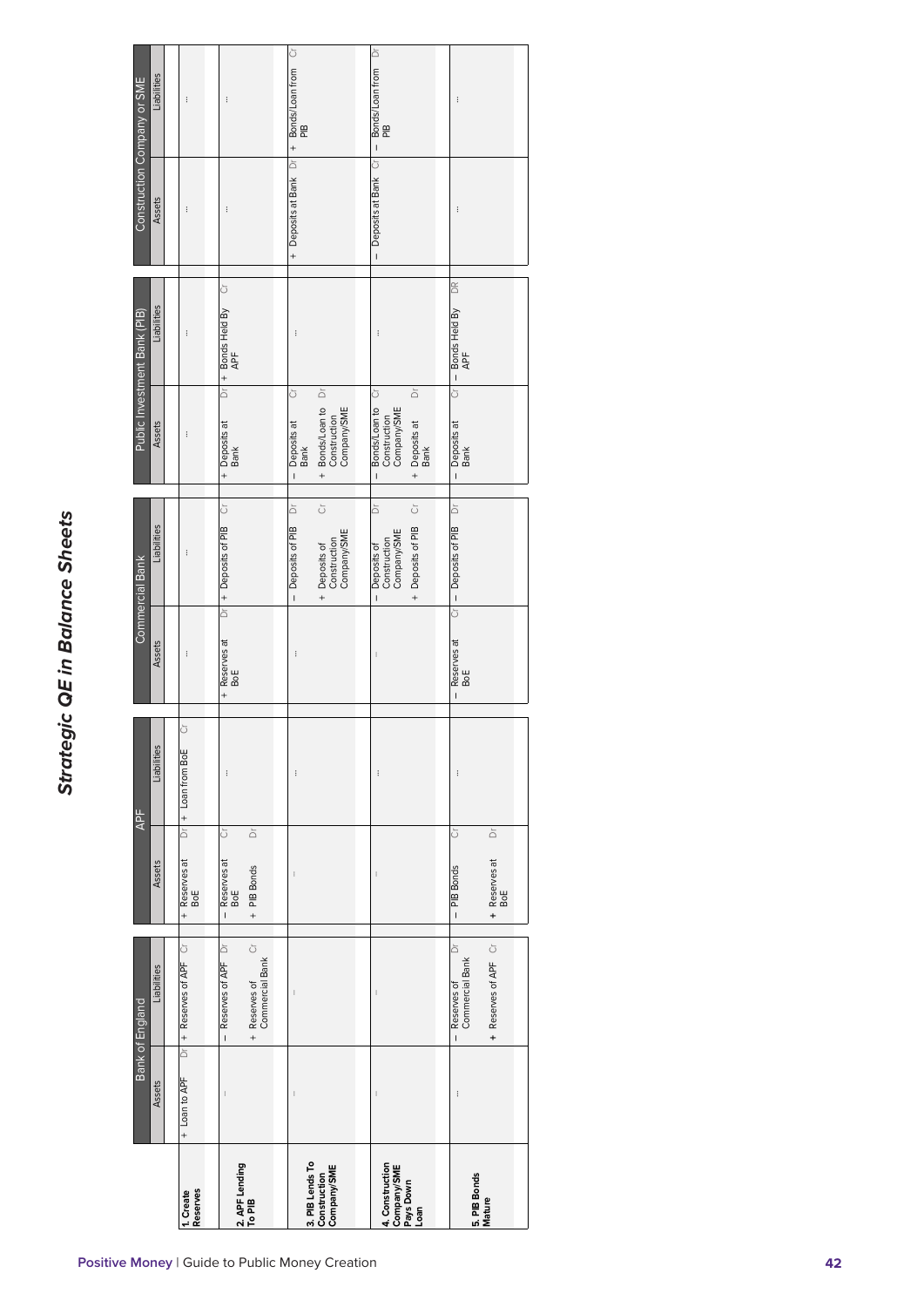# Strategic QE in Balance Sheets

| | Bank of England | | APF | | Commercial Bank | | Public Investment Bank (PIB) | | Construction Company or SME | |
|---|---|---|---|---|---|---|---|---|---|---|
| | Assets | Liabilities | Assets | Liabilities | Assets | Liabilities | Assets | Liabilities | Assets | Liabilities |
| **1. Create Reserves** | + Loan to APF Dr | + Reserves of APF Cr | + Reserves at BoE Dr | + Loan from BoE Cr | ... | ... | ... | ... | ... | ... |
| **2. APF Lending To PIB** | ... | – Reserves of APF Dr<br>+ Reserves of Commercial Bank Cr | – Reserves at BoE Cr<br>+ PIB Bonds Dr | ... | + Reserves at BoE Dr | + Deposits of PIB Cr | + Deposits at Bank Dr | + Bonds Held By APF Cr | ... | ... |
| **3. PIB Lends To Construction Company/SME** | ... | ... | ... | ... | ... | – Deposits of PIB Dr<br>+ Deposits of Construction Company/SME Cr | – Deposits at Bank Cr<br>+ Bonds/Loan to Construction Company/SME Dr | ... | + Deposits at Bank Dr | + Bonds/Loan from PIB Cr |
| **4. Construction Company/SME Pays Down Loan** | ... | ... | ... | ... | ... | – Deposits of Construction Company/SME Dr<br>+ Deposits of PIB Cr | – Bonds/Loan to Construction Company/SME Cr<br>+ Deposits at Bank Dr | ... | – Deposits at Bank Cr | – Bonds/Loan from PIB Dr |
| **5. PIB Bonds Mature** | ... | – Reserves of Commercial Bank Dr<br>+ Reserves of APF Cr | – PIB Bonds Cr<br>+ Reserves at BoE Dr | ... | – Reserves at BoE Cr | – Deposits of PIB Dr | – Deposits at Bank Cr | – Bonds Held By APF DR | ... | ... |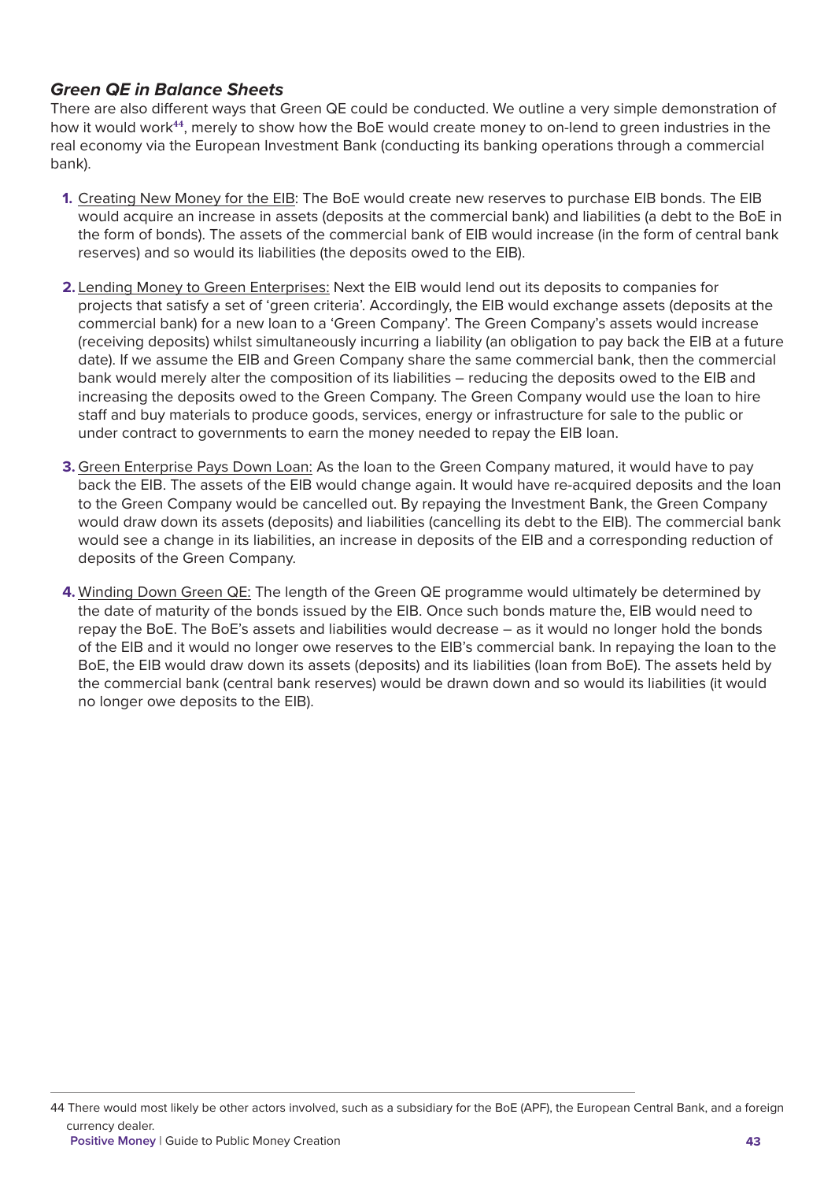### *Green QE in Balance Sheets*

There are also different ways that Green QE could be conducted. We outline a very simple demonstration of how it would work[44], merely to show how the BoE would create money to on-lend to green industries in the real economy via the European Investment Bank (conducting its banking operations through a commercial bank).

1. Creating New Money for the EIB: The BoE would create new reserves to purchase EIB bonds. The EIB would acquire an increase in assets (deposits at the commercial bank) and liabilities (a debt to the BoE in the form of bonds). The assets of the commercial bank of EIB would increase (in the form of central bank reserves) and so would its liabilities (the deposits owed to the EIB).

2. Lending Money to Green Enterprises: Next the EIB would lend out its deposits to companies for projects that satisfy a set of 'green criteria'. Accordingly, the EIB would exchange assets (deposits at the commercial bank) for a new loan to a 'Green Company'. The Green Company's assets would increase (receiving deposits) whilst simultaneously incurring a liability (an obligation to pay back the EIB at a future date). If we assume the EIB and Green Company share the same commercial bank, then the commercial bank would merely alter the composition of its liabilities – reducing the deposits owed to the EIB and increasing the deposits owed to the Green Company. The Green Company would use the loan to hire staff and buy materials to produce goods, services, energy or infrastructure for sale to the public or under contract to governments to earn the money needed to repay the EIB loan.

3. Green Enterprise Pays Down Loan: As the loan to the Green Company matured, it would have to pay back the EIB. The assets of the EIB would change again. It would have re-acquired deposits and the loan to the Green Company would be cancelled out. By repaying the Investment Bank, the Green Company would draw down its assets (deposits) and liabilities (cancelling its debt to the EIB). The commercial bank would see a change in its liabilities, an increase in deposits of the EIB and a corresponding reduction of deposits of the Green Company.

4. Winding Down Green QE: The length of the Green QE programme would ultimately be determined by the date of maturity of the bonds issued by the EIB. Once such bonds mature the, EIB would need to repay the BoE. The BoE's assets and liabilities would decrease – as it would no longer hold the bonds of the EIB and it would no longer owe reserves to the EIB's commercial bank. In repaying the loan to the BoE, the EIB would draw down its assets (deposits) and its liabilities (loan from BoE). The assets held by the commercial bank (central bank reserves) would be drawn down and so would its liabilities (it would no longer owe deposits to the EIB).

---

44 There would most likely be other actors involved, such as a subsidiary for the BoE (APF), the European Central Bank, and a foreign currency dealer.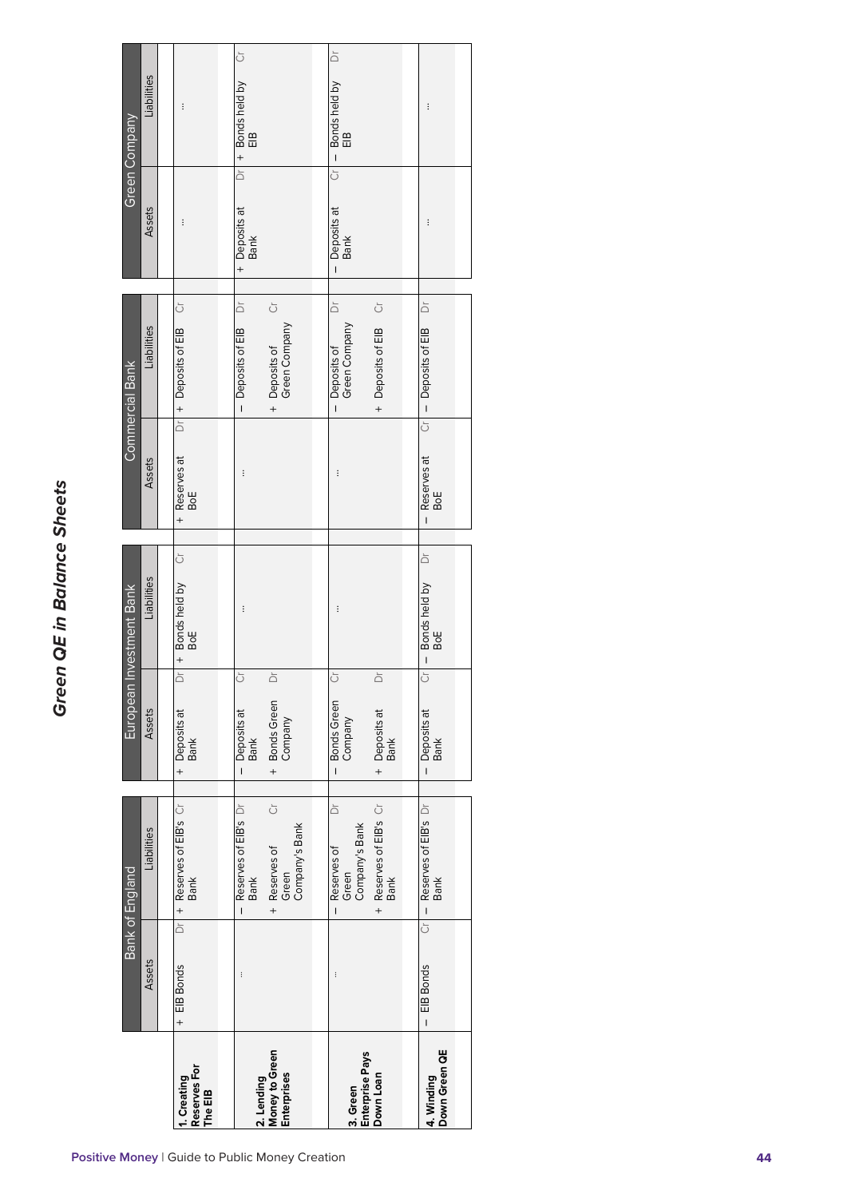# Green QE in Balance Sheets

| | Bank of England | | European Investment Bank | | Commercial Bank | | Green Company | |
|---|---|---|---|---|---|---|---|---|
| | Assets | Liabilities | Assets | Liabilities | Assets | Liabilities | Assets | Liabilities |
| **1. Creating Reserves For The EIB** | + EIB Bonds Dr | + Reserves of EIB's Bank Cr | + Deposits at Bank Dr | + Bonds held by BoE Cr | + Reserves at BoE Dr | + Deposits of EIB Cr | ... | ... |
| **2. Lending Money to Green Enterprises** | ... | – Reserves of EIB's Bank Dr<br>+ Reserves of Green Company's Bank Cr | – Deposits at Bank Cr<br>+ Bonds Green Company Dr | ... | ... | – Deposits of EIB Dr<br>+ Deposits of Green Company Cr | + Deposits at Bank Dr | + Bonds held by EIB Cr |
| **3. Green Enterprise Pays Down Loan** | ... | – Reserves of Green Company's Bank Dr<br>+ Reserves of EIB's Bank Cr | – Bonds Green Company Cr<br>+ Deposits at Bank Dr | ... | ... | – Deposits of Green Company Dr<br>+ Deposits of EIB Cr | – Deposits at Bank Cr | – Bonds held by EIB Dr |
| **4. Winding Down Green QE** | – EIB Bonds Cr | – Reserves of EIB's Bank Dr | – Deposits at Bank Cr | – Bonds held by BoE Dr | – Reserves at BoE Cr | – Deposits of EIB Dr | ... | ... |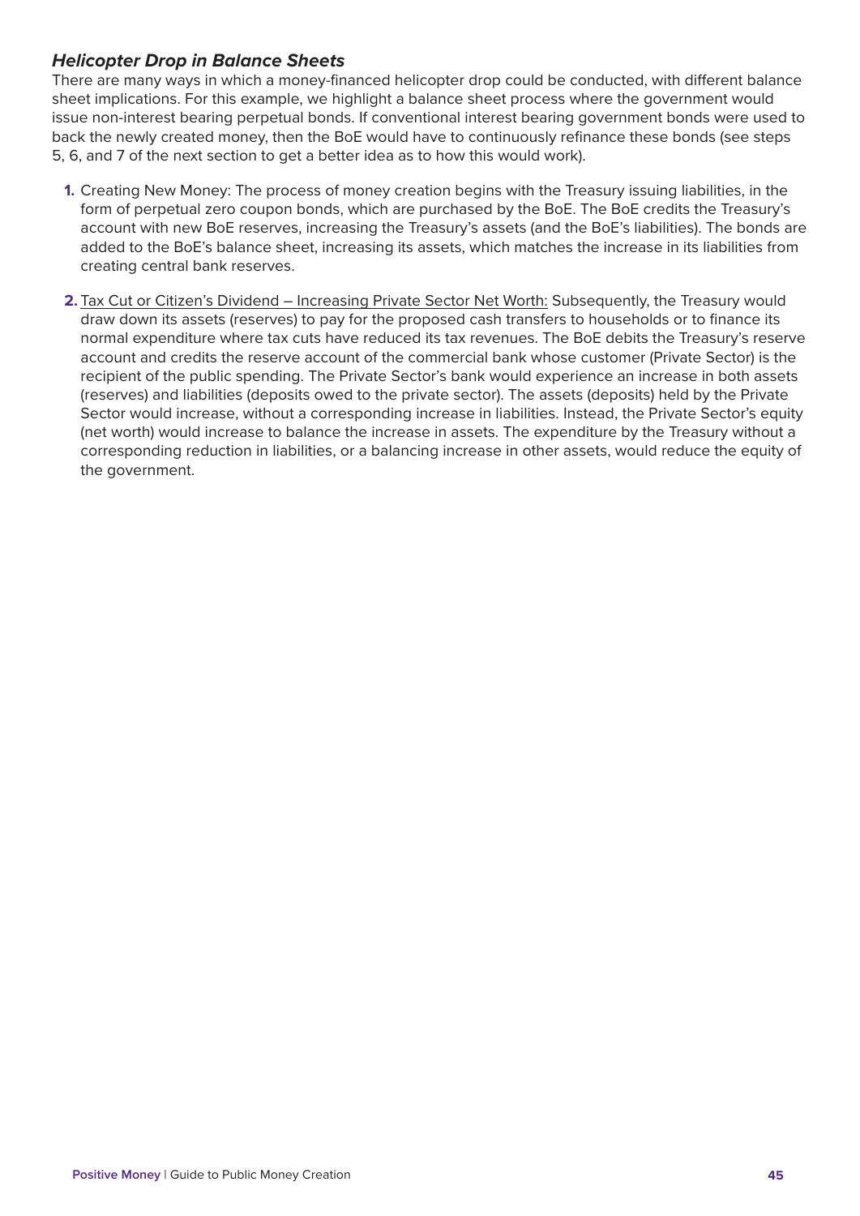### ***Helicopter Drop in Balance Sheets***

There are many ways in which a money-financed helicopter drop could be conducted, with different balance sheet implications. For this example, we highlight a balance sheet process where the government would issue non-interest bearing perpetual bonds. If conventional interest bearing government bonds were used to back the newly created money, then the BoE would have to continuously refinance these bonds (see steps 5, 6, and 7 of the next section to get a better idea as to how this would work).

1. Creating New Money: The process of money creation begins with the Treasury issuing liabilities, in the form of perpetual zero coupon bonds, which are purchased by the BoE. The BoE credits the Treasury's account with new BoE reserves, increasing the Treasury's assets (and the BoE's liabilities). The bonds are added to the BoE's balance sheet, increasing its assets, which matches the increase in its liabilities from creating central bank reserves.

2. <u>Tax Cut or Citizen's Dividend – Increasing Private Sector Net Worth:</u> Subsequently, the Treasury would draw down its assets (reserves) to pay for the proposed cash transfers to households or to finance its normal expenditure where tax cuts have reduced its tax revenues. The BoE debits the Treasury's reserve account and credits the reserve account of the commercial bank whose customer (Private Sector) is the recipient of the public spending. The Private Sector's bank would experience an increase in both assets (reserves) and liabilities (deposits owed to the private sector). The assets (deposits) held by the Private Sector would increase, without a corresponding increase in liabilities. Instead, the Private Sector's equity (net worth) would increase to balance the increase in assets. The expenditure by the Treasury without a corresponding reduction in liabilities, or a balancing increase in other assets, would reduce the equity of the government.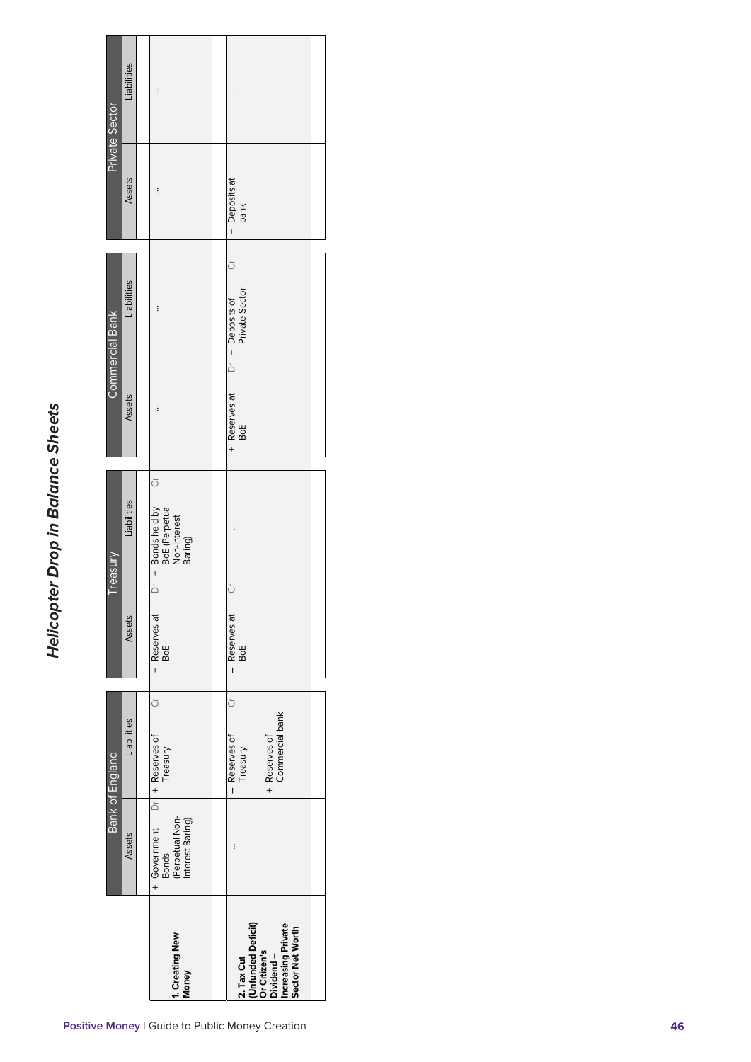# Helicopter Drop in Balance Sheets

| | Bank of England | | Treasury | | Commercial Bank | | Private Sector | |
|---|---|---|---|---|---|---|---|---|
| | Assets | Liabilities | Assets | Liabilities | Assets | Liabilities | Assets | Liabilities |
| **1. Creating New Money** | + Government Bonds (Perpetual Non-Interest Baring) Dr | + Reserves of Treasury Cr | + Reserves at BoE Dr | + Bonds held by BoE (Perpetual Non-Interest Baring) Cr | ... | ... | ... | ... |
| **2. Tax Cut (Unfunded Deficit) Or Citizen's Dividend – Increasing Private Sector Net Worth** | ... | – Reserves of Treasury<br>+ Reserves of Commercial bank Cr | – Reserves at BoE Cr | ... | + Reserves at BoE Dr | + Deposits of Private Sector Cr | + Deposits at bank | ... |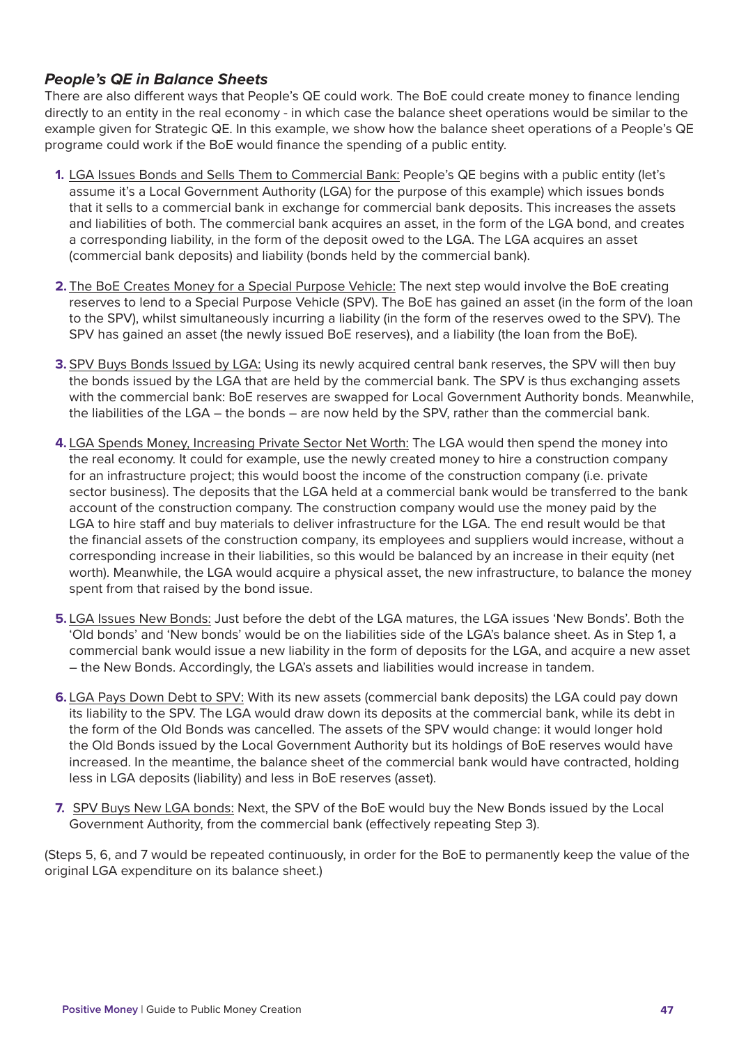### *People's QE in Balance Sheets*

There are also different ways that People's QE could work. The BoE could create money to finance lending directly to an entity in the real economy - in which case the balance sheet operations would be similar to the example given for Strategic QE. In this example, we show how the balance sheet operations of a People's QE programe could work if the BoE would finance the spending of a public entity.

1. LGA Issues Bonds and Sells Them to Commercial Bank: People's QE begins with a public entity (let's assume it's a Local Government Authority (LGA) for the purpose of this example) which issues bonds that it sells to a commercial bank in exchange for commercial bank deposits. This increases the assets and liabilities of both. The commercial bank acquires an asset, in the form of the LGA bond, and creates a corresponding liability, in the form of the deposit owed to the LGA. The LGA acquires an asset (commercial bank deposits) and liability (bonds held by the commercial bank).

2. The BoE Creates Money for a Special Purpose Vehicle: The next step would involve the BoE creating reserves to lend to a Special Purpose Vehicle (SPV). The BoE has gained an asset (in the form of the loan to the SPV), whilst simultaneously incurring a liability (in the form of the reserves owed to the SPV). The SPV has gained an asset (the newly issued BoE reserves), and a liability (the loan from the BoE).

3. SPV Buys Bonds Issued by LGA: Using its newly acquired central bank reserves, the SPV will then buy the bonds issued by the LGA that are held by the commercial bank. The SPV is thus exchanging assets with the commercial bank: BoE reserves are swapped for Local Government Authority bonds. Meanwhile, the liabilities of the LGA – the bonds – are now held by the SPV, rather than the commercial bank.

4. LGA Spends Money, Increasing Private Sector Net Worth: The LGA would then spend the money into the real economy. It could for example, use the newly created money to hire a construction company for an infrastructure project; this would boost the income of the construction company (i.e. private sector business). The deposits that the LGA held at a commercial bank would be transferred to the bank account of the construction company. The construction company would use the money paid by the LGA to hire staff and buy materials to deliver infrastructure for the LGA. The end result would be that the financial assets of the construction company, its employees and suppliers would increase, without a corresponding increase in their liabilities, so this would be balanced by an increase in their equity (net worth). Meanwhile, the LGA would acquire a physical asset, the new infrastructure, to balance the money spent from that raised by the bond issue.

5. LGA Issues New Bonds: Just before the debt of the LGA matures, the LGA issues 'New Bonds'. Both the 'Old bonds' and 'New bonds' would be on the liabilities side of the LGA's balance sheet. As in Step 1, a commercial bank would issue a new liability in the form of deposits for the LGA, and acquire a new asset – the New Bonds. Accordingly, the LGA's assets and liabilities would increase in tandem.

6. LGA Pays Down Debt to SPV: With its new assets (commercial bank deposits) the LGA could pay down its liability to the SPV. The LGA would draw down its deposits at the commercial bank, while its debt in the form of the Old Bonds was cancelled. The assets of the SPV would change: it would longer hold the Old Bonds issued by the Local Government Authority but its holdings of BoE reserves would have increased. In the meantime, the balance sheet of the commercial bank would have contracted, holding less in LGA deposits (liability) and less in BoE reserves (asset).

7. SPV Buys New LGA bonds: Next, the SPV of the BoE would buy the New Bonds issued by the Local Government Authority, from the commercial bank (effectively repeating Step 3).

(Steps 5, 6, and 7 would be repeated continuously, in order for the BoE to permanently keep the value of the original LGA expenditure on its balance sheet.)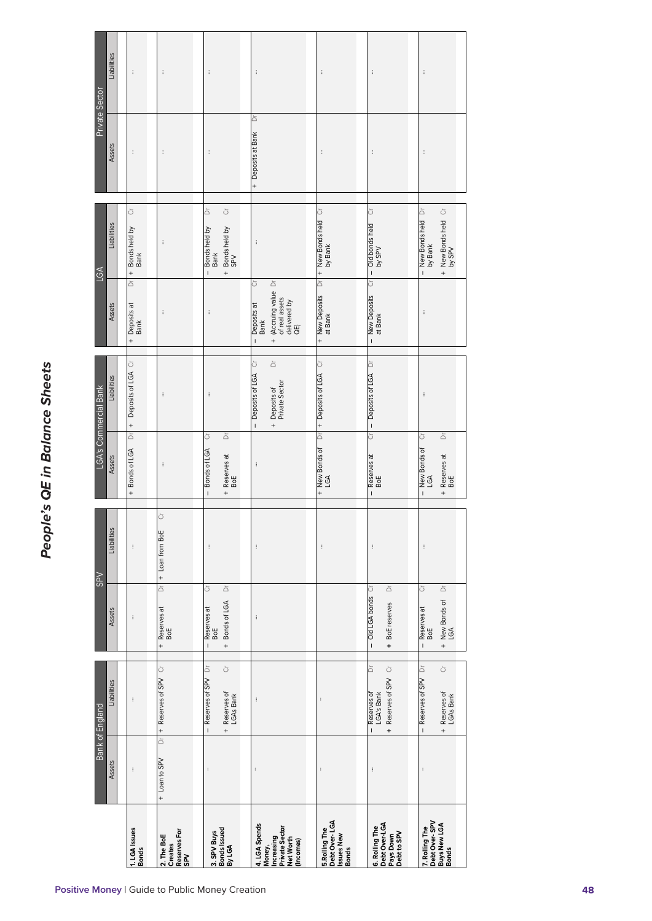# People's QE in Balance Sheets

| | Bank of England | | SPV | | LGA's Commercial Bank | | LGA | | Private Sector | |
|---|---|---|---|---|---|---|---|---|---|---|
| | Assets | Liabilities | Assets | Liabilities | Assets | Liabilities | Assets | Liabilities | Assets | Liabilities |
| **1. LGA Issues Bonds** | ... | ... | ... | ... | + Bonds of LGA Dr | + Deposits of LGA Cr | + Deposits at Bank Dr | + Bonds held by Bank Cr | ... | ... |
| **2. The BoE Creates Reserves For SPV** | + Loan to SPV Dr | + Reserves of SPV Cr | + Reserves at BoE Dr | + Loan from BoE Cr | ... | ... | ... | ... | ... | ... |
| **3. SPV Buys Bonds Issued By LGA** | ... | – Reserves of SPV Dr<br>+ Reserves of LGA's Bank Cr | – Reserves at BoE Cr<br>+ Bonds of LGA Dr | ... | – Bonds of LGA Cr<br>+ Reserves at BoE Dr | ... | ... | – Bonds held by Bank Dr<br>+ Bonds held by SPV Cr | ... | ... |
| **4. LGA Spends Money, Increasing Private Sector Net Worth (Incomes)** | ... | ... | ... | ... | ... | – Deposits of LGA Cr<br>+ Deposits of Private Sector Dr | – Deposits at Bank Cr<br>+ (Accruing value of real assets delivered by QE) Dr | ... | + Deposits at Bank Dr | ... |
| **5. Rolling The Debt Over - LGA Issues New Bonds** | ... | ... | | ... | + New Bonds of LGA Dr | + Deposits of LGA Cr | + New Deposits at Bank Dr | + New Bonds held by Bank Cr | ... | ... |
| **6. Rolling The Debt Over - LGA Pays Down Debt to SPV** | ... | – Reserves of LGA's Bank Dr<br>+ Reserves of SPV Cr | – Old LGA bonds Cr<br>+ BoE reserves Dr | ... | – Reserves at BoE Cr | – Deposits of LGA Dr | – New Deposits at Bank Cr | – Old bonds held by SPV Cr | ... | ... |
| **7. Rolling The Debt Over - SPV Buys New LGA Bonds** | ... | – Reserves of SPV Dr<br>+ Reserves of LGA's Bank Cr | – Reserves at BoE Cr<br>+ New Bonds of LGA Dr | ... | – New Bonds of LGA Cr<br>+ Reserves at BoE Dr | ... | ... | – New Bonds held by Bank Dr<br>+ New Bonds held by SPV Cr | ... | ... |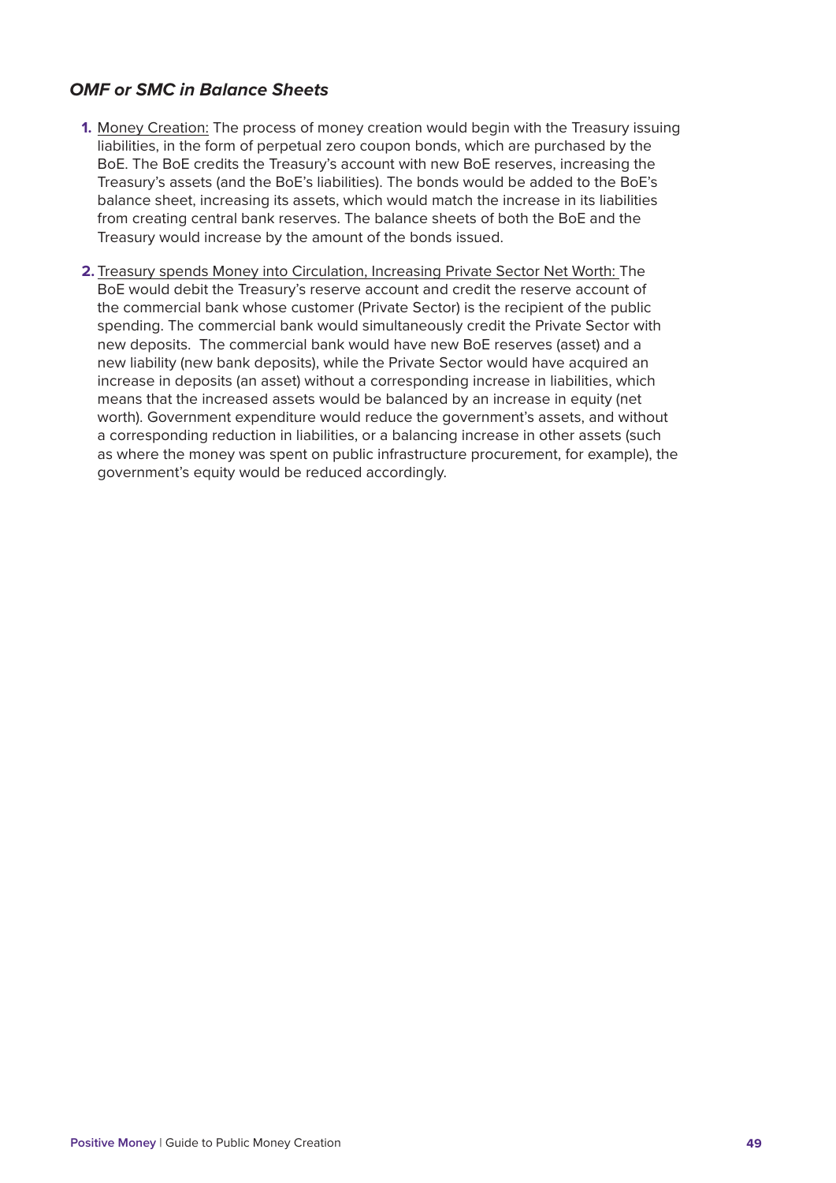### *OMF or SMC in Balance Sheets*

1. Money Creation: The process of money creation would begin with the Treasury issuing liabilities, in the form of perpetual zero coupon bonds, which are purchased by the BoE. The BoE credits the Treasury's account with new BoE reserves, increasing the Treasury's assets (and the BoE's liabilities). The bonds would be added to the BoE's balance sheet, increasing its assets, which would match the increase in its liabilities from creating central bank reserves. The balance sheets of both the BoE and the Treasury would increase by the amount of the bonds issued.

2. Treasury spends Money into Circulation, Increasing Private Sector Net Worth: The BoE would debit the Treasury's reserve account and credit the reserve account of the commercial bank whose customer (Private Sector) is the recipient of the public spending. The commercial bank would simultaneously credit the Private Sector with new deposits. The commercial bank would have new BoE reserves (asset) and a new liability (new bank deposits), while the Private Sector would have acquired an increase in deposits (an asset) without a corresponding increase in liabilities, which means that the increased assets would be balanced by an increase in equity (net worth). Government expenditure would reduce the government's assets, and without a corresponding reduction in liabilities, or a balancing increase in other assets (such as where the money was spent on public infrastructure procurement, for example), the government's equity would be reduced accordingly.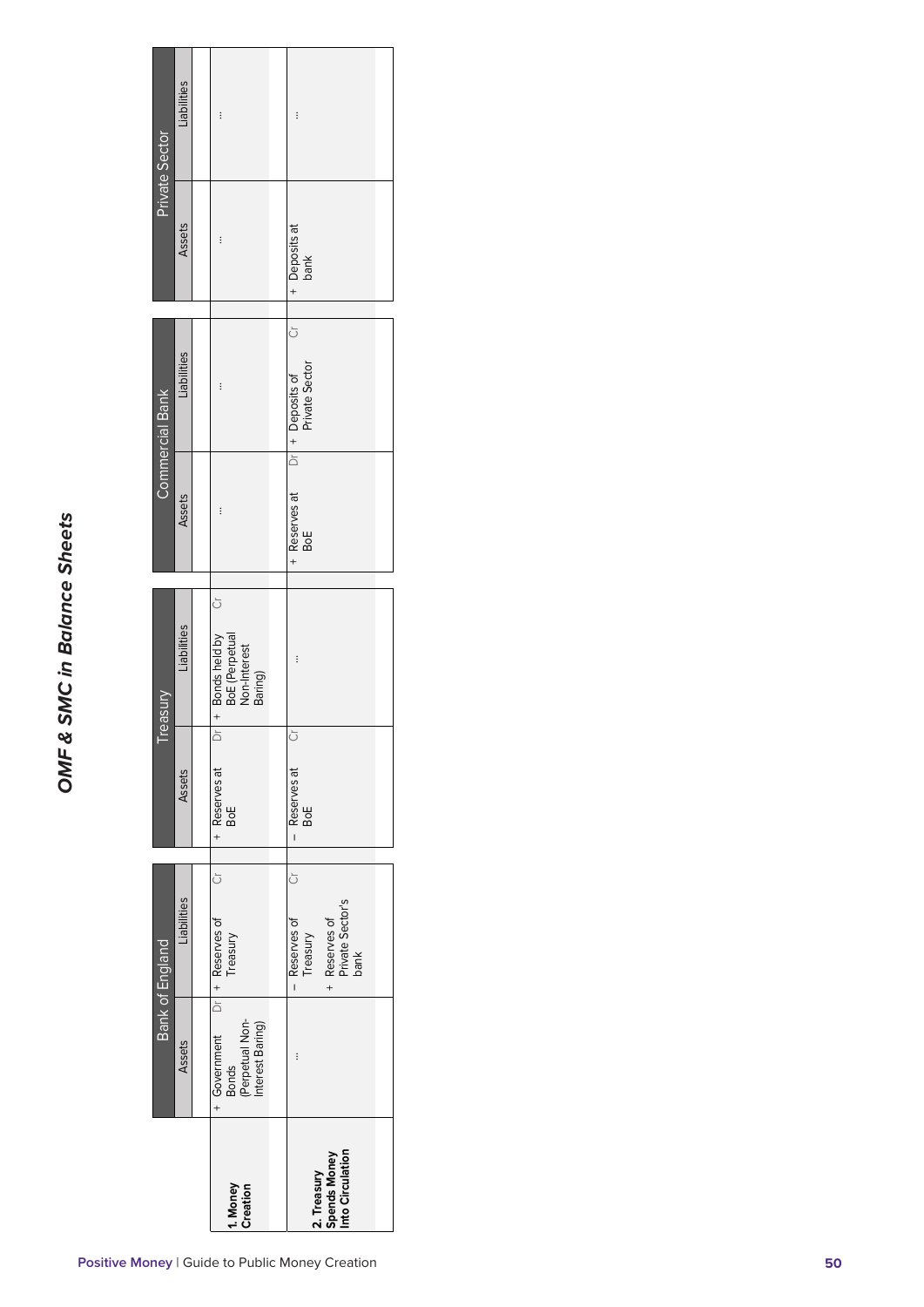## *OMF & SMC in Balance Sheets*

| | Bank of England | | Treasury | | Commercial Bank | | Private Sector | |
|---|---|---|---|---|---|---|---|---|
| | Assets | Liabilities | Assets | Liabilities | Assets | Liabilities | Assets | Liabilities |
| **1. Money Creation** | + Government Bonds (Perpetual Non-Interest Baring) Dr | + Reserves of Treasury Cr | + Reserves at BoE Dr | + Bonds held by BoE (Perpetual Non-Interest Baring) Cr | ... | ... | ... | ... |
| **2. Treasury Spends Money Into Circulation** | ... | – Reserves of Treasury<br>+ Reserves of Private Sector's bank Cr | – Reserves at BoE Cr | ... | + Reserves at BoE Dr | + Deposits of Private Sector Cr | + Deposits at bank | ... |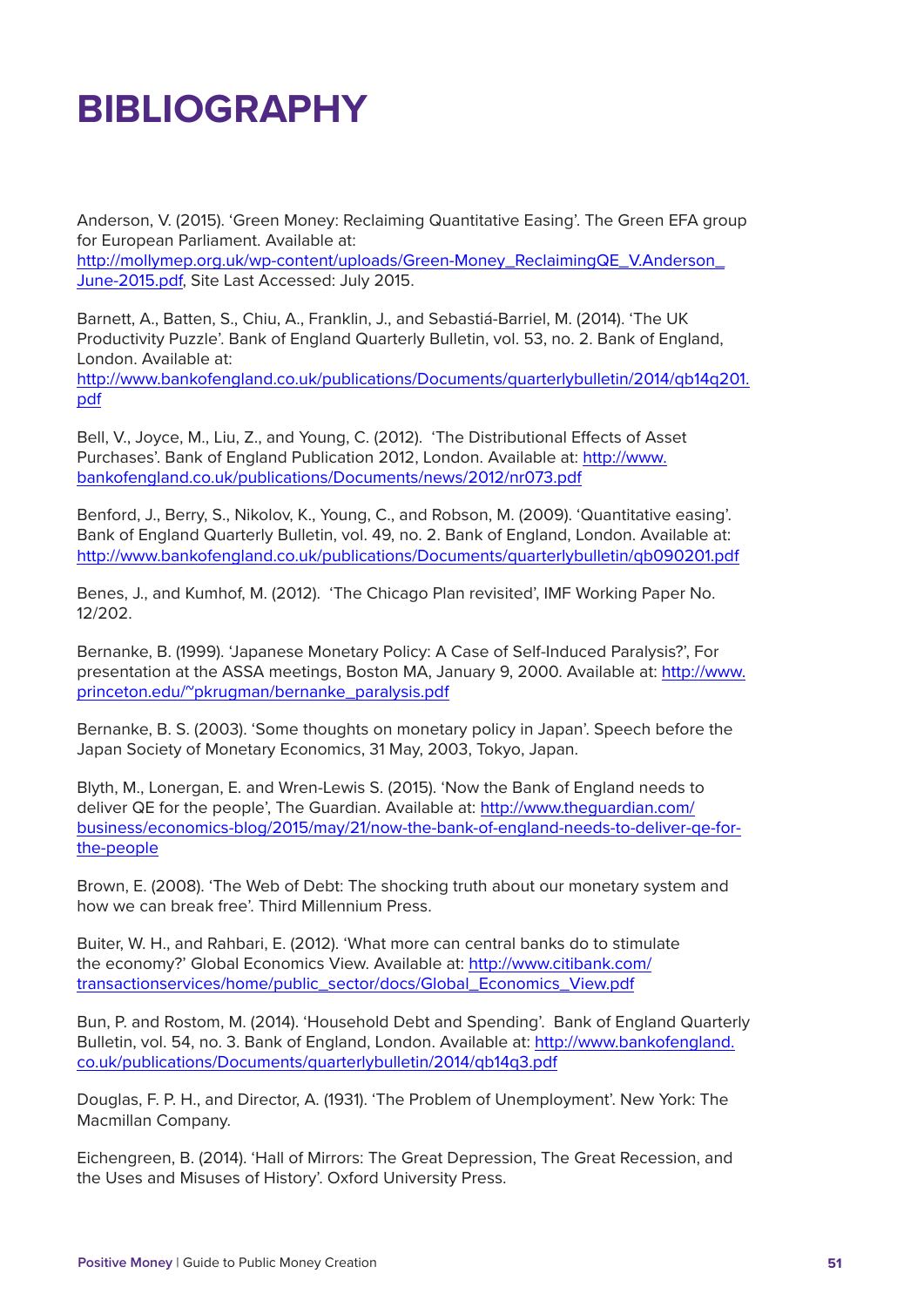# BIBLIOGRAPHY

Anderson, V. (2015). 'Green Money: Reclaiming Quantitative Easing'. The Green EFA group for European Parliament. Available at: http://mollymep.org.uk/wp-content/uploads/Green-Money_ReclaimingQE_V.Anderson_June-2015.pdf, Site Last Accessed: July 2015.

Barnett, A., Batten, S., Chiu, A., Franklin, J., and Sebastiá-Barriel, M. (2014). 'The UK Productivity Puzzle'. Bank of England Quarterly Bulletin, vol. 53, no. 2. Bank of England, London. Available at: http://www.bankofengland.co.uk/publications/Documents/quarterlybulletin/2014/qb14q201.pdf

Bell, V., Joyce, M., Liu, Z., and Young, C. (2012). 'The Distributional Effects of Asset Purchases'. Bank of England Publication 2012, London. Available at: http://www.bankofengland.co.uk/publications/Documents/news/2012/nr073.pdf

Benford, J., Berry, S., Nikolov, K., Young, C., and Robson, M. (2009). 'Quantitative easing'. Bank of England Quarterly Bulletin, vol. 49, no. 2. Bank of England, London. Available at: http://www.bankofengland.co.uk/publications/Documents/quarterlybulletin/qb090201.pdf

Benes, J., and Kumhof, M. (2012). 'The Chicago Plan revisited', IMF Working Paper No. 12/202.

Bernanke, B. (1999). 'Japanese Monetary Policy: A Case of Self-Induced Paralysis?', For presentation at the ASSA meetings, Boston MA, January 9, 2000. Available at: http://www.princeton.edu/~pkrugman/bernanke_paralysis.pdf

Bernanke, B. S. (2003). 'Some thoughts on monetary policy in Japan'. Speech before the Japan Society of Monetary Economics, 31 May, 2003, Tokyo, Japan.

Blyth, M., Lonergan, E. and Wren-Lewis S. (2015). 'Now the Bank of England needs to deliver QE for the people', The Guardian. Available at: http://www.theguardian.com/business/economics-blog/2015/may/21/now-the-bank-of-england-needs-to-deliver-qe-for-the-people

Brown, E. (2008). 'The Web of Debt: The shocking truth about our monetary system and how we can break free'. Third Millennium Press.

Buiter, W. H., and Rahbari, E. (2012). 'What more can central banks do to stimulate the economy?' Global Economics View. Available at: http://www.citibank.com/transactionservices/home/public_sector/docs/Global_Economics_View.pdf

Bun, P. and Rostom, M. (2014). 'Household Debt and Spending'. Bank of England Quarterly Bulletin, vol. 54, no. 3. Bank of England, London. Available at: http://www.bankofengland.co.uk/publications/Documents/quarterlybulletin/2014/qb14q3.pdf

Douglas, F. P. H., and Director, A. (1931). 'The Problem of Unemployment'. New York: The Macmillan Company.

Eichengreen, B. (2014). 'Hall of Mirrors: The Great Depression, The Great Recession, and the Uses and Misuses of History'. Oxford University Press.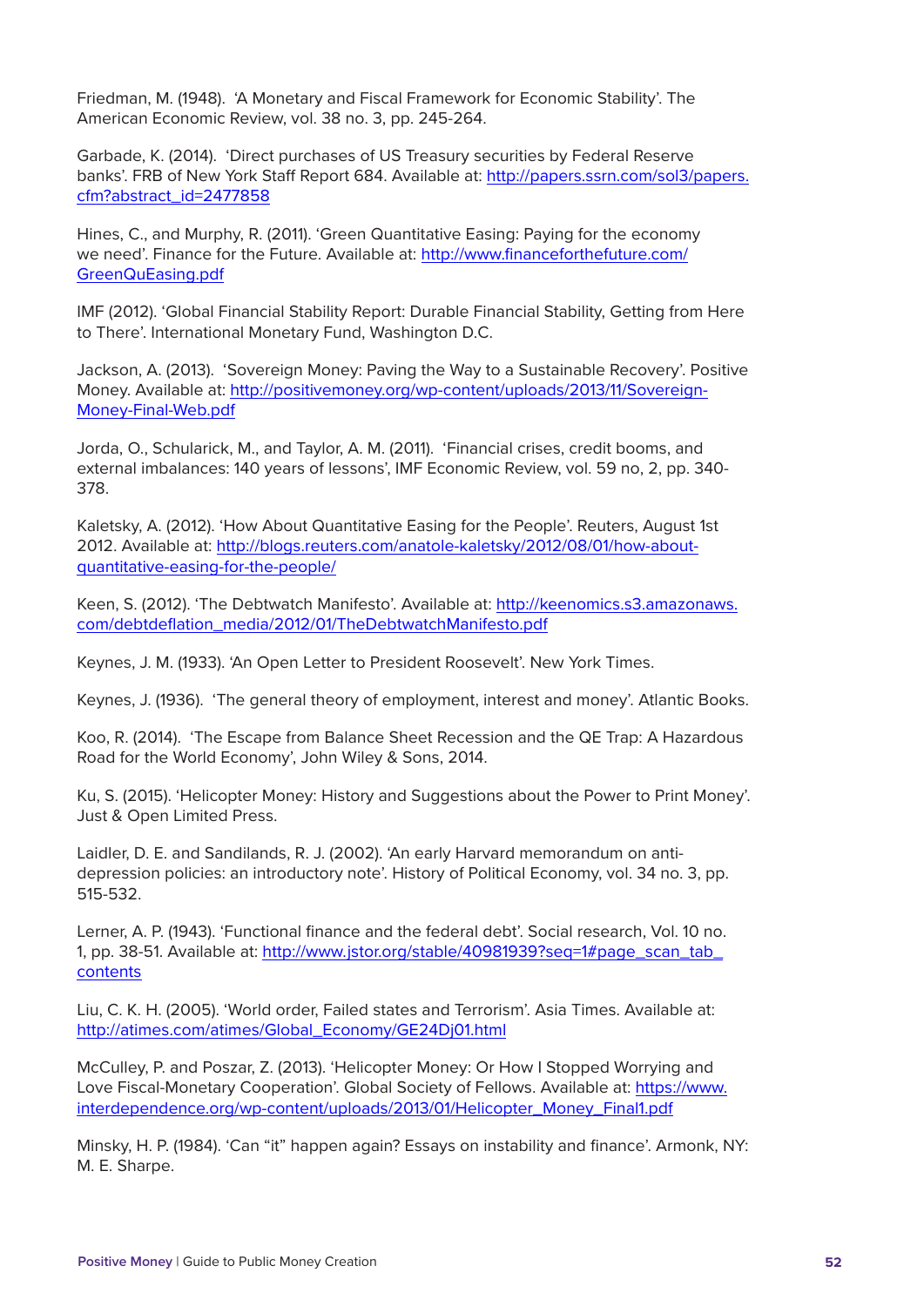Friedman, M. (1948). 'A Monetary and Fiscal Framework for Economic Stability'. The American Economic Review, vol. 38 no. 3, pp. 245-264.

Garbade, K. (2014). 'Direct purchases of US Treasury securities by Federal Reserve banks'. FRB of New York Staff Report 684. Available at: http://papers.ssrn.com/sol3/papers.cfm?abstract_id=2477858

Hines, C., and Murphy, R. (2011). 'Green Quantitative Easing: Paying for the economy we need'. Finance for the Future. Available at: http://www.financeforthefuture.com/GreenQuEasing.pdf

IMF (2012). 'Global Financial Stability Report: Durable Financial Stability, Getting from Here to There'. International Monetary Fund, Washington D.C.

Jackson, A. (2013). 'Sovereign Money: Paving the Way to a Sustainable Recovery'. Positive Money. Available at: http://positivemoney.org/wp-content/uploads/2013/11/Sovereign-Money-Final-Web.pdf

Jorda, O., Schularick, M., and Taylor, A. M. (2011). 'Financial crises, credit booms, and external imbalances: 140 years of lessons', IMF Economic Review, vol. 59 no, 2, pp. 340-378.

Kaletsky, A. (2012). 'How About Quantitative Easing for the People'. Reuters, August 1st 2012. Available at: http://blogs.reuters.com/anatole-kaletsky/2012/08/01/how-about-quantitative-easing-for-the-people/

Keen, S. (2012). 'The Debtwatch Manifesto'. Available at: http://keenomics.s3.amazonaws.com/debtdeflation_media/2012/01/TheDebtwatchManifesto.pdf

Keynes, J. M. (1933). 'An Open Letter to President Roosevelt'. New York Times.

Keynes, J. (1936). 'The general theory of employment, interest and money'. Atlantic Books.

Koo, R. (2014). 'The Escape from Balance Sheet Recession and the QE Trap: A Hazardous Road for the World Economy', John Wiley & Sons, 2014.

Ku, S. (2015). 'Helicopter Money: History and Suggestions about the Power to Print Money'. Just & Open Limited Press.

Laidler, D. E. and Sandilands, R. J. (2002). 'An early Harvard memorandum on anti-depression policies: an introductory note'. History of Political Economy, vol. 34 no. 3, pp. 515-532.

Lerner, A. P. (1943). 'Functional finance and the federal debt'. Social research, Vol. 10 no. 1, pp. 38-51. Available at: http://www.jstor.org/stable/40981939?seq=1#page_scan_tab_contents

Liu, C. K. H. (2005). 'World order, Failed states and Terrorism'. Asia Times. Available at: http://atimes.com/atimes/Global_Economy/GE24Dj01.html

McCulley, P. and Poszar, Z. (2013). 'Helicopter Money: Or How I Stopped Worrying and Love Fiscal-Monetary Cooperation'. Global Society of Fellows. Available at: https://www.interdependence.org/wp-content/uploads/2013/01/Helicopter_Money_Final1.pdf

Minsky, H. P. (1984). 'Can "it" happen again? Essays on instability and finance'. Armonk, NY: M. E. Sharpe.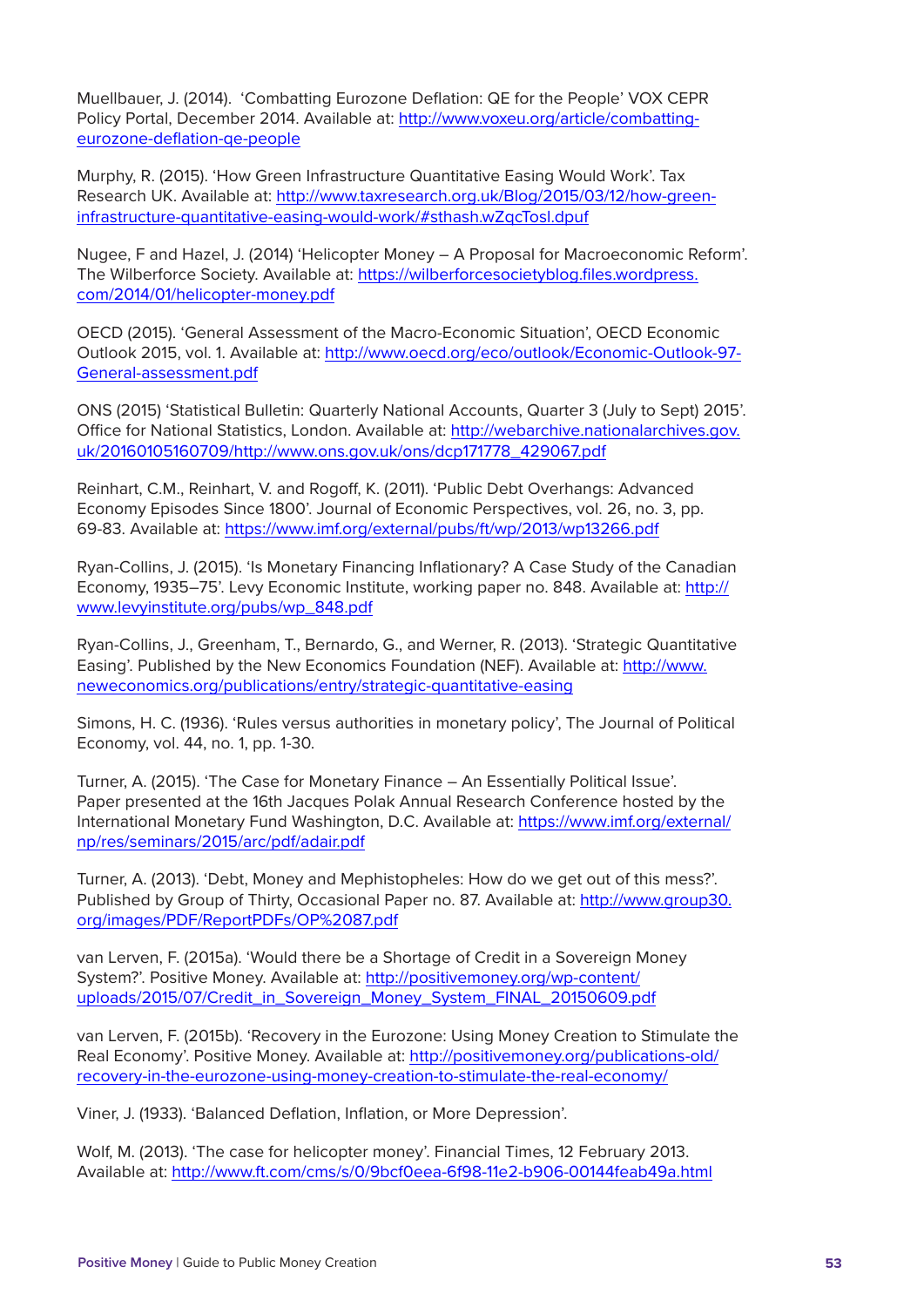Muellbauer, J. (2014). 'Combatting Eurozone Deflation: QE for the People' VOX CEPR Policy Portal, December 2014. Available at: http://www.voxeu.org/article/combatting-eurozone-deflation-qe-people

Murphy, R. (2015). 'How Green Infrastructure Quantitative Easing Would Work'. Tax Research UK. Available at: http://www.taxresearch.org.uk/Blog/2015/03/12/how-green-infrastructure-quantitative-easing-would-work/#sthash.wZqcTosl.dpuf

Nugee, F and Hazel, J. (2014) 'Helicopter Money – A Proposal for Macroeconomic Reform'. The Wilberforce Society. Available at: https://wilberforcesocietyblog.files.wordpress.com/2014/01/helicopter-money.pdf

OECD (2015). 'General Assessment of the Macro-Economic Situation', OECD Economic Outlook 2015, vol. 1. Available at: http://www.oecd.org/eco/outlook/Economic-Outlook-97-General-assessment.pdf

ONS (2015) 'Statistical Bulletin: Quarterly National Accounts, Quarter 3 (July to Sept) 2015'. Office for National Statistics, London. Available at: http://webarchive.nationalarchives.gov.uk/20160105160709/http://www.ons.gov.uk/ons/dcp171778_429067.pdf

Reinhart, C.M., Reinhart, V. and Rogoff, K. (2011). 'Public Debt Overhangs: Advanced Economy Episodes Since 1800'. Journal of Economic Perspectives, vol. 26, no. 3, pp. 69-83. Available at: https://www.imf.org/external/pubs/ft/wp/2013/wp13266.pdf

Ryan-Collins, J. (2015). 'Is Monetary Financing Inflationary? A Case Study of the Canadian Economy, 1935–75'. Levy Economic Institute, working paper no. 848. Available at: http://www.levyinstitute.org/pubs/wp_848.pdf

Ryan-Collins, J., Greenham, T., Bernardo, G., and Werner, R. (2013). 'Strategic Quantitative Easing'. Published by the New Economics Foundation (NEF). Available at: http://www.neweconomics.org/publications/entry/strategic-quantitative-easing

Simons, H. C. (1936). 'Rules versus authorities in monetary policy', The Journal of Political Economy, vol. 44, no. 1, pp. 1-30.

Turner, A. (2015). 'The Case for Monetary Finance – An Essentially Political Issue'. Paper presented at the 16th Jacques Polak Annual Research Conference hosted by the International Monetary Fund Washington, D.C. Available at: https://www.imf.org/external/np/res/seminars/2015/arc/pdf/adair.pdf

Turner, A. (2013). 'Debt, Money and Mephistopheles: How do we get out of this mess?'. Published by Group of Thirty, Occasional Paper no. 87. Available at: http://www.group30.org/images/PDF/ReportPDFs/OP%2087.pdf

van Lerven, F. (2015a). 'Would there be a Shortage of Credit in a Sovereign Money System?'. Positive Money. Available at: http://positivemoney.org/wp-content/uploads/2015/07/Credit_in_Sovereign_Money_System_FINAL_20150609.pdf

van Lerven, F. (2015b). 'Recovery in the Eurozone: Using Money Creation to Stimulate the Real Economy'. Positive Money. Available at: http://positivemoney.org/publications-old/recovery-in-the-eurozone-using-money-creation-to-stimulate-the-real-economy/

Viner, J. (1933). 'Balanced Deflation, Inflation, or More Depression'.

Wolf, M. (2013). 'The case for helicopter money'. Financial Times, 12 February 2013. Available at: http://www.ft.com/cms/s/0/9bcf0eea-6f98-11e2-b906-00144feab49a.html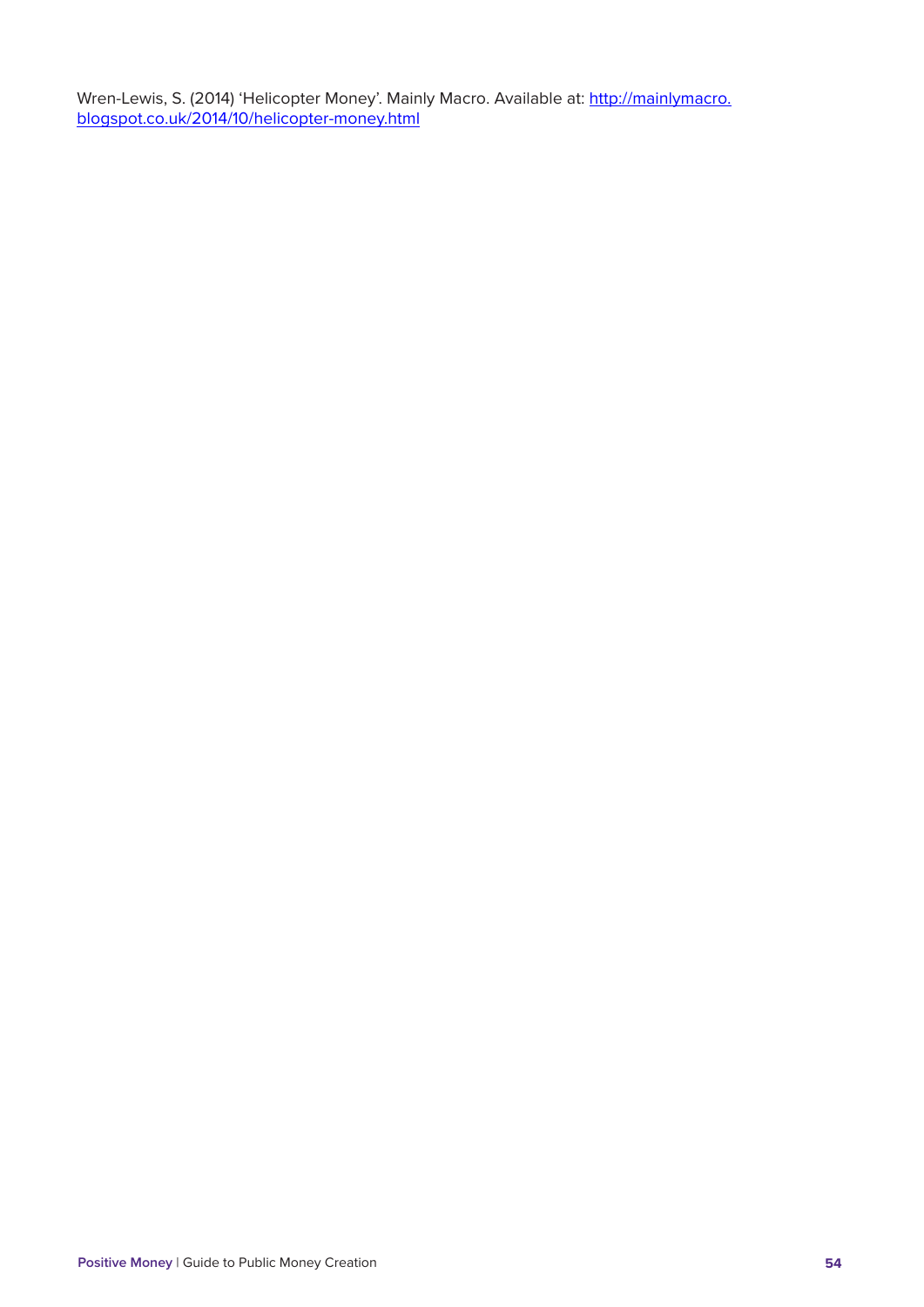Wren-Lewis, S. (2014) 'Helicopter Money'. Mainly Macro. Available at: http://mainlymacro.blogspot.co.uk/2014/10/helicopter-money.html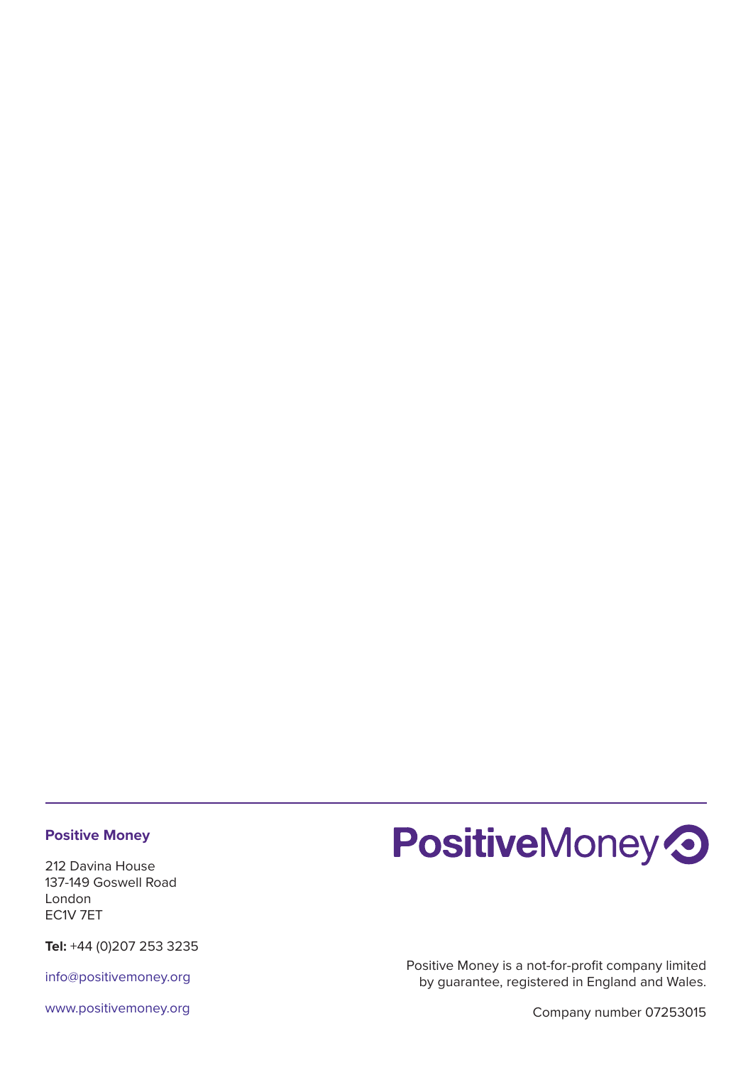**Positive Money**

212 Davina House
137-149 Goswell Road
London
EC1V 7ET

**Tel:** +44 (0)207 253 3235

info@positivemoney.org

www.positivemoney.org

PositiveMoney

Positive Money is a not-for-profit company limited by guarantee, registered in England and Wales.

Company number 07253015